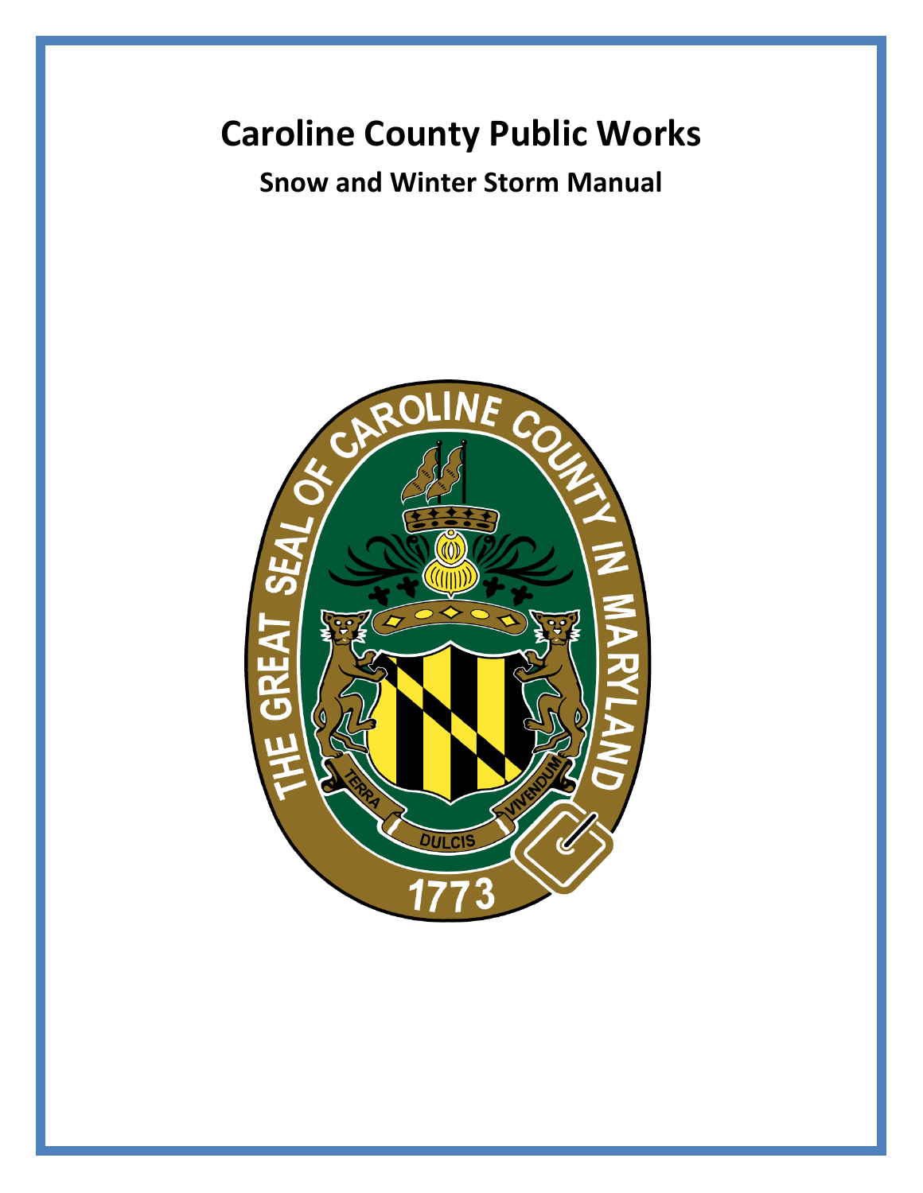# Caroline County Public Works

## Snow and Winter Storm Manual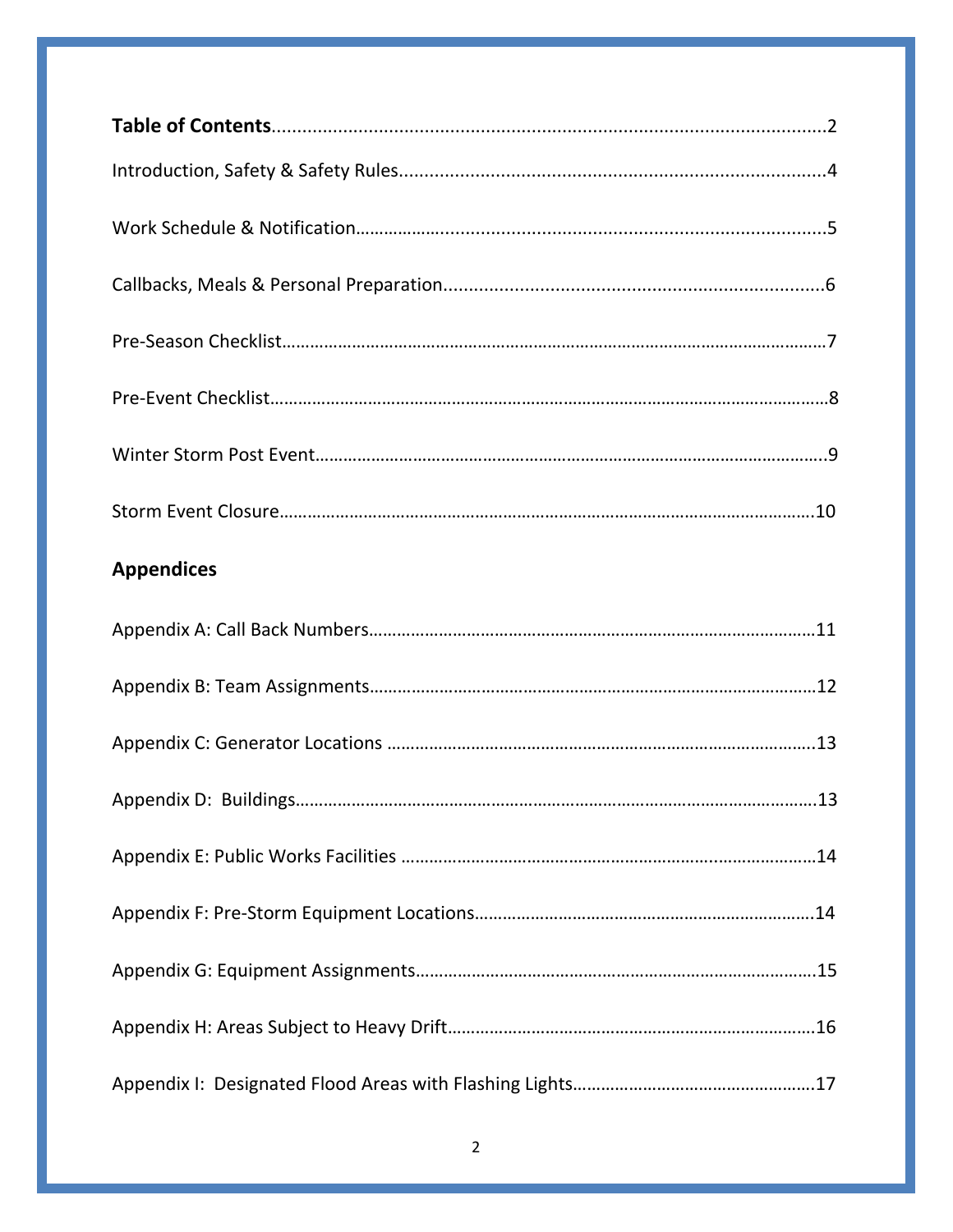**Table of Contents**............................................................................................2

Introduction, Safety & Safety Rules....................................................................................4

Work Schedule & Notification…………….........................................................................5

Callbacks, Meals & Personal Preparation...........................................................................6

Pre-Season Checklist………………………………………………………………………………………………7

Pre-Event Checklist……………………………………………………………………………………………….8

Winter Storm Post Event……………………………………………………………………………………….9

Storm Event Closure…………………………………………………………………………………………….10

## Appendices

Appendix A: Call Back Numbers……………………………………………………………………………11

Appendix B: Team Assignments…………………………………………………………………………..12

Appendix C: Generator Locations ………………………………………………………………………..13

Appendix D: Buildings………………………………………………………………………………………….13

Appendix E: Public Works Facilities ……………………………………………………………………..14

Appendix F: Pre-Storm Equipment Locations………………………………………………………14

Appendix G: Equipment Assignments…………………………………………………………………..15

Appendix H: Areas Subject to Heavy Drift…………………………………………………………….16

Appendix I: Designated Flood Areas with Flashing Lights…………………………………………….17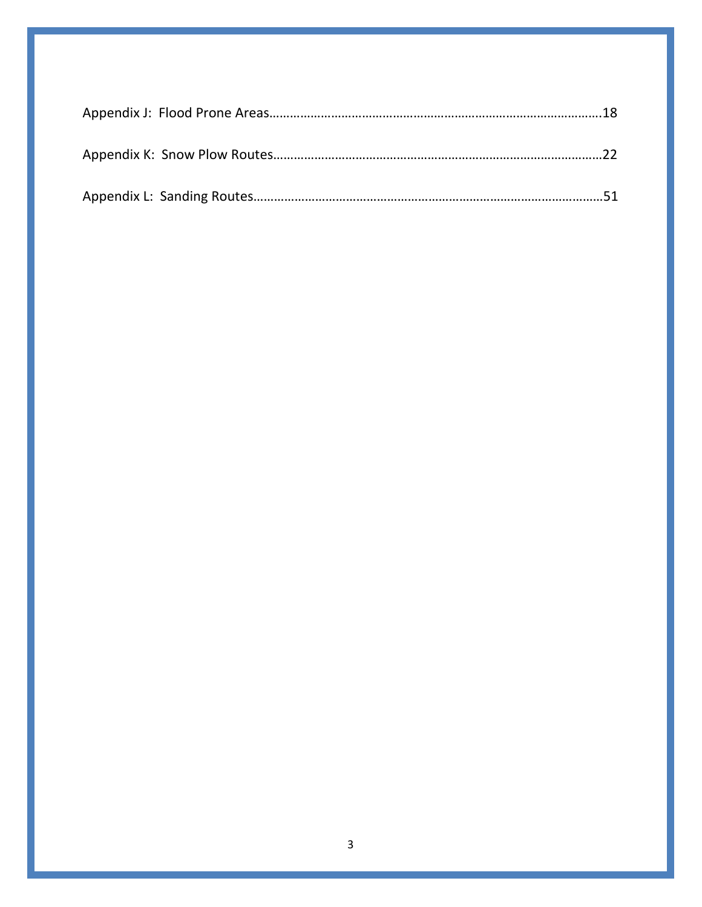Appendix J: Flood Prone Areas…………………………………………………………………………………….18

Appendix K: Snow Plow Routes……………………………………………………………………………………22

Appendix L: Sanding Routes…………………………………………………………………………………………51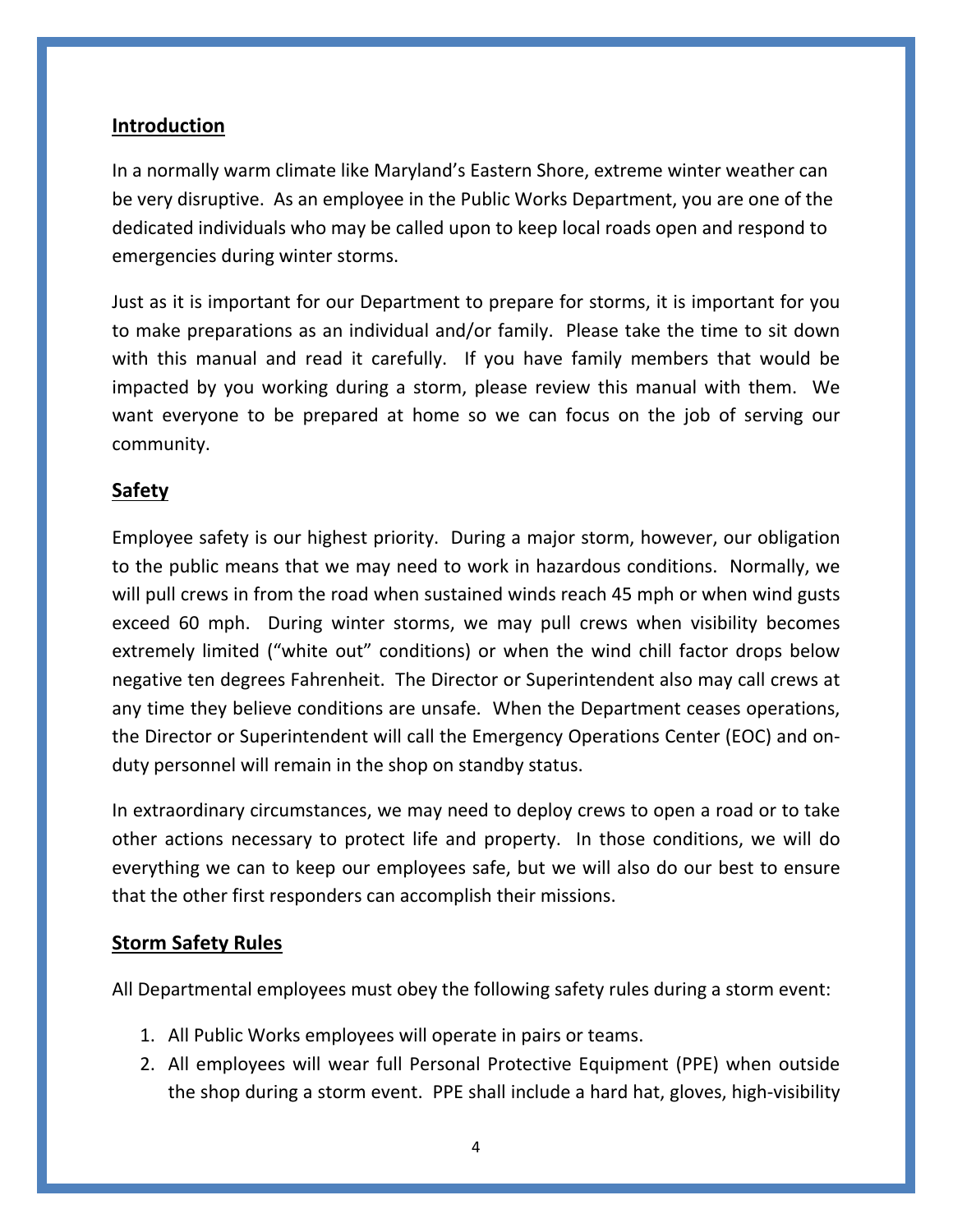## Introduction

In a normally warm climate like Maryland's Eastern Shore, extreme winter weather can be very disruptive. As an employee in the Public Works Department, you are one of the dedicated individuals who may be called upon to keep local roads open and respond to emergencies during winter storms.

Just as it is important for our Department to prepare for storms, it is important for you to make preparations as an individual and/or family. Please take the time to sit down with this manual and read it carefully. If you have family members that would be impacted by you working during a storm, please review this manual with them. We want everyone to be prepared at home so we can focus on the job of serving our community.

## Safety

Employee safety is our highest priority. During a major storm, however, our obligation to the public means that we may need to work in hazardous conditions. Normally, we will pull crews in from the road when sustained winds reach 45 mph or when wind gusts exceed 60 mph. During winter storms, we may pull crews when visibility becomes extremely limited ("white out" conditions) or when the wind chill factor drops below negative ten degrees Fahrenheit. The Director or Superintendent also may call crews at any time they believe conditions are unsafe. When the Department ceases operations, the Director or Superintendent will call the Emergency Operations Center (EOC) and on-duty personnel will remain in the shop on standby status.

In extraordinary circumstances, we may need to deploy crews to open a road or to take other actions necessary to protect life and property. In those conditions, we will do everything we can to keep our employees safe, but we will also do our best to ensure that the other first responders can accomplish their missions.

## Storm Safety Rules

All Departmental employees must obey the following safety rules during a storm event:

1. All Public Works employees will operate in pairs or teams.
2. All employees will wear full Personal Protective Equipment (PPE) when outside the shop during a storm event. PPE shall include a hard hat, gloves, high-visibility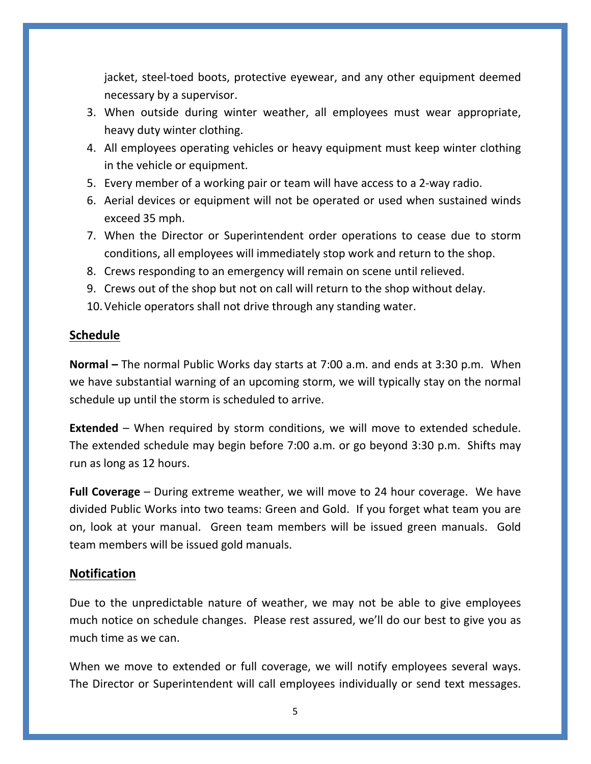jacket, steel-toed boots, protective eyewear, and any other equipment deemed necessary by a supervisor.

3. When outside during winter weather, all employees must wear appropriate, heavy duty winter clothing.
4. All employees operating vehicles or heavy equipment must keep winter clothing in the vehicle or equipment.
5. Every member of a working pair or team will have access to a 2-way radio.
6. Aerial devices or equipment will not be operated or used when sustained winds exceed 35 mph.
7. When the Director or Superintendent order operations to cease due to storm conditions, all employees will immediately stop work and return to the shop.
8. Crews responding to an emergency will remain on scene until relieved.
9. Crews out of the shop but not on call will return to the shop without delay.
10. Vehicle operators shall not drive through any standing water.

## Schedule

**Normal –** The normal Public Works day starts at 7:00 a.m. and ends at 3:30 p.m. When we have substantial warning of an upcoming storm, we will typically stay on the normal schedule up until the storm is scheduled to arrive.

**Extended** – When required by storm conditions, we will move to extended schedule. The extended schedule may begin before 7:00 a.m. or go beyond 3:30 p.m. Shifts may run as long as 12 hours.

**Full Coverage** – During extreme weather, we will move to 24 hour coverage. We have divided Public Works into two teams: Green and Gold. If you forget what team you are on, look at your manual. Green team members will be issued green manuals. Gold team members will be issued gold manuals.

## Notification

Due to the unpredictable nature of weather, we may not be able to give employees much notice on schedule changes. Please rest assured, we'll do our best to give you as much time as we can.

When we move to extended or full coverage, we will notify employees several ways. The Director or Superintendent will call employees individually or send text messages.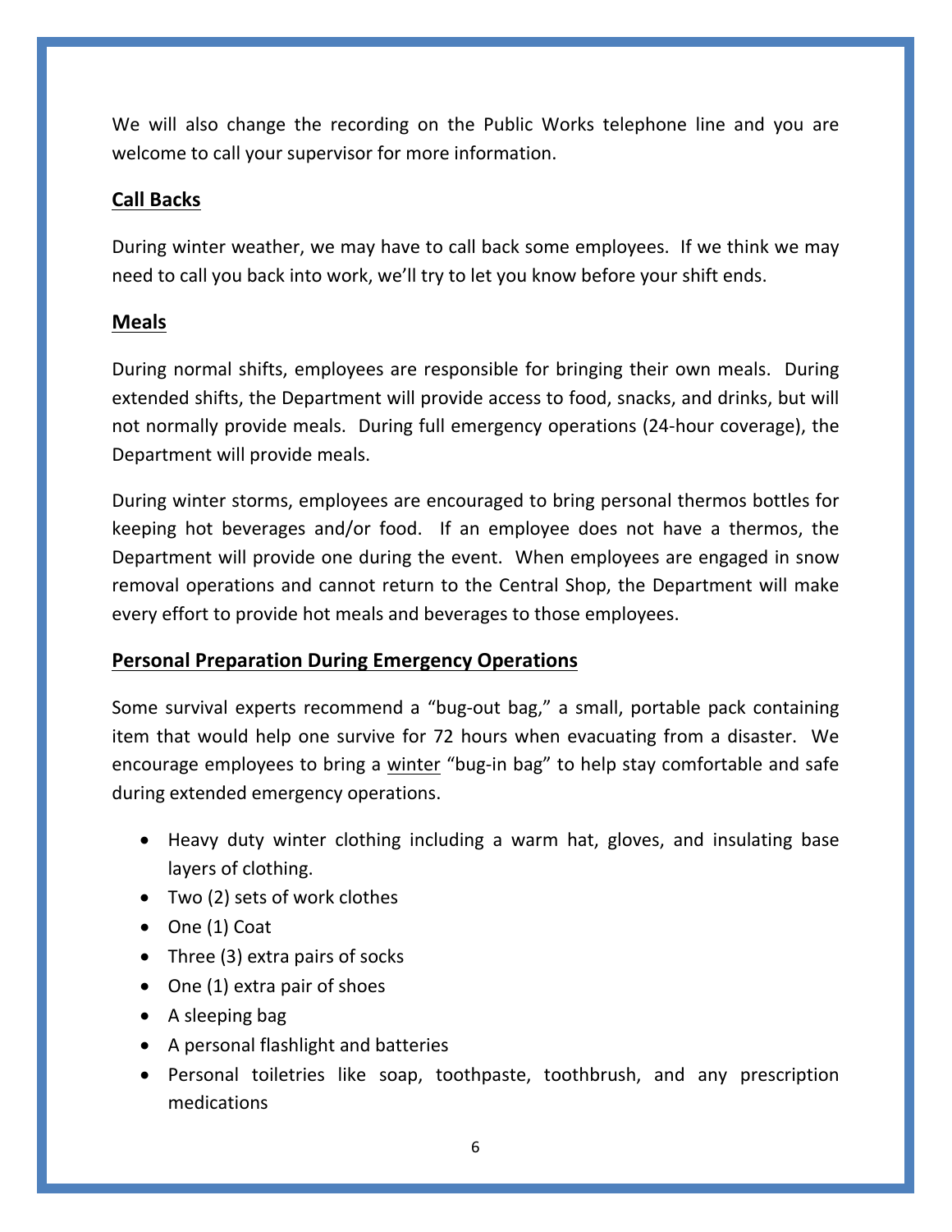We will also change the recording on the Public Works telephone line and you are welcome to call your supervisor for more information.

## <u>Call Backs</u>

During winter weather, we may have to call back some employees. If we think we may need to call you back into work, we'll try to let you know before your shift ends.

## <u>Meals</u>

During normal shifts, employees are responsible for bringing their own meals. During extended shifts, the Department will provide access to food, snacks, and drinks, but will not normally provide meals. During full emergency operations (24-hour coverage), the Department will provide meals.

During winter storms, employees are encouraged to bring personal thermos bottles for keeping hot beverages and/or food. If an employee does not have a thermos, the Department will provide one during the event. When employees are engaged in snow removal operations and cannot return to the Central Shop, the Department will make every effort to provide hot meals and beverages to those employees.

## <u>Personal Preparation During Emergency Operations</u>

Some survival experts recommend a "bug-out bag," a small, portable pack containing item that would help one survive for 72 hours when evacuating from a disaster. We encourage employees to bring a <u>winter</u> "bug-in bag" to help stay comfortable and safe during extended emergency operations.

- Heavy duty winter clothing including a warm hat, gloves, and insulating base layers of clothing.
- Two (2) sets of work clothes
- One (1) Coat
- Three (3) extra pairs of socks
- One (1) extra pair of shoes
- A sleeping bag
- A personal flashlight and batteries
- Personal toiletries like soap, toothpaste, toothbrush, and any prescription medications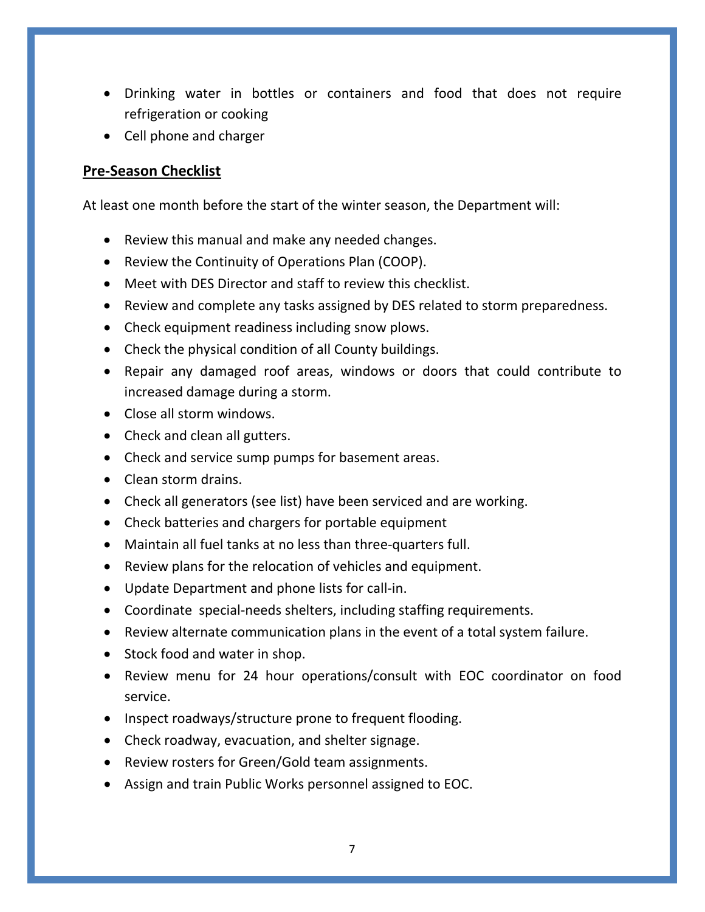- Drinking water in bottles or containers and food that does not require refrigeration or cooking
- Cell phone and charger

## Pre-Season Checklist

At least one month before the start of the winter season, the Department will:

- Review this manual and make any needed changes.
- Review the Continuity of Operations Plan (COOP).
- Meet with DES Director and staff to review this checklist.
- Review and complete any tasks assigned by DES related to storm preparedness.
- Check equipment readiness including snow plows.
- Check the physical condition of all County buildings.
- Repair any damaged roof areas, windows or doors that could contribute to increased damage during a storm.
- Close all storm windows.
- Check and clean all gutters.
- Check and service sump pumps for basement areas.
- Clean storm drains.
- Check all generators (see list) have been serviced and are working.
- Check batteries and chargers for portable equipment
- Maintain all fuel tanks at no less than three-quarters full.
- Review plans for the relocation of vehicles and equipment.
- Update Department and phone lists for call-in.
- Coordinate special-needs shelters, including staffing requirements.
- Review alternate communication plans in the event of a total system failure.
- Stock food and water in shop.
- Review menu for 24 hour operations/consult with EOC coordinator on food service.
- Inspect roadways/structure prone to frequent flooding.
- Check roadway, evacuation, and shelter signage.
- Review rosters for Green/Gold team assignments.
- Assign and train Public Works personnel assigned to EOC.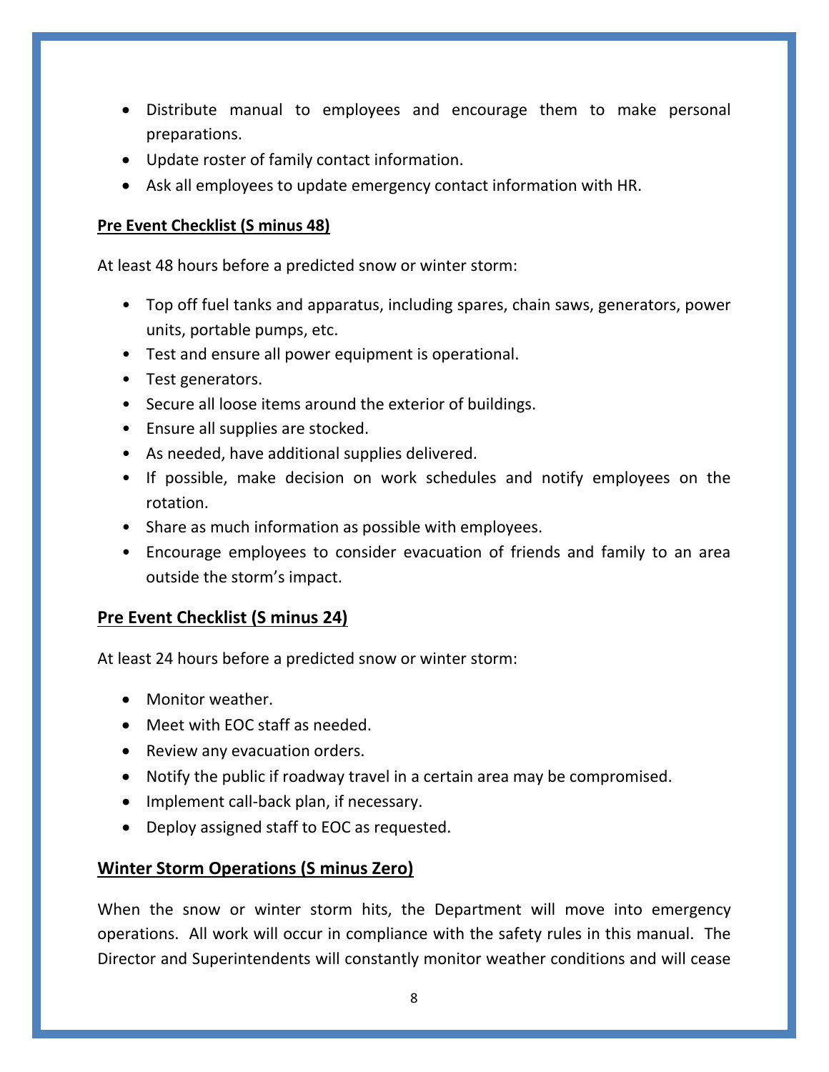- Distribute manual to employees and encourage them to make personal preparations.
- Update roster of family contact information.
- Ask all employees to update emergency contact information with HR.

**Pre Event Checklist (S minus 48)**

At least 48 hours before a predicted snow or winter storm:

- Top off fuel tanks and apparatus, including spares, chain saws, generators, power units, portable pumps, etc.
- Test and ensure all power equipment is operational.
- Test generators.
- Secure all loose items around the exterior of buildings.
- Ensure all supplies are stocked.
- As needed, have additional supplies delivered.
- If possible, make decision on work schedules and notify employees on the rotation.
- Share as much information as possible with employees.
- Encourage employees to consider evacuation of friends and family to an area outside the storm's impact.

**Pre Event Checklist (S minus 24)**

At least 24 hours before a predicted snow or winter storm:

- Monitor weather.
- Meet with EOC staff as needed.
- Review any evacuation orders.
- Notify the public if roadway travel in a certain area may be compromised.
- Implement call-back plan, if necessary.
- Deploy assigned staff to EOC as requested.

**Winter Storm Operations (S minus Zero)**

When the snow or winter storm hits, the Department will move into emergency operations. All work will occur in compliance with the safety rules in this manual. The Director and Superintendents will constantly monitor weather conditions and will cease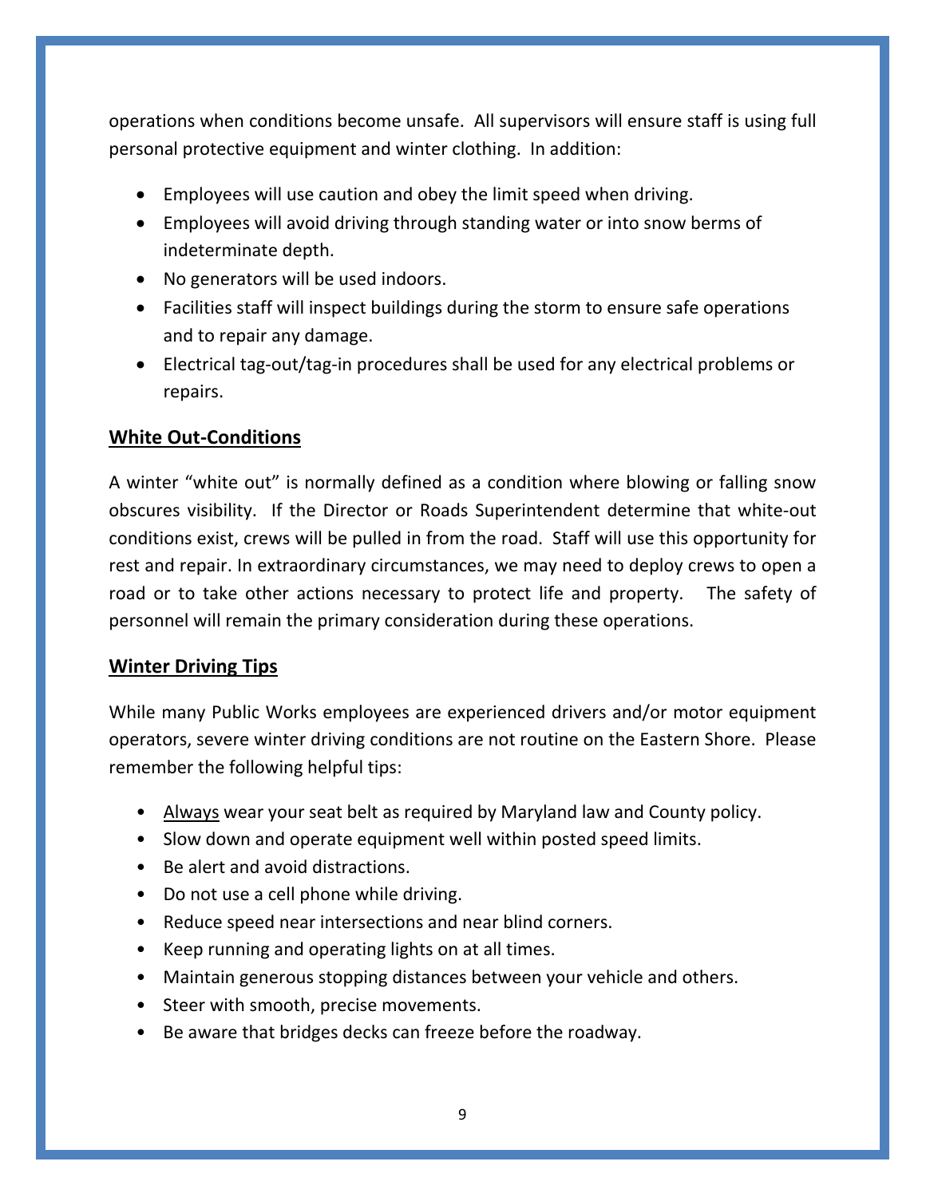operations when conditions become unsafe. All supervisors will ensure staff is using full personal protective equipment and winter clothing. In addition:

- Employees will use caution and obey the limit speed when driving.
- Employees will avoid driving through standing water or into snow berms of indeterminate depth.
- No generators will be used indoors.
- Facilities staff will inspect buildings during the storm to ensure safe operations and to repair any damage.
- Electrical tag-out/tag-in procedures shall be used for any electrical problems or repairs.

## White Out-Conditions

A winter "white out" is normally defined as a condition where blowing or falling snow obscures visibility. If the Director or Roads Superintendent determine that white-out conditions exist, crews will be pulled in from the road. Staff will use this opportunity for rest and repair. In extraordinary circumstances, we may need to deploy crews to open a road or to take other actions necessary to protect life and property. The safety of personnel will remain the primary consideration during these operations.

## Winter Driving Tips

While many Public Works employees are experienced drivers and/or motor equipment operators, severe winter driving conditions are not routine on the Eastern Shore. Please remember the following helpful tips:

- <u>Always</u> wear your seat belt as required by Maryland law and County policy.
- Slow down and operate equipment well within posted speed limits.
- Be alert and avoid distractions.
- Do not use a cell phone while driving.
- Reduce speed near intersections and near blind corners.
- Keep running and operating lights on at all times.
- Maintain generous stopping distances between your vehicle and others.
- Steer with smooth, precise movements.
- Be aware that bridges decks can freeze before the roadway.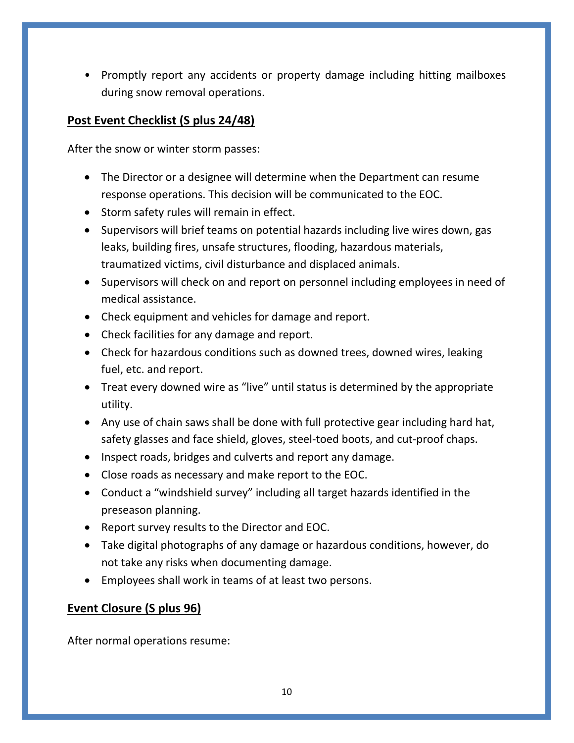- Promptly report any accidents or property damage including hitting mailboxes during snow removal operations.

**<u>Post Event Checklist (S plus 24/48)</u>**

After the snow or winter storm passes:

- The Director or a designee will determine when the Department can resume response operations. This decision will be communicated to the EOC.
- Storm safety rules will remain in effect.
- Supervisors will brief teams on potential hazards including live wires down, gas leaks, building fires, unsafe structures, flooding, hazardous materials, traumatized victims, civil disturbance and displaced animals.
- Supervisors will check on and report on personnel including employees in need of medical assistance.
- Check equipment and vehicles for damage and report.
- Check facilities for any damage and report.
- Check for hazardous conditions such as downed trees, downed wires, leaking fuel, etc. and report.
- Treat every downed wire as "live" until status is determined by the appropriate utility.
- Any use of chain saws shall be done with full protective gear including hard hat, safety glasses and face shield, gloves, steel-toed boots, and cut-proof chaps.
- Inspect roads, bridges and culverts and report any damage.
- Close roads as necessary and make report to the EOC.
- Conduct a "windshield survey" including all target hazards identified in the preseason planning.
- Report survey results to the Director and EOC.
- Take digital photographs of any damage or hazardous conditions, however, do not take any risks when documenting damage.
- Employees shall work in teams of at least two persons.

**<u>Event Closure (S plus 96)</u>**

After normal operations resume: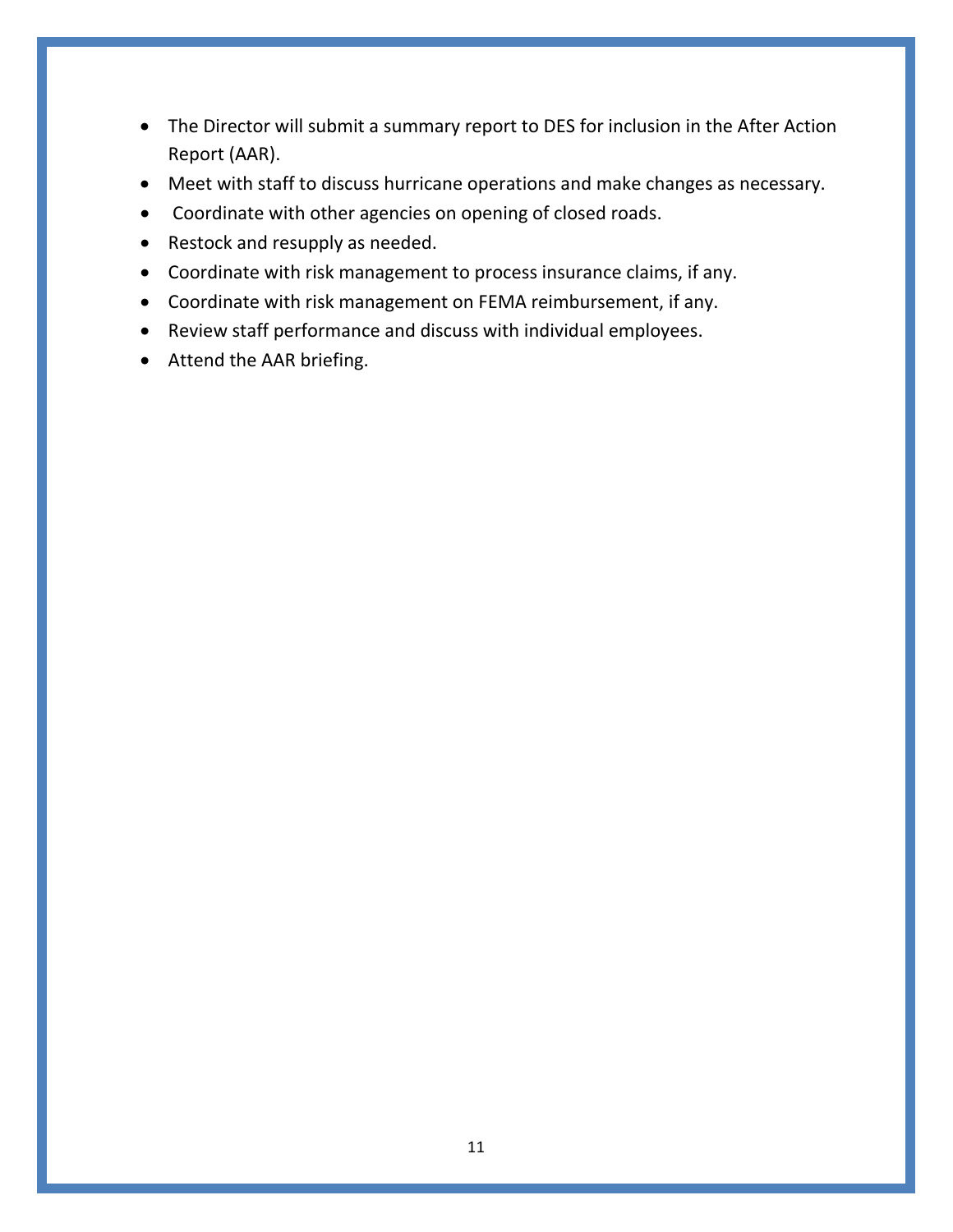- The Director will submit a summary report to DES for inclusion in the After Action Report (AAR).
- Meet with staff to discuss hurricane operations and make changes as necessary.
- Coordinate with other agencies on opening of closed roads.
- Restock and resupply as needed.
- Coordinate with risk management to process insurance claims, if any.
- Coordinate with risk management on FEMA reimbursement, if any.
- Review staff performance and discuss with individual employees.
- Attend the AAR briefing.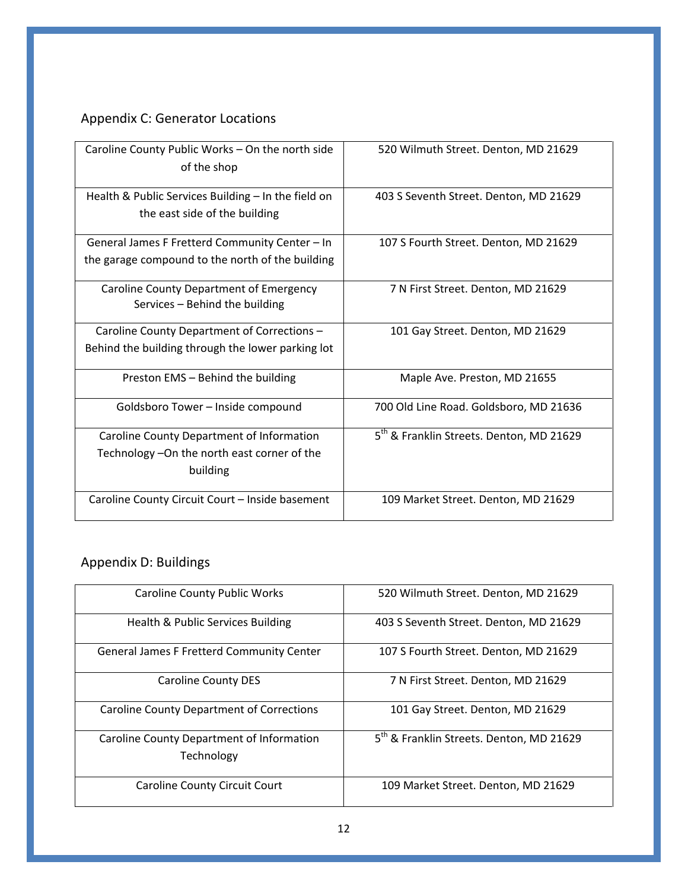## Appendix C: Generator Locations

| | |
|---|---|
| Caroline County Public Works – On the north side of the shop | 520 Wilmuth Street. Denton, MD 21629 |
| Health & Public Services Building – In the field on the east side of the building | 403 S Seventh Street. Denton, MD 21629 |
| General James F Fretterd Community Center – In the garage compound to the north of the building | 107 S Fourth Street. Denton, MD 21629 |
| Caroline County Department of Emergency Services – Behind the building | 7 N First Street. Denton, MD 21629 |
| Caroline County Department of Corrections – Behind the building through the lower parking lot | 101 Gay Street. Denton, MD 21629 |
| Preston EMS – Behind the building | Maple Ave. Preston, MD 21655 |
| Goldsboro Tower – Inside compound | 700 Old Line Road. Goldsboro, MD 21636 |
| Caroline County Department of Information Technology –On the north east corner of the building | 5th & Franklin Streets. Denton, MD 21629 |
| Caroline County Circuit Court – Inside basement | 109 Market Street. Denton, MD 21629 |

## Appendix D: Buildings

| | |
|---|---|
| Caroline County Public Works | 520 Wilmuth Street. Denton, MD 21629 |
| Health & Public Services Building | 403 S Seventh Street. Denton, MD 21629 |
| General James F Fretterd Community Center | 107 S Fourth Street. Denton, MD 21629 |
| Caroline County DES | 7 N First Street. Denton, MD 21629 |
| Caroline County Department of Corrections | 101 Gay Street. Denton, MD 21629 |
| Caroline County Department of Information Technology | 5th & Franklin Streets. Denton, MD 21629 |
| Caroline County Circuit Court | 109 Market Street. Denton, MD 21629 |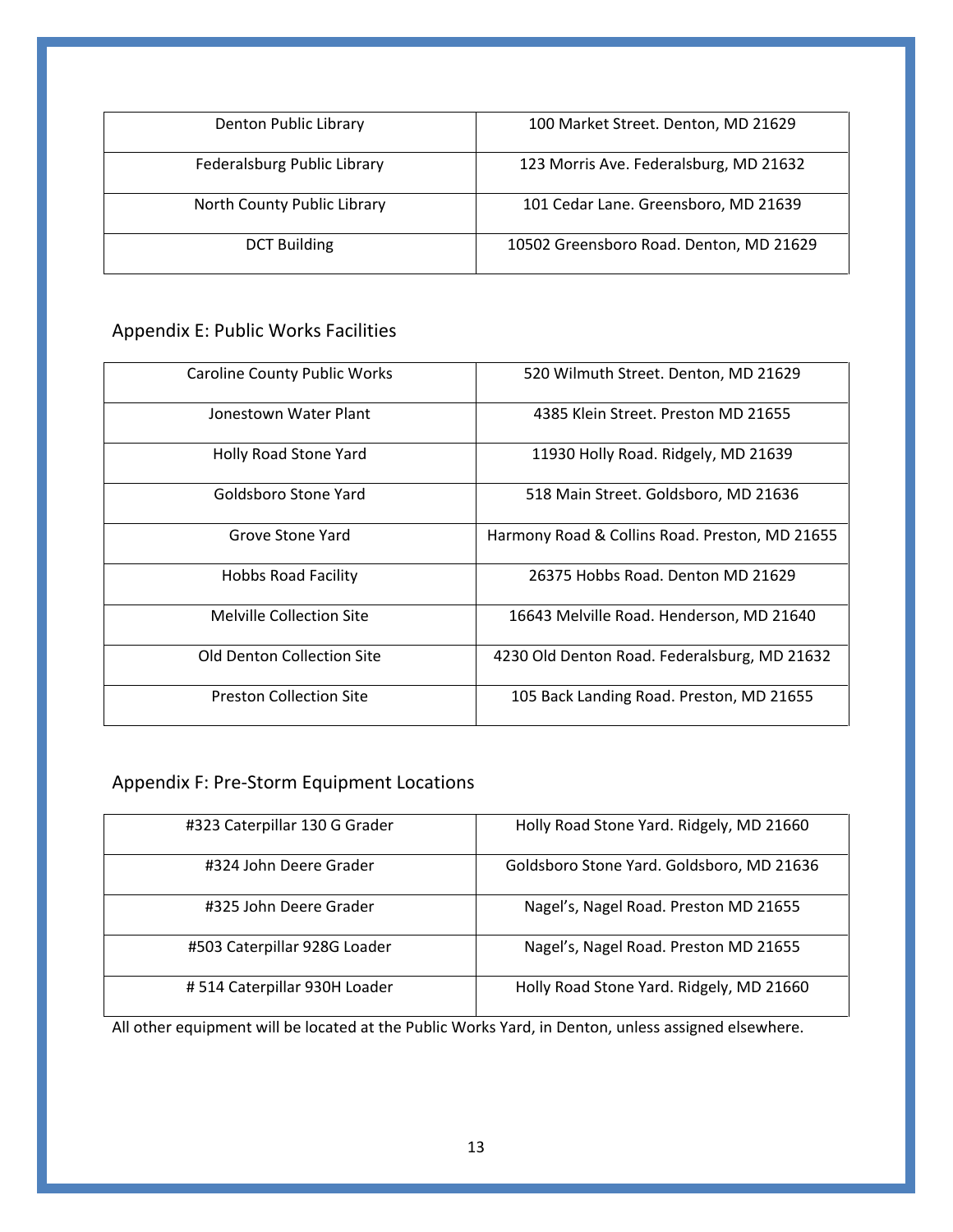| Denton Public Library | 100 Market Street. Denton, MD 21629 |
|---|---|
| Federalsburg Public Library | 123 Morris Ave. Federalsburg, MD 21632 |
| North County Public Library | 101 Cedar Lane. Greensboro, MD 21639 |
| DCT Building | 10502 Greensboro Road. Denton, MD 21629 |

## Appendix E: Public Works Facilities

| Caroline County Public Works | 520 Wilmuth Street. Denton, MD 21629 |
|---|---|
| Jonestown Water Plant | 4385 Klein Street. Preston MD 21655 |
| Holly Road Stone Yard | 11930 Holly Road. Ridgely, MD 21639 |
| Goldsboro Stone Yard | 518 Main Street. Goldsboro, MD 21636 |
| Grove Stone Yard | Harmony Road & Collins Road. Preston, MD 21655 |
| Hobbs Road Facility | 26375 Hobbs Road. Denton MD 21629 |
| Melville Collection Site | 16643 Melville Road. Henderson, MD 21640 |
| Old Denton Collection Site | 4230 Old Denton Road. Federalsburg, MD 21632 |
| Preston Collection Site | 105 Back Landing Road. Preston, MD 21655 |

## Appendix F: Pre-Storm Equipment Locations

| #323 Caterpillar 130 G Grader | Holly Road Stone Yard. Ridgely, MD 21660 |
|---|---|
| #324 John Deere Grader | Goldsboro Stone Yard. Goldsboro, MD 21636 |
| #325 John Deere Grader | Nagel's, Nagel Road. Preston MD 21655 |
| #503 Caterpillar 928G Loader | Nagel's, Nagel Road. Preston MD 21655 |
| # 514 Caterpillar 930H Loader | Holly Road Stone Yard. Ridgely, MD 21660 |

All other equipment will be located at the Public Works Yard, in Denton, unless assigned elsewhere.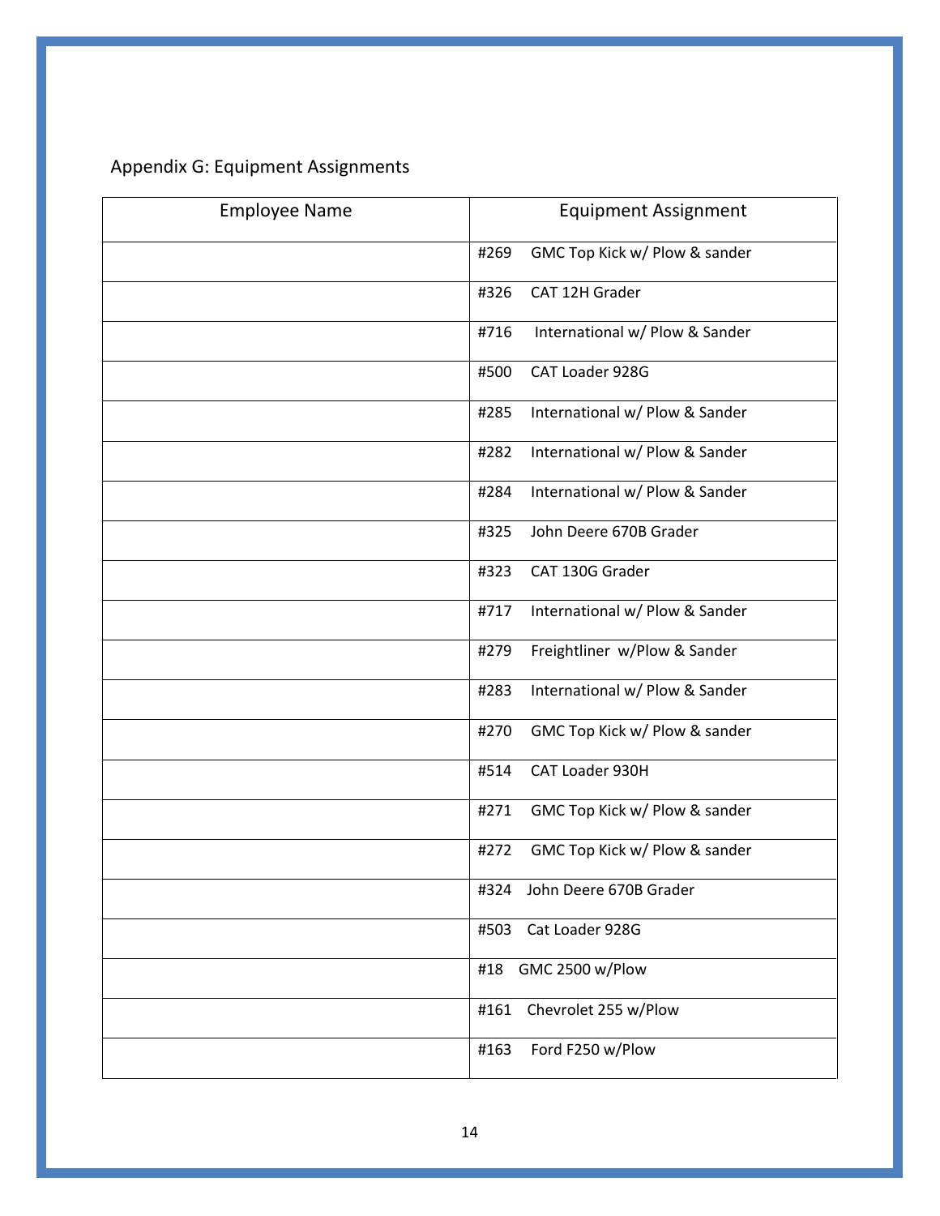## Appendix G: Equipment Assignments

| Employee Name | Equipment Assignment |
|---|---|
| | #269 GMC Top Kick w/ Plow & sander |
| | #326 CAT 12H Grader |
| | #716 International w/ Plow & Sander |
| | #500 CAT Loader 928G |
| | #285 International w/ Plow & Sander |
| | #282 International w/ Plow & Sander |
| | #284 International w/ Plow & Sander |
| | #325 John Deere 670B Grader |
| | #323 CAT 130G Grader |
| | #717 International w/ Plow & Sander |
| | #279 Freightliner w/Plow & Sander |
| | #283 International w/ Plow & Sander |
| | #270 GMC Top Kick w/ Plow & sander |
| | #514 CAT Loader 930H |
| | #271 GMC Top Kick w/ Plow & sander |
| | #272 GMC Top Kick w/ Plow & sander |
| | #324 John Deere 670B Grader |
| | #503 Cat Loader 928G |
| | #18 GMC 2500 w/Plow |
| | #161 Chevrolet 255 w/Plow |
| | #163 Ford F250 w/Plow |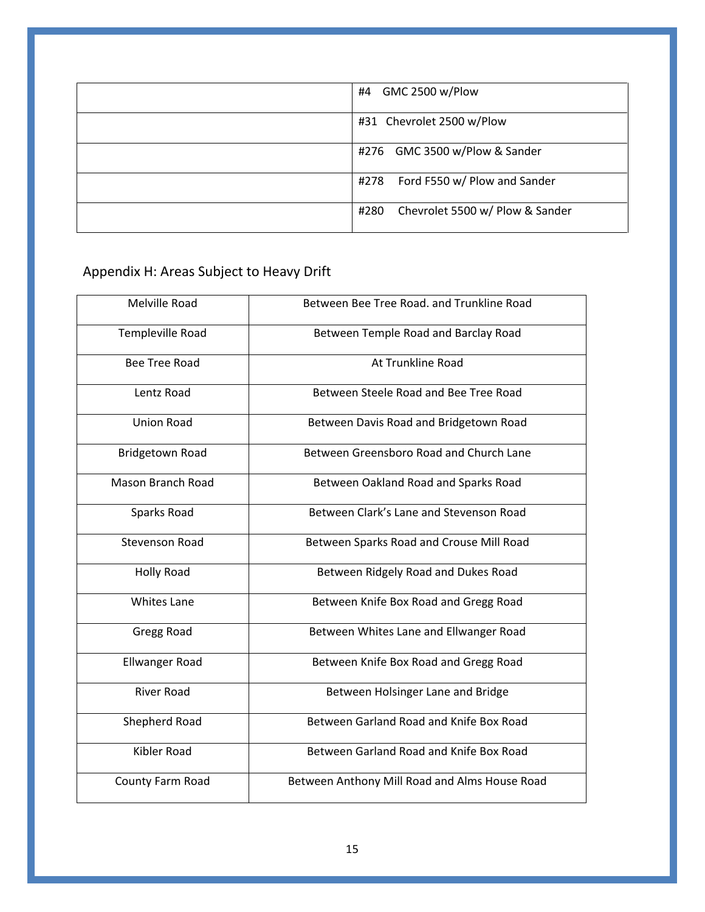| | |
|---|---|
| | #4 GMC 2500 w/Plow |
| | #31 Chevrolet 2500 w/Plow |
| | #276 GMC 3500 w/Plow & Sander |
| | #278 Ford F550 w/ Plow and Sander |
| | #280 Chevrolet 5500 w/ Plow & Sander |

## Appendix H: Areas Subject to Heavy Drift

| | |
|---|---|
| Melville Road | Between Bee Tree Road. and Trunkline Road |
| Templeville Road | Between Temple Road and Barclay Road |
| Bee Tree Road | At Trunkline Road |
| Lentz Road | Between Steele Road and Bee Tree Road |
| Union Road | Between Davis Road and Bridgetown Road |
| Bridgetown Road | Between Greensboro Road and Church Lane |
| Mason Branch Road | Between Oakland Road and Sparks Road |
| Sparks Road | Between Clark's Lane and Stevenson Road |
| Stevenson Road | Between Sparks Road and Crouse Mill Road |
| Holly Road | Between Ridgely Road and Dukes Road |
| Whites Lane | Between Knife Box Road and Gregg Road |
| Gregg Road | Between Whites Lane and Ellwanger Road |
| Ellwanger Road | Between Knife Box Road and Gregg Road |
| River Road | Between Holsinger Lane and Bridge |
| Shepherd Road | Between Garland Road and Knife Box Road |
| Kibler Road | Between Garland Road and Knife Box Road |
| County Farm Road | Between Anthony Mill Road and Alms House Road |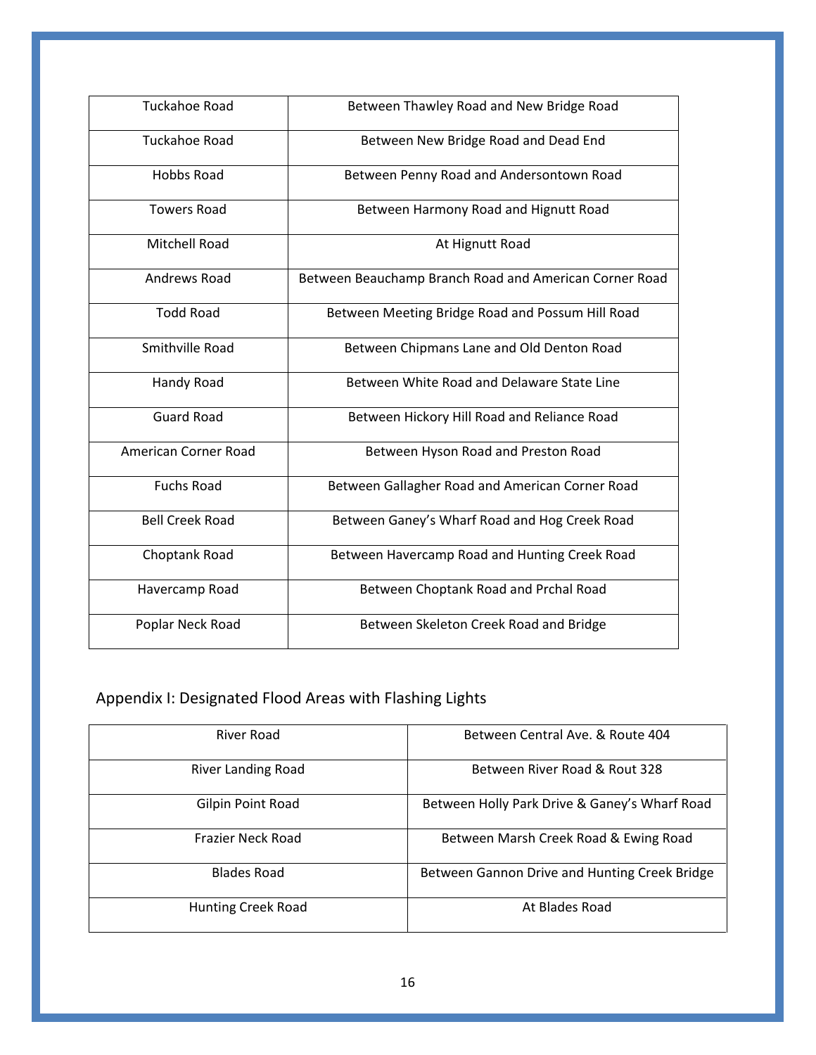| | |
|---|---|
| Tuckahoe Road | Between Thawley Road and New Bridge Road |
| Tuckahoe Road | Between New Bridge Road and Dead End |
| Hobbs Road | Between Penny Road and Andersontown Road |
| Towers Road | Between Harmony Road and Hignutt Road |
| Mitchell Road | At Hignutt Road |
| Andrews Road | Between Beauchamp Branch Road and American Corner Road |
| Todd Road | Between Meeting Bridge Road and Possum Hill Road |
| Smithville Road | Between Chipmans Lane and Old Denton Road |
| Handy Road | Between White Road and Delaware State Line |
| Guard Road | Between Hickory Hill Road and Reliance Road |
| American Corner Road | Between Hyson Road and Preston Road |
| Fuchs Road | Between Gallagher Road and American Corner Road |
| Bell Creek Road | Between Ganey's Wharf Road and Hog Creek Road |
| Choptank Road | Between Havercamp Road and Hunting Creek Road |
| Havercamp Road | Between Choptank Road and Prchal Road |
| Poplar Neck Road | Between Skeleton Creek Road and Bridge |

## Appendix I: Designated Flood Areas with Flashing Lights

| | |
|---|---|
| River Road | Between Central Ave. & Route 404 |
| River Landing Road | Between River Road & Rout 328 |
| Gilpin Point Road | Between Holly Park Drive & Ganey's Wharf Road |
| Frazier Neck Road | Between Marsh Creek Road & Ewing Road |
| Blades Road | Between Gannon Drive and Hunting Creek Bridge |
| Hunting Creek Road | At Blades Road |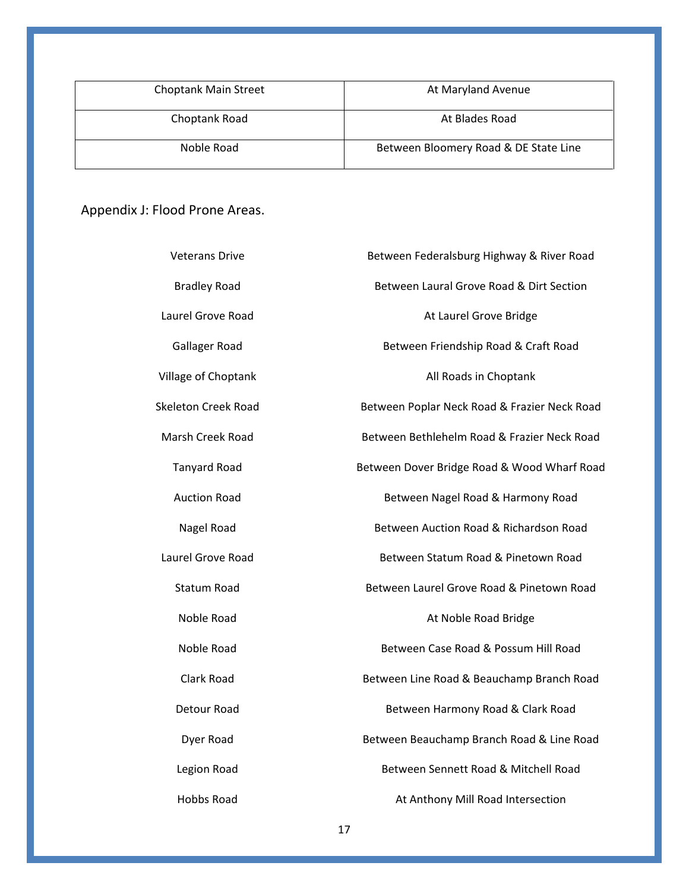| Choptank Main Street | At Maryland Avenue |
|---|---|
| Choptank Road | At Blades Road |
| Noble Road | Between Bloomery Road & DE State Line |

## Appendix J: Flood Prone Areas.

| | |
|---|---|
| Veterans Drive | Between Federalsburg Highway & River Road |
| Bradley Road | Between Laural Grove Road & Dirt Section |
| Laurel Grove Road | At Laurel Grove Bridge |
| Gallager Road | Between Friendship Road & Craft Road |
| Village of Choptank | All Roads in Choptank |
| Skeleton Creek Road | Between Poplar Neck Road & Frazier Neck Road |
| Marsh Creek Road | Between Bethlehelm Road & Frazier Neck Road |
| Tanyard Road | Between Dover Bridge Road & Wood Wharf Road |
| Auction Road | Between Nagel Road & Harmony Road |
| Nagel Road | Between Auction Road & Richardson Road |
| Laurel Grove Road | Between Statum Road & Pinetown Road |
| Statum Road | Between Laurel Grove Road & Pinetown Road |
| Noble Road | At Noble Road Bridge |
| Noble Road | Between Case Road & Possum Hill Road |
| Clark Road | Between Line Road & Beauchamp Branch Road |
| Detour Road | Between Harmony Road & Clark Road |
| Dyer Road | Between Beauchamp Branch Road & Line Road |
| Legion Road | Between Sennett Road & Mitchell Road |
| Hobbs Road | At Anthony Mill Road Intersection |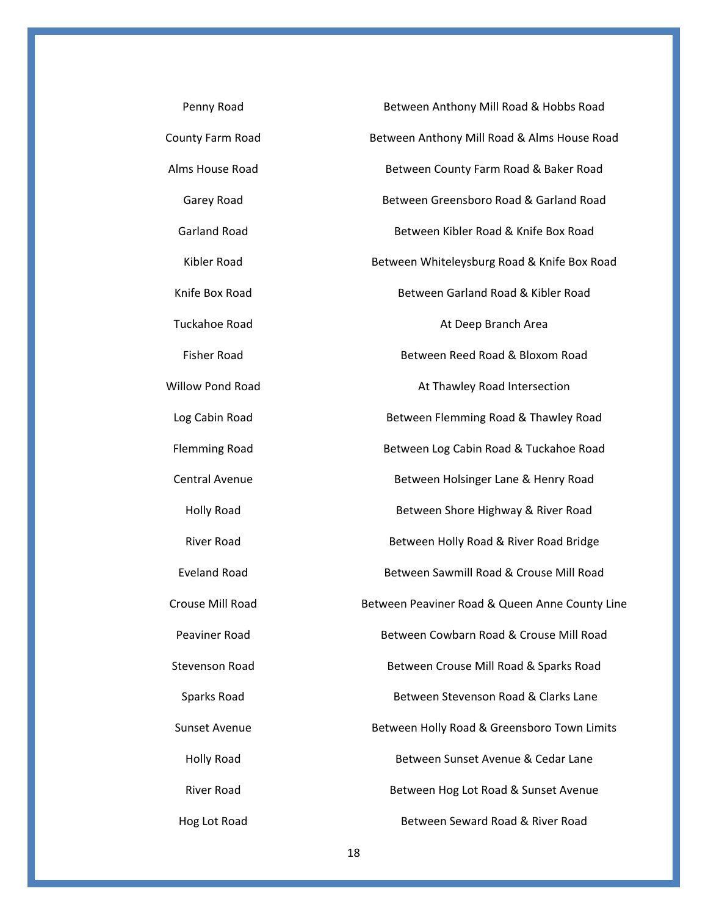| | |
|---|---|
| Penny Road | Between Anthony Mill Road & Hobbs Road |
| County Farm Road | Between Anthony Mill Road & Alms House Road |
| Alms House Road | Between County Farm Road & Baker Road |
| Garey Road | Between Greensboro Road & Garland Road |
| Garland Road | Between Kibler Road & Knife Box Road |
| Kibler Road | Between Whiteleysburg Road & Knife Box Road |
| Knife Box Road | Between Garland Road & Kibler Road |
| Tuckahoe Road | At Deep Branch Area |
| Fisher Road | Between Reed Road & Bloxom Road |
| Willow Pond Road | At Thawley Road Intersection |
| Log Cabin Road | Between Flemming Road & Thawley Road |
| Flemming Road | Between Log Cabin Road & Tuckahoe Road |
| Central Avenue | Between Holsinger Lane & Henry Road |
| Holly Road | Between Shore Highway & River Road |
| River Road | Between Holly Road & River Road Bridge |
| Eveland Road | Between Sawmill Road & Crouse Mill Road |
| Crouse Mill Road | Between Peaviner Road & Queen Anne County Line |
| Peaviner Road | Between Cowbarn Road & Crouse Mill Road |
| Stevenson Road | Between Crouse Mill Road & Sparks Road |
| Sparks Road | Between Stevenson Road & Clarks Lane |
| Sunset Avenue | Between Holly Road & Greensboro Town Limits |
| Holly Road | Between Sunset Avenue & Cedar Lane |
| River Road | Between Hog Lot Road & Sunset Avenue |
| Hog Lot Road | Between Seward Road & River Road |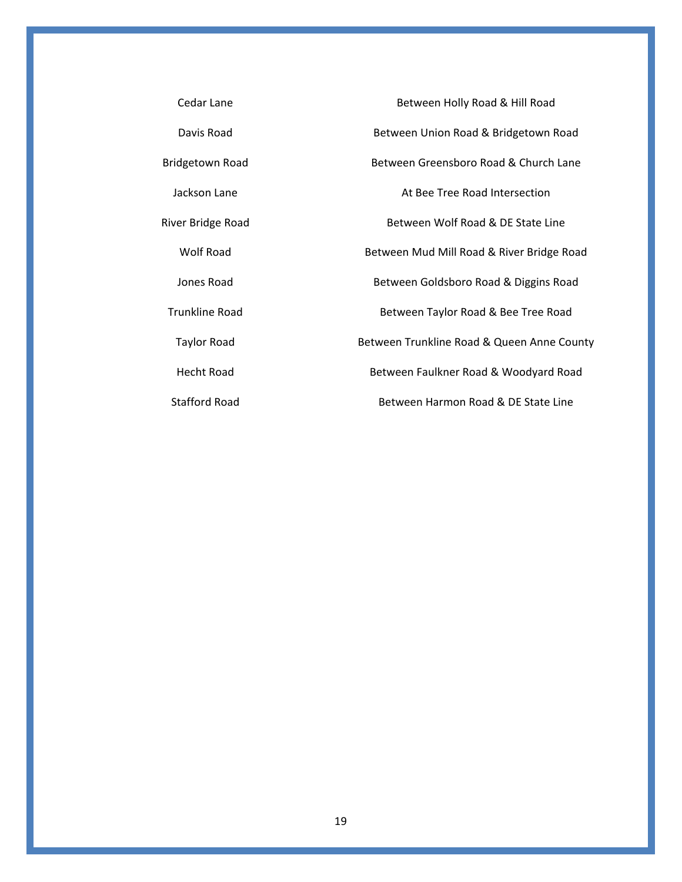| | |
|---|---|
| Cedar Lane | Between Holly Road & Hill Road |
| Davis Road | Between Union Road & Bridgetown Road |
| Bridgetown Road | Between Greensboro Road & Church Lane |
| Jackson Lane | At Bee Tree Road Intersection |
| River Bridge Road | Between Wolf Road & DE State Line |
| Wolf Road | Between Mud Mill Road & River Bridge Road |
| Jones Road | Between Goldsboro Road & Diggins Road |
| Trunkline Road | Between Taylor Road & Bee Tree Road |
| Taylor Road | Between Trunkline Road & Queen Anne County |
| Hecht Road | Between Faulkner Road & Woodyard Road |
| Stafford Road | Between Harmon Road & DE State Line |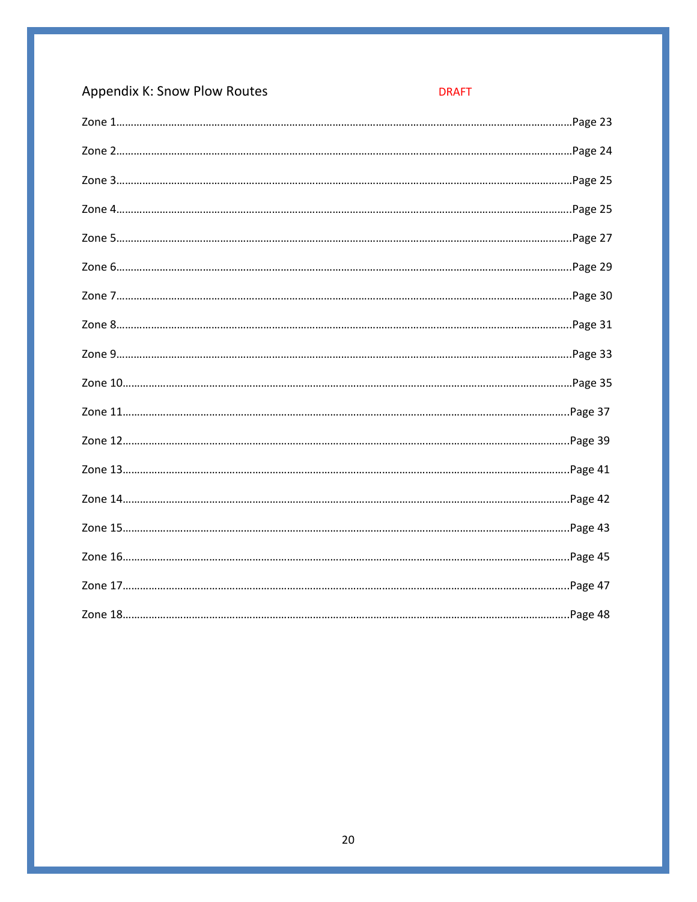## Appendix K: Snow Plow Routes

DRAFT

Zone 1……………………………………………………………………………………………………………………………Page 23

Zone 2……………………………………………………………………………………………………………………………Page 24

Zone 3……………………………………………………………………………………………………………………………Page 25

Zone 4……………………………………………………………………………………………………………………………Page 25

Zone 5……………………………………………………………………………………………………………………………Page 27

Zone 6……………………………………………………………………………………………………………………………Page 29

Zone 7……………………………………………………………………………………………………………………………Page 30

Zone 8……………………………………………………………………………………………………………………………Page 31

Zone 9……………………………………………………………………………………………………………………………Page 33

Zone 10…………………………………………………………………………………………………………………………Page 35

Zone 11…………………………………………………………………………………………………………………………Page 37

Zone 12…………………………………………………………………………………………………………………………Page 39

Zone 13…………………………………………………………………………………………………………………………Page 41

Zone 14…………………………………………………………………………………………………………………………Page 42

Zone 15…………………………………………………………………………………………………………………………Page 43

Zone 16…………………………………………………………………………………………………………………………Page 45

Zone 17…………………………………………………………………………………………………………………………Page 47

Zone 18…………………………………………………………………………………………………………………………Page 48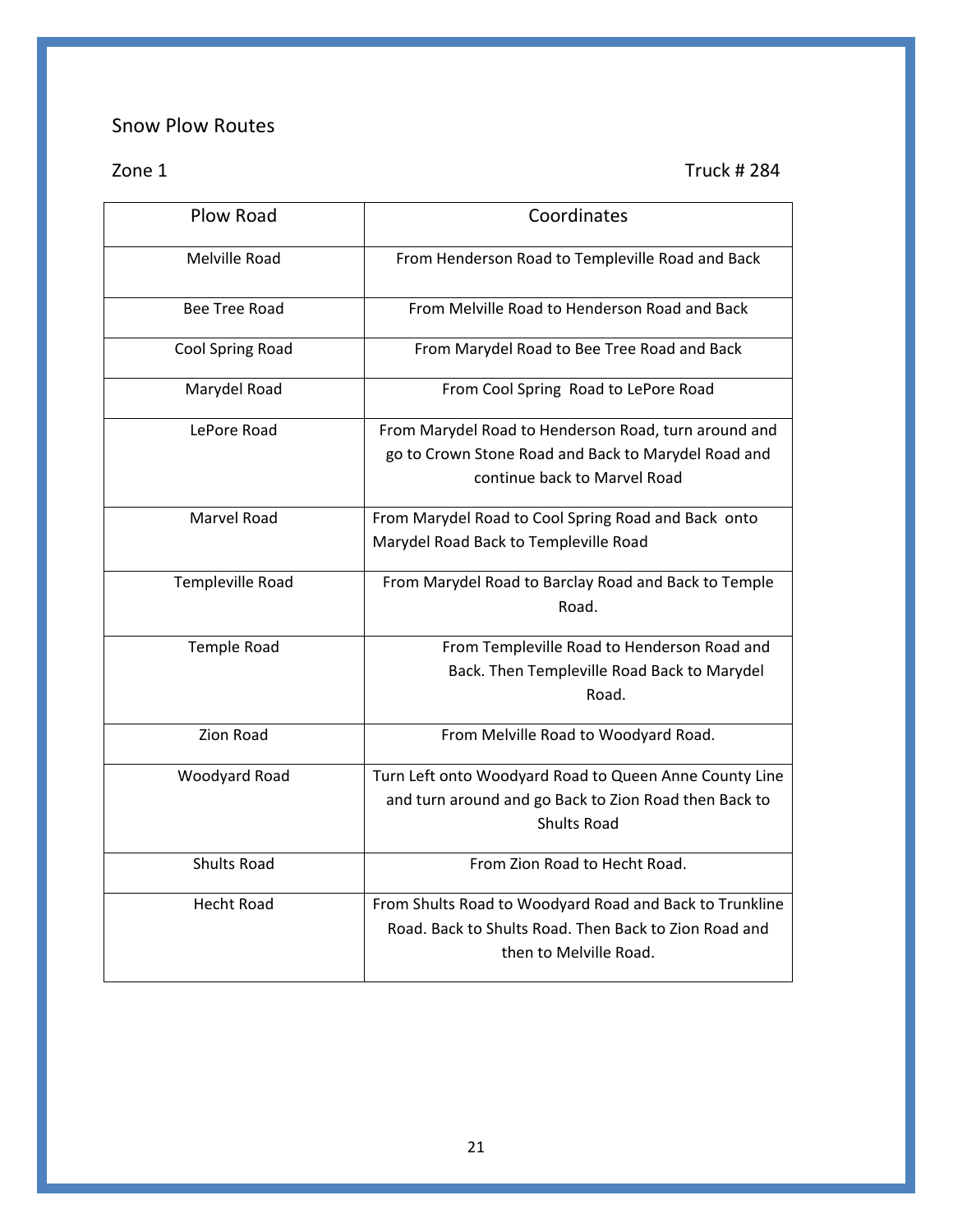Snow Plow Routes

Zone 1 Truck # 284

| Plow Road | Coordinates |
|---|---|
| Melville Road | From Henderson Road to Templeville Road and Back |
| Bee Tree Road | From Melville Road to Henderson Road and Back |
| Cool Spring Road | From Marydel Road to Bee Tree Road and Back |
| Marydel Road | From Cool Spring Road to LePore Road |
| LePore Road | From Marydel Road to Henderson Road, turn around and go to Crown Stone Road and Back to Marydel Road and continue back to Marvel Road |
| Marvel Road | From Marydel Road to Cool Spring Road and Back onto Marydel Road Back to Templeville Road |
| Templeville Road | From Marydel Road to Barclay Road and Back to Temple Road. |
| Temple Road | From Templeville Road to Henderson Road and Back. Then Templeville Road Back to Marydel Road. |
| Zion Road | From Melville Road to Woodyard Road. |
| Woodyard Road | Turn Left onto Woodyard Road to Queen Anne County Line and turn around and go Back to Zion Road then Back to Shults Road |
| Shults Road | From Zion Road to Hecht Road. |
| Hecht Road | From Shults Road to Woodyard Road and Back to Trunkline Road. Back to Shults Road. Then Back to Zion Road and then to Melville Road. |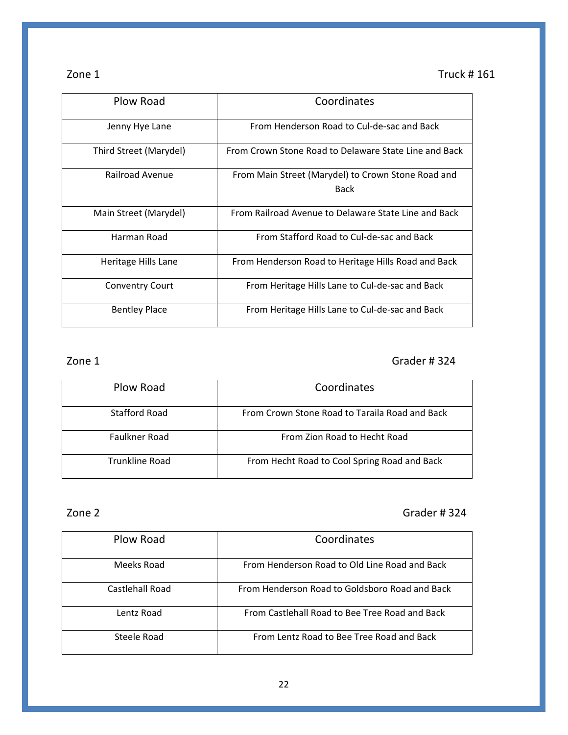Zone 1 Truck # 161

| Plow Road | Coordinates |
| --- | --- |
| Jenny Hye Lane | From Henderson Road to Cul-de-sac and Back |
| Third Street (Marydel) | From Crown Stone Road to Delaware State Line and Back |
| Railroad Avenue | From Main Street (Marydel) to Crown Stone Road and Back |
| Main Street (Marydel) | From Railroad Avenue to Delaware State Line and Back |
| Harman Road | From Stafford Road to Cul-de-sac and Back |
| Heritage Hills Lane | From Henderson Road to Heritage Hills Road and Back |
| Conventry Court | From Heritage Hills Lane to Cul-de-sac and Back |
| Bentley Place | From Heritage Hills Lane to Cul-de-sac and Back |

Zone 1 Grader # 324

| Plow Road | Coordinates |
| --- | --- |
| Stafford Road | From Crown Stone Road to Taraila Road and Back |
| Faulkner Road | From Zion Road to Hecht Road |
| Trunkline Road | From Hecht Road to Cool Spring Road and Back |

Zone 2 Grader # 324

| Plow Road | Coordinates |
| --- | --- |
| Meeks Road | From Henderson Road to Old Line Road and Back |
| Castlehall Road | From Henderson Road to Goldsboro Road and Back |
| Lentz Road | From Castlehall Road to Bee Tree Road and Back |
| Steele Road | From Lentz Road to Bee Tree Road and Back |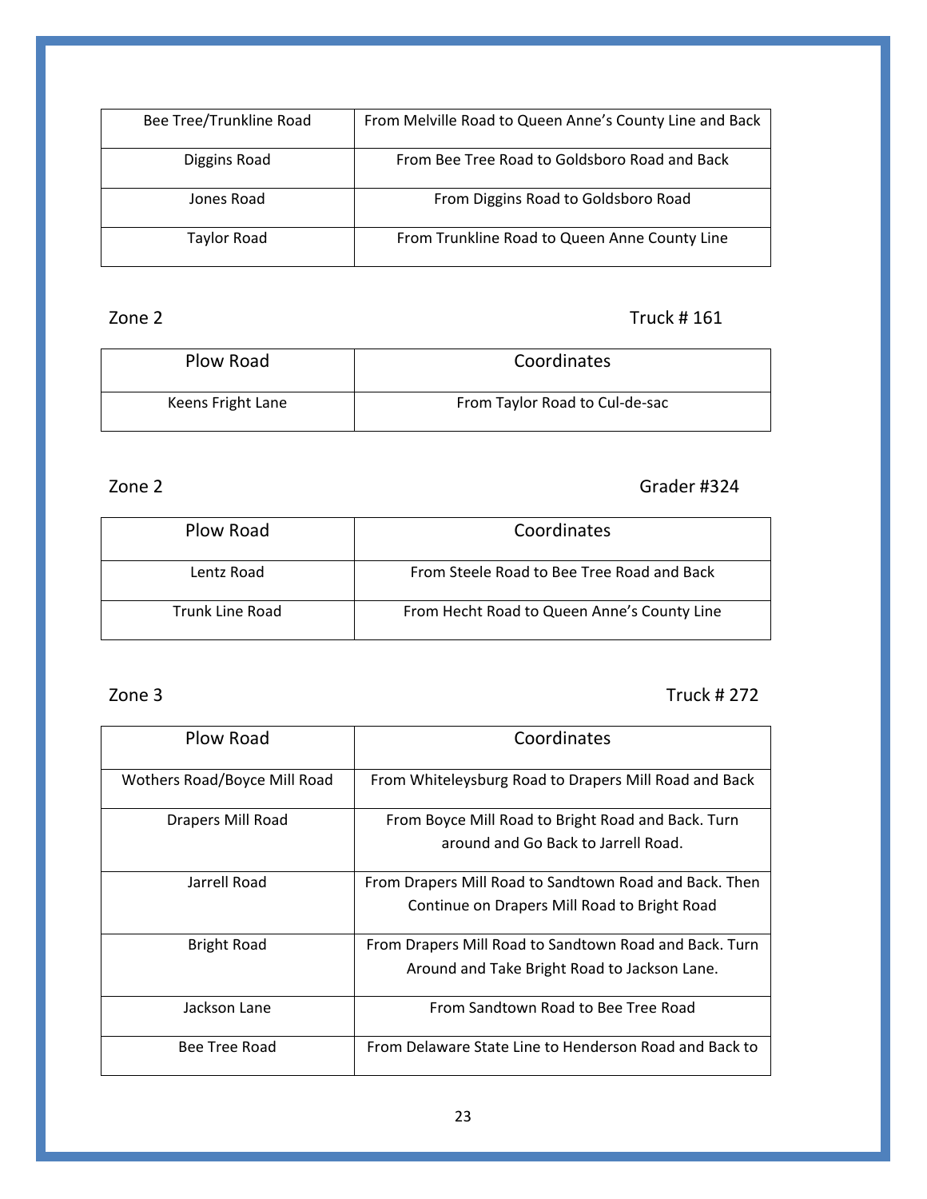| | |
|---|---|
| Bee Tree/Trunkline Road | From Melville Road to Queen Anne's County Line and Back |
| Diggins Road | From Bee Tree Road to Goldsboro Road and Back |
| Jones Road | From Diggins Road to Goldsboro Road |
| Taylor Road | From Trunkline Road to Queen Anne County Line |

Zone 2 Truck # 161

| Plow Road | Coordinates |
|---|---|
| Keens Fright Lane | From Taylor Road to Cul-de-sac |

Zone 2 Grader #324

| Plow Road | Coordinates |
|---|---|
| Lentz Road | From Steele Road to Bee Tree Road and Back |
| Trunk Line Road | From Hecht Road to Queen Anne's County Line |

Zone 3 Truck # 272

| Plow Road | Coordinates |
|---|---|
| Wothers Road/Boyce Mill Road | From Whiteleysburg Road to Drapers Mill Road and Back |
| Drapers Mill Road | From Boyce Mill Road to Bright Road and Back. Turn around and Go Back to Jarrell Road. |
| Jarrell Road | From Drapers Mill Road to Sandtown Road and Back. Then Continue on Drapers Mill Road to Bright Road |
| Bright Road | From Drapers Mill Road to Sandtown Road and Back. Turn Around and Take Bright Road to Jackson Lane. |
| Jackson Lane | From Sandtown Road to Bee Tree Road |
| Bee Tree Road | From Delaware State Line to Henderson Road and Back to |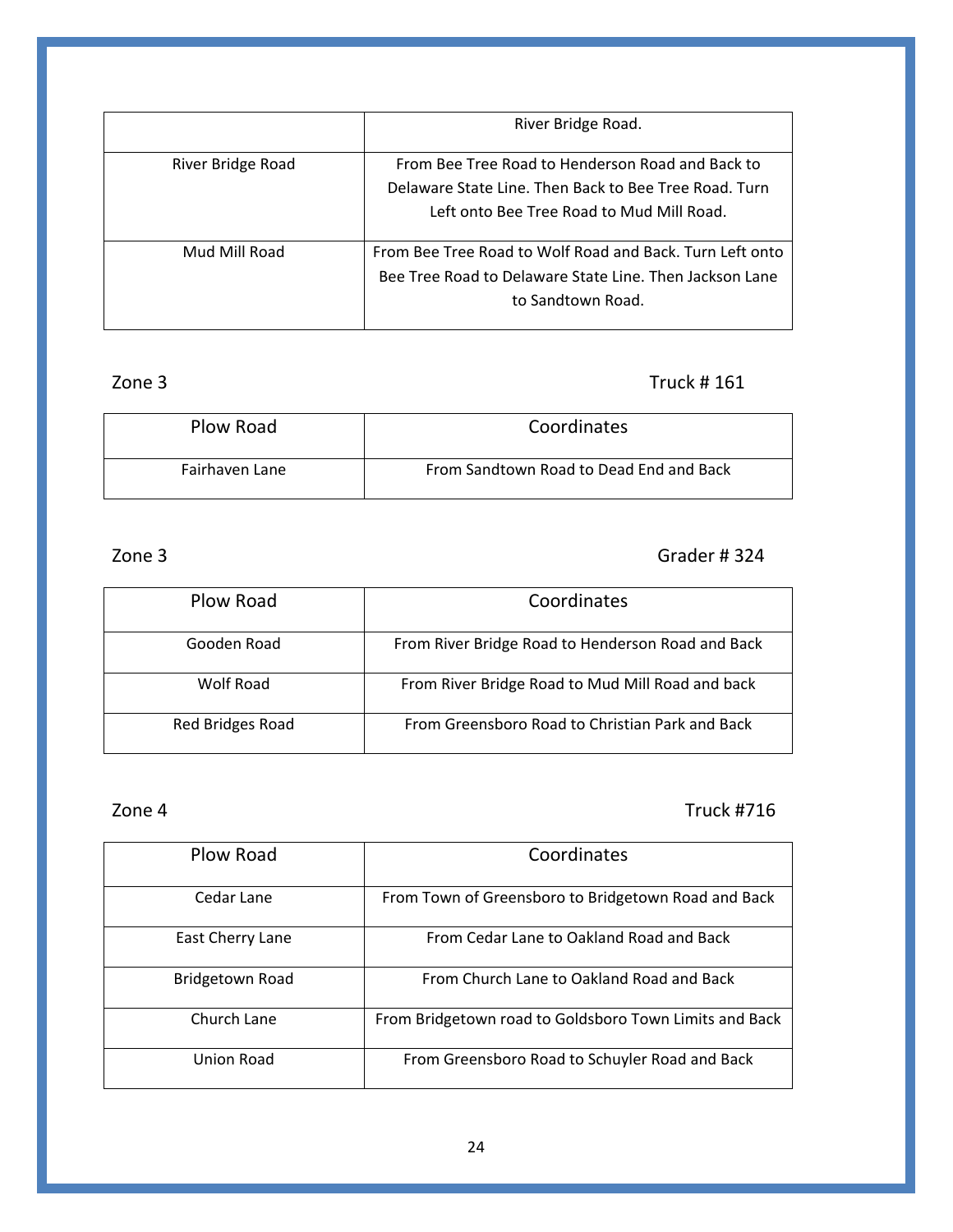| | |
|---|---|
| | River Bridge Road. |
| River Bridge Road | From Bee Tree Road to Henderson Road and Back to Delaware State Line. Then Back to Bee Tree Road. Turn Left onto Bee Tree Road to Mud Mill Road. |
| Mud Mill Road | From Bee Tree Road to Wolf Road and Back. Turn Left onto Bee Tree Road to Delaware State Line. Then Jackson Lane to Sandtown Road. |

Zone 3 Truck # 161

| Plow Road | Coordinates |
|---|---|
| Fairhaven Lane | From Sandtown Road to Dead End and Back |

Zone 3 Grader # 324

| Plow Road | Coordinates |
|---|---|
| Gooden Road | From River Bridge Road to Henderson Road and Back |
| Wolf Road | From River Bridge Road to Mud Mill Road and back |
| Red Bridges Road | From Greensboro Road to Christian Park and Back |

Zone 4 Truck #716

| Plow Road | Coordinates |
|---|---|
| Cedar Lane | From Town of Greensboro to Bridgetown Road and Back |
| East Cherry Lane | From Cedar Lane to Oakland Road and Back |
| Bridgetown Road | From Church Lane to Oakland Road and Back |
| Church Lane | From Bridgetown road to Goldsboro Town Limits and Back |
| Union Road | From Greensboro Road to Schuyler Road and Back |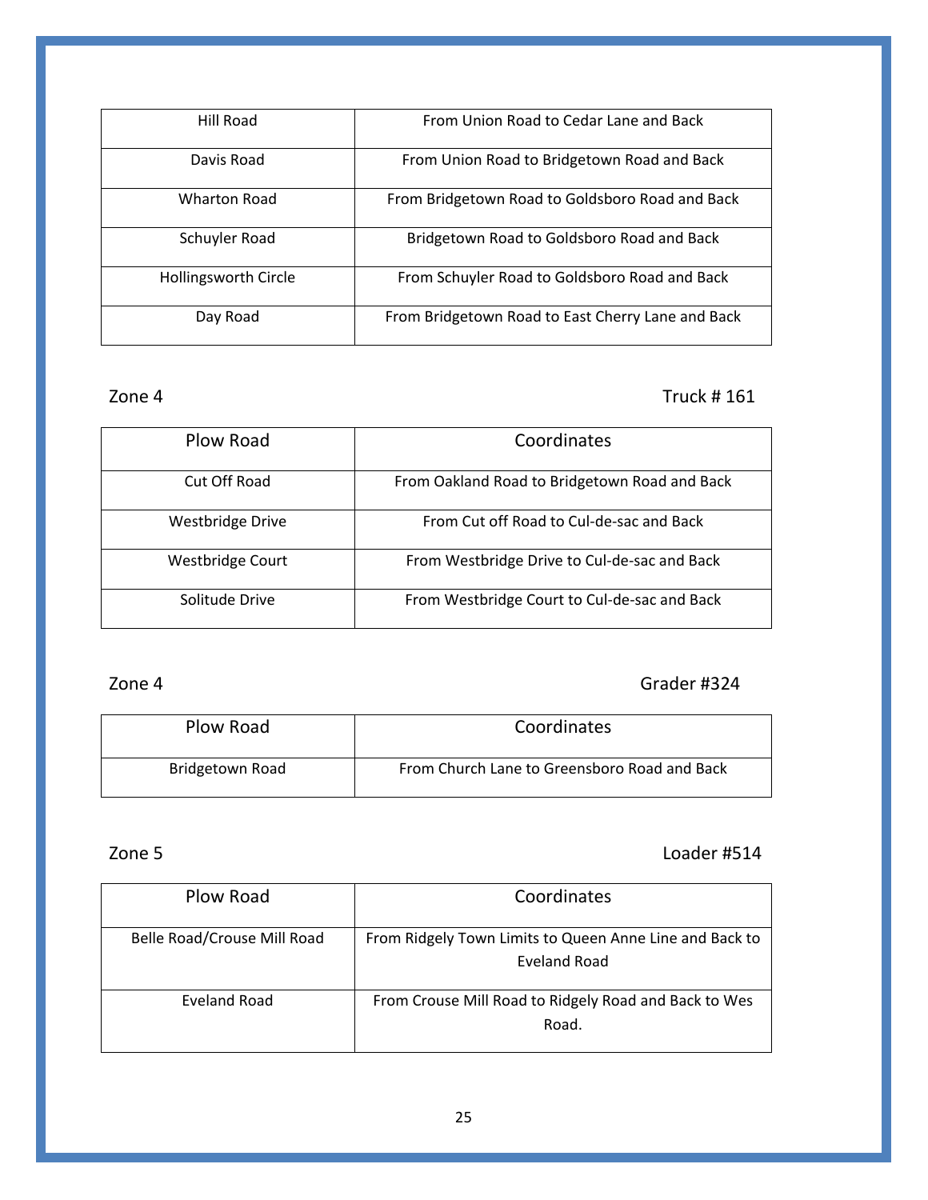| Hill Road | From Union Road to Cedar Lane and Back |
|---|---|
| Davis Road | From Union Road to Bridgetown Road and Back |
| Wharton Road | From Bridgetown Road to Goldsboro Road and Back |
| Schuyler Road | Bridgetown Road to Goldsboro Road and Back |
| Hollingsworth Circle | From Schuyler Road to Goldsboro Road and Back |
| Day Road | From Bridgetown Road to East Cherry Lane and Back |

Zone 4 Truck # 161

| Plow Road | Coordinates |
|---|---|
| Cut Off Road | From Oakland Road to Bridgetown Road and Back |
| Westbridge Drive | From Cut off Road to Cul-de-sac and Back |
| Westbridge Court | From Westbridge Drive to Cul-de-sac and Back |
| Solitude Drive | From Westbridge Court to Cul-de-sac and Back |

Zone 4 Grader #324

| Plow Road | Coordinates |
|---|---|
| Bridgetown Road | From Church Lane to Greensboro Road and Back |

Zone 5 Loader #514

| Plow Road | Coordinates |
|---|---|
| Belle Road/Crouse Mill Road | From Ridgely Town Limits to Queen Anne Line and Back to Eveland Road |
| Eveland Road | From Crouse Mill Road to Ridgely Road and Back to Wes Road. |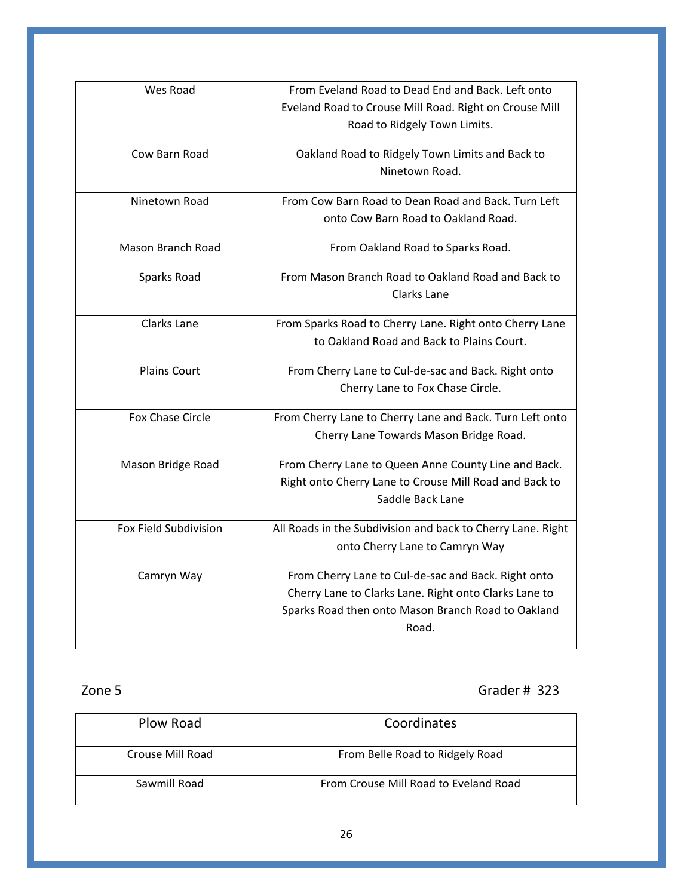| | |
|---|---|
| Wes Road | From Eveland Road to Dead End and Back. Left onto Eveland Road to Crouse Mill Road. Right on Crouse Mill Road to Ridgely Town Limits. |
| Cow Barn Road | Oakland Road to Ridgely Town Limits and Back to Ninetown Road. |
| Ninetown Road | From Cow Barn Road to Dean Road and Back. Turn Left onto Cow Barn Road to Oakland Road. |
| Mason Branch Road | From Oakland Road to Sparks Road. |
| Sparks Road | From Mason Branch Road to Oakland Road and Back to Clarks Lane |
| Clarks Lane | From Sparks Road to Cherry Lane. Right onto Cherry Lane to Oakland Road and Back to Plains Court. |
| Plains Court | From Cherry Lane to Cul-de-sac and Back. Right onto Cherry Lane to Fox Chase Circle. |
| Fox Chase Circle | From Cherry Lane to Cherry Lane and Back. Turn Left onto Cherry Lane Towards Mason Bridge Road. |
| Mason Bridge Road | From Cherry Lane to Queen Anne County Line and Back. Right onto Cherry Lane to Crouse Mill Road and Back to Saddle Back Lane |
| Fox Field Subdivision | All Roads in the Subdivision and back to Cherry Lane. Right onto Cherry Lane to Camryn Way |
| Camryn Way | From Cherry Lane to Cul-de-sac and Back. Right onto Cherry Lane to Clarks Lane. Right onto Clarks Lane to Sparks Road then onto Mason Branch Road to Oakland Road. |

Zone 5 Grader # 323

| Plow Road | Coordinates |
|---|---|
| Crouse Mill Road | From Belle Road to Ridgely Road |
| Sawmill Road | From Crouse Mill Road to Eveland Road |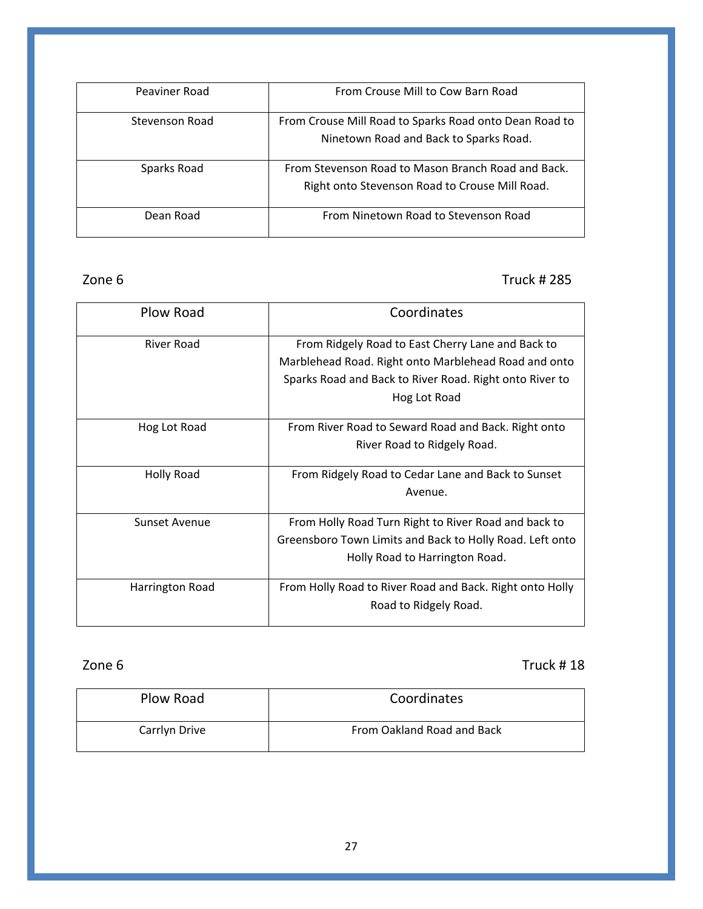| Peaviner Road | From Crouse Mill to Cow Barn Road |
|---|---|
| Stevenson Road | From Crouse Mill Road to Sparks Road onto Dean Road to Ninetown Road and Back to Sparks Road. |
| Sparks Road | From Stevenson Road to Mason Branch Road and Back. Right onto Stevenson Road to Crouse Mill Road. |
| Dean Road | From Ninetown Road to Stevenson Road |

Zone 6 Truck # 285

| Plow Road | Coordinates |
|---|---|
| River Road | From Ridgely Road to East Cherry Lane and Back to Marblehead Road. Right onto Marblehead Road and onto Sparks Road and Back to River Road. Right onto River to Hog Lot Road |
| Hog Lot Road | From River Road to Seward Road and Back. Right onto River Road to Ridgely Road. |
| Holly Road | From Ridgely Road to Cedar Lane and Back to Sunset Avenue. |
| Sunset Avenue | From Holly Road Turn Right to River Road and back to Greensboro Town Limits and Back to Holly Road. Left onto Holly Road to Harrington Road. |
| Harrington Road | From Holly Road to River Road and Back. Right onto Holly Road to Ridgely Road. |

Zone 6 Truck # 18

| Plow Road | Coordinates |
|---|---|
| Carrlyn Drive | From Oakland Road and Back |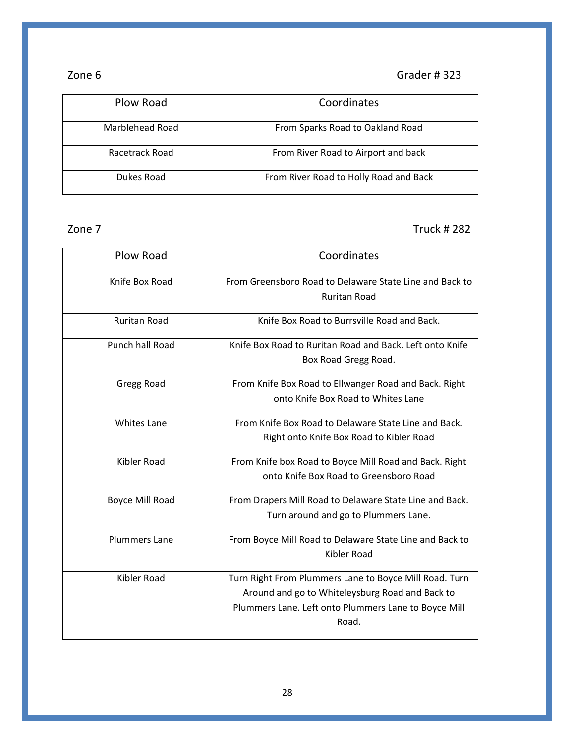Zone 6 Grader # 323

| Plow Road | Coordinates |
|---|---|
| Marblehead Road | From Sparks Road to Oakland Road |
| Racetrack Road | From River Road to Airport and back |
| Dukes Road | From River Road to Holly Road and Back |

Zone 7 Truck # 282

| Plow Road | Coordinates |
|---|---|
| Knife Box Road | From Greensboro Road to Delaware State Line and Back to Ruritan Road |
| Ruritan Road | Knife Box Road to Burrsville Road and Back. |
| Punch hall Road | Knife Box Road to Ruritan Road and Back. Left onto Knife Box Road Gregg Road. |
| Gregg Road | From Knife Box Road to Ellwanger Road and Back. Right onto Knife Box Road to Whites Lane |
| Whites Lane | From Knife Box Road to Delaware State Line and Back. Right onto Knife Box Road to Kibler Road |
| Kibler Road | From Knife box Road to Boyce Mill Road and Back. Right onto Knife Box Road to Greensboro Road |
| Boyce Mill Road | From Drapers Mill Road to Delaware State Line and Back. Turn around and go to Plummers Lane. |
| Plummers Lane | From Boyce Mill Road to Delaware State Line and Back to Kibler Road |
| Kibler Road | Turn Right From Plummers Lane to Boyce Mill Road. Turn Around and go to Whiteleysburg Road and Back to Plummers Lane. Left onto Plummers Lane to Boyce Mill Road. |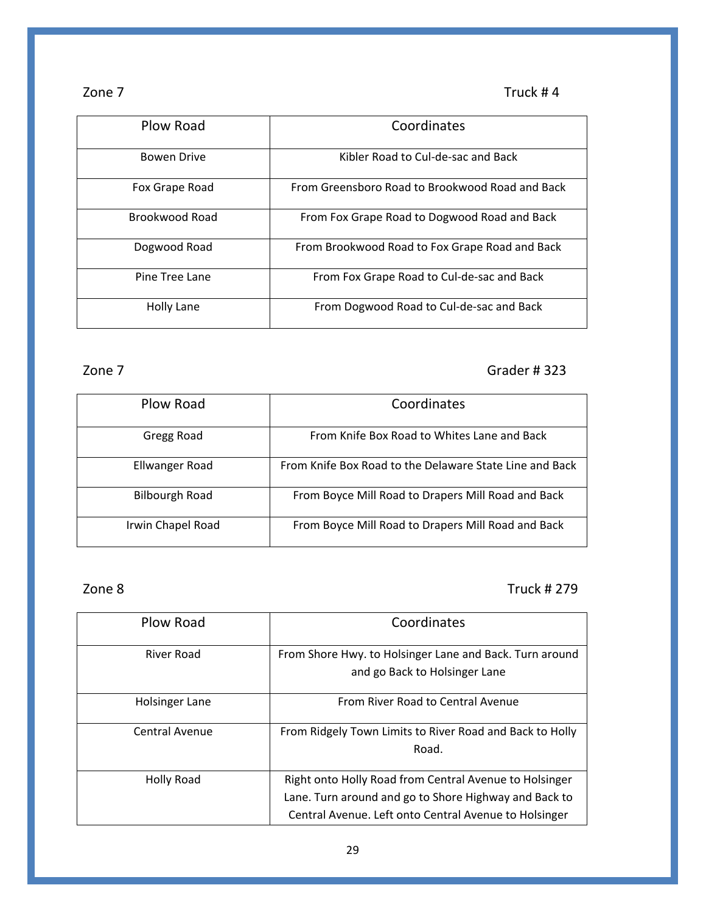Zone 7 Truck # 4

| Plow Road | Coordinates |
|---|---|
| Bowen Drive | Kibler Road to Cul-de-sac and Back |
| Fox Grape Road | From Greensboro Road to Brookwood Road and Back |
| Brookwood Road | From Fox Grape Road to Dogwood Road and Back |
| Dogwood Road | From Brookwood Road to Fox Grape Road and Back |
| Pine Tree Lane | From Fox Grape Road to Cul-de-sac and Back |
| Holly Lane | From Dogwood Road to Cul-de-sac and Back |

Zone 7 Grader # 323

| Plow Road | Coordinates |
|---|---|
| Gregg Road | From Knife Box Road to Whites Lane and Back |
| Ellwanger Road | From Knife Box Road to the Delaware State Line and Back |
| Bilbourgh Road | From Boyce Mill Road to Drapers Mill Road and Back |
| Irwin Chapel Road | From Boyce Mill Road to Drapers Mill Road and Back |

Zone 8 Truck # 279

| Plow Road | Coordinates |
|---|---|
| River Road | From Shore Hwy. to Holsinger Lane and Back. Turn around and go Back to Holsinger Lane |
| Holsinger Lane | From River Road to Central Avenue |
| Central Avenue | From Ridgely Town Limits to River Road and Back to Holly Road. |
| Holly Road | Right onto Holly Road from Central Avenue to Holsinger Lane. Turn around and go to Shore Highway and Back to Central Avenue. Left onto Central Avenue to Holsinger |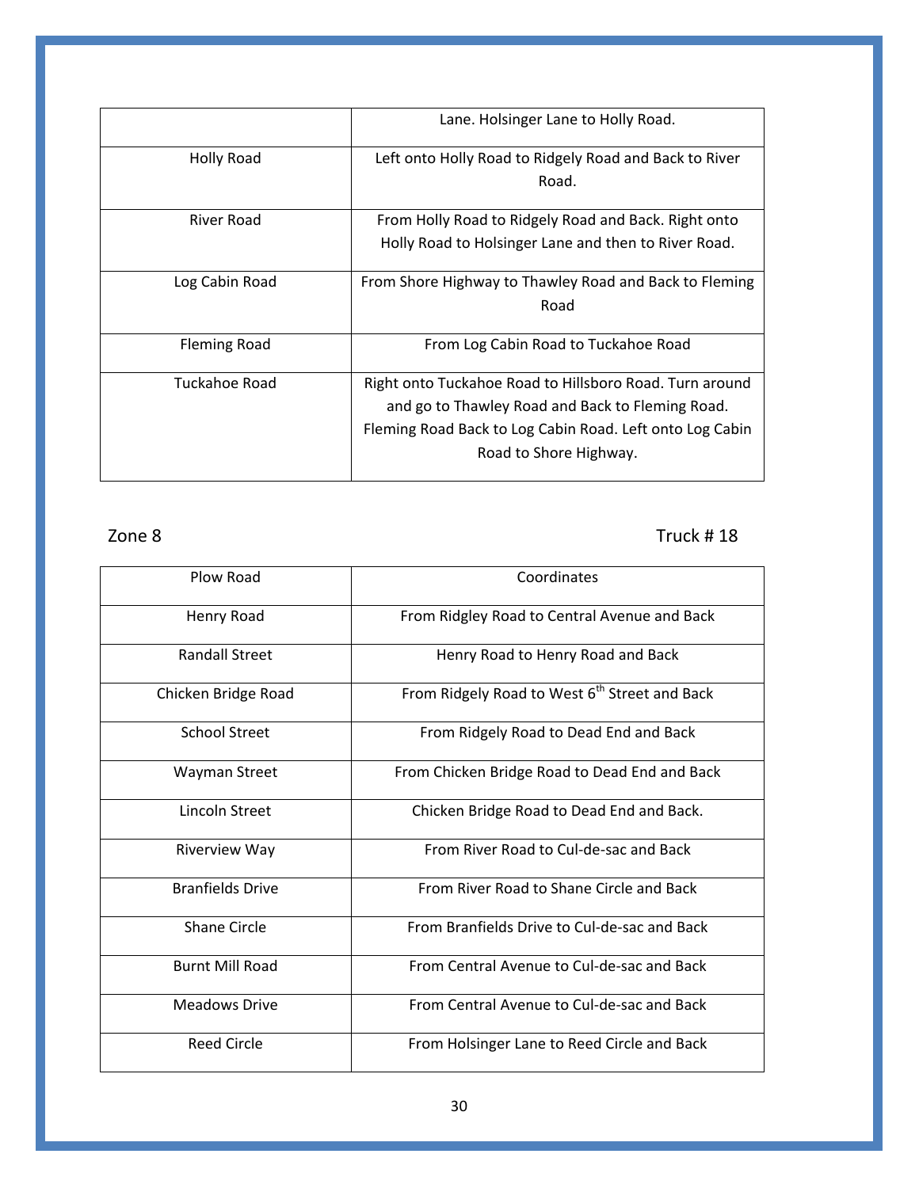|  | Lane. Holsinger Lane to Holly Road. |
|---|---|
| Holly Road | Left onto Holly Road to Ridgely Road and Back to River Road. |
| River Road | From Holly Road to Ridgely Road and Back. Right onto Holly Road to Holsinger Lane and then to River Road. |
| Log Cabin Road | From Shore Highway to Thawley Road and Back to Fleming Road |
| Fleming Road | From Log Cabin Road to Tuckahoe Road |
| Tuckahoe Road | Right onto Tuckahoe Road to Hillsboro Road. Turn around and go to Thawley Road and Back to Fleming Road. Fleming Road Back to Log Cabin Road. Left onto Log Cabin Road to Shore Highway. |

Zone 8 Truck # 18

| Plow Road | Coordinates |
|---|---|
| Henry Road | From Ridgley Road to Central Avenue and Back |
| Randall Street | Henry Road to Henry Road and Back |
| Chicken Bridge Road | From Ridgely Road to West 6th Street and Back |
| School Street | From Ridgely Road to Dead End and Back |
| Wayman Street | From Chicken Bridge Road to Dead End and Back |
| Lincoln Street | Chicken Bridge Road to Dead End and Back. |
| Riverview Way | From River Road to Cul-de-sac and Back |
| Branfields Drive | From River Road to Shane Circle and Back |
| Shane Circle | From Branfields Drive to Cul-de-sac and Back |
| Burnt Mill Road | From Central Avenue to Cul-de-sac and Back |
| Meadows Drive | From Central Avenue to Cul-de-sac and Back |
| Reed Circle | From Holsinger Lane to Reed Circle and Back |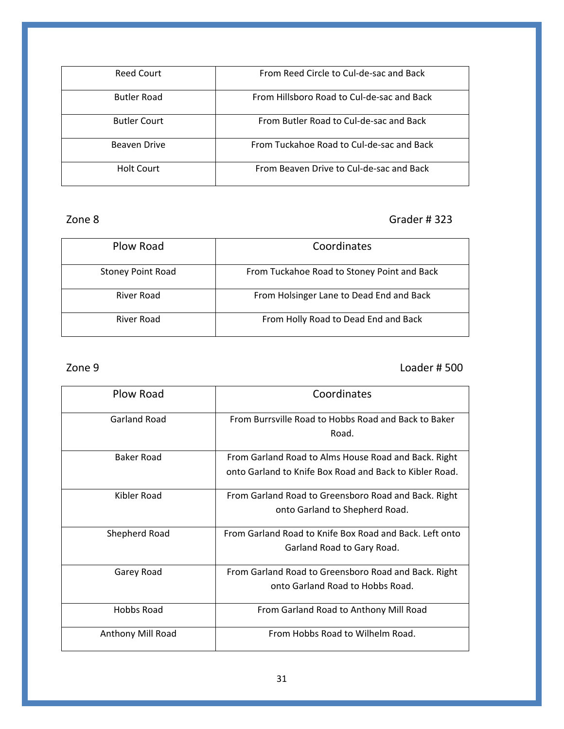| | |
|---|---|
| Reed Court | From Reed Circle to Cul-de-sac and Back |
| Butler Road | From Hillsboro Road to Cul-de-sac and Back |
| Butler Court | From Butler Road to Cul-de-sac and Back |
| Beaven Drive | From Tuckahoe Road to Cul-de-sac and Back |
| Holt Court | From Beaven Drive to Cul-de-sac and Back |

Zone 8 Grader # 323

| Plow Road | Coordinates |
|---|---|
| Stoney Point Road | From Tuckahoe Road to Stoney Point and Back |
| River Road | From Holsinger Lane to Dead End and Back |
| River Road | From Holly Road to Dead End and Back |

Zone 9 Loader # 500

| Plow Road | Coordinates |
|---|---|
| Garland Road | From Burrsville Road to Hobbs Road and Back to Baker Road. |
| Baker Road | From Garland Road to Alms House Road and Back. Right onto Garland to Knife Box Road and Back to Kibler Road. |
| Kibler Road | From Garland Road to Greensboro Road and Back. Right onto Garland to Shepherd Road. |
| Shepherd Road | From Garland Road to Knife Box Road and Back. Left onto Garland Road to Gary Road. |
| Garey Road | From Garland Road to Greensboro Road and Back. Right onto Garland Road to Hobbs Road. |
| Hobbs Road | From Garland Road to Anthony Mill Road |
| Anthony Mill Road | From Hobbs Road to Wilhelm Road. |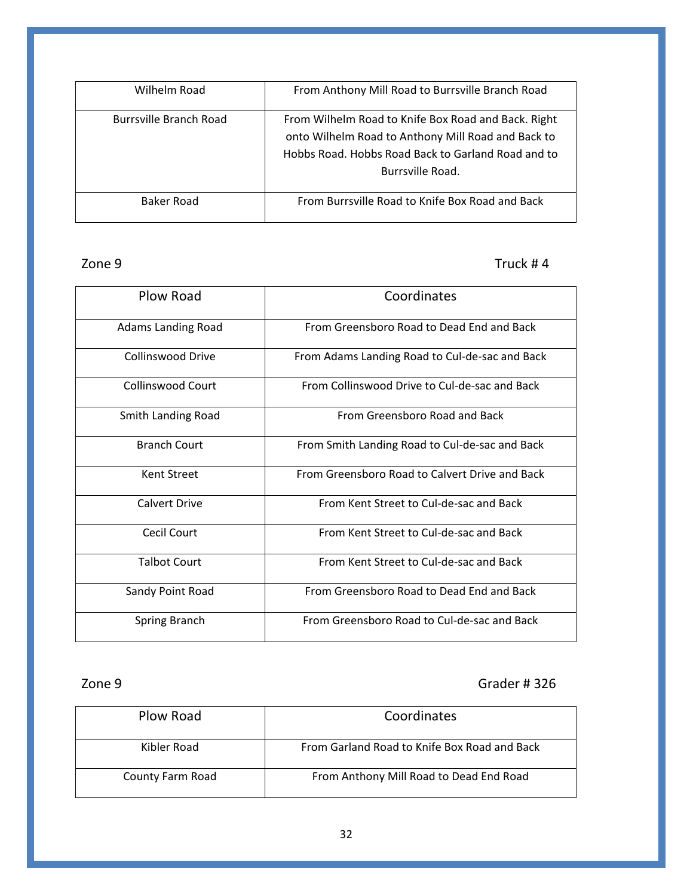| | |
|---|---|
| Wilhelm Road | From Anthony Mill Road to Burrsville Branch Road |
| Burrsville Branch Road | From Wilhelm Road to Knife Box Road and Back. Right onto Wilhelm Road to Anthony Mill Road and Back to Hobbs Road. Hobbs Road Back to Garland Road and to Burrsville Road. |
| Baker Road | From Burrsville Road to Knife Box Road and Back |

Zone 9 Truck # 4

| Plow Road | Coordinates |
|---|---|
| Adams Landing Road | From Greensboro Road to Dead End and Back |
| Collinswood Drive | From Adams Landing Road to Cul-de-sac and Back |
| Collinswood Court | From Collinswood Drive to Cul-de-sac and Back |
| Smith Landing Road | From Greensboro Road and Back |
| Branch Court | From Smith Landing Road to Cul-de-sac and Back |
| Kent Street | From Greensboro Road to Calvert Drive and Back |
| Calvert Drive | From Kent Street to Cul-de-sac and Back |
| Cecil Court | From Kent Street to Cul-de-sac and Back |
| Talbot Court | From Kent Street to Cul-de-sac and Back |
| Sandy Point Road | From Greensboro Road to Dead End and Back |
| Spring Branch | From Greensboro Road to Cul-de-sac and Back |

Zone 9 Grader # 326

| Plow Road | Coordinates |
|---|---|
| Kibler Road | From Garland Road to Knife Box Road and Back |
| County Farm Road | From Anthony Mill Road to Dead End Road |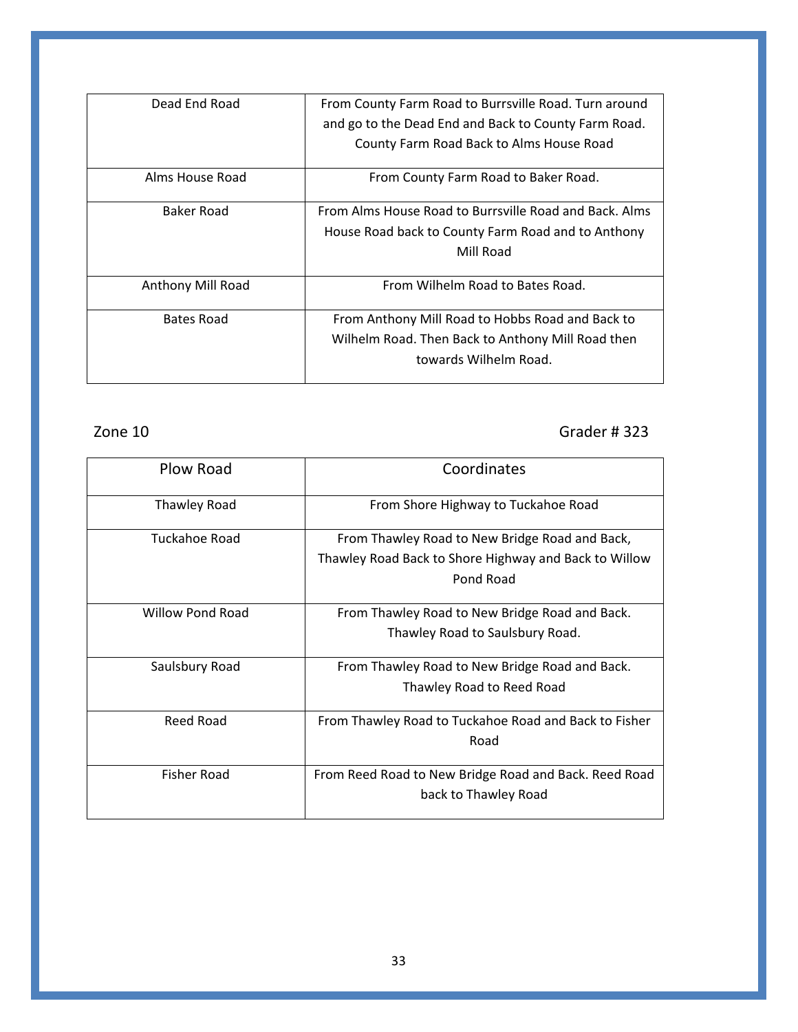| | |
|---|---|
| Dead End Road | From County Farm Road to Burrsville Road. Turn around and go to the Dead End and Back to County Farm Road. County Farm Road Back to Alms House Road |
| Alms House Road | From County Farm Road to Baker Road. |
| Baker Road | From Alms House Road to Burrsville Road and Back. Alms House Road back to County Farm Road and to Anthony Mill Road |
| Anthony Mill Road | From Wilhelm Road to Bates Road. |
| Bates Road | From Anthony Mill Road to Hobbs Road and Back to Wilhelm Road. Then Back to Anthony Mill Road then towards Wilhelm Road. |

Zone 10 Grader # 323

| Plow Road | Coordinates |
|---|---|
| Thawley Road | From Shore Highway to Tuckahoe Road |
| Tuckahoe Road | From Thawley Road to New Bridge Road and Back, Thawley Road Back to Shore Highway and Back to Willow Pond Road |
| Willow Pond Road | From Thawley Road to New Bridge Road and Back. Thawley Road to Saulsbury Road. |
| Saulsbury Road | From Thawley Road to New Bridge Road and Back. Thawley Road to Reed Road |
| Reed Road | From Thawley Road to Tuckahoe Road and Back to Fisher Road |
| Fisher Road | From Reed Road to New Bridge Road and Back. Reed Road back to Thawley Road |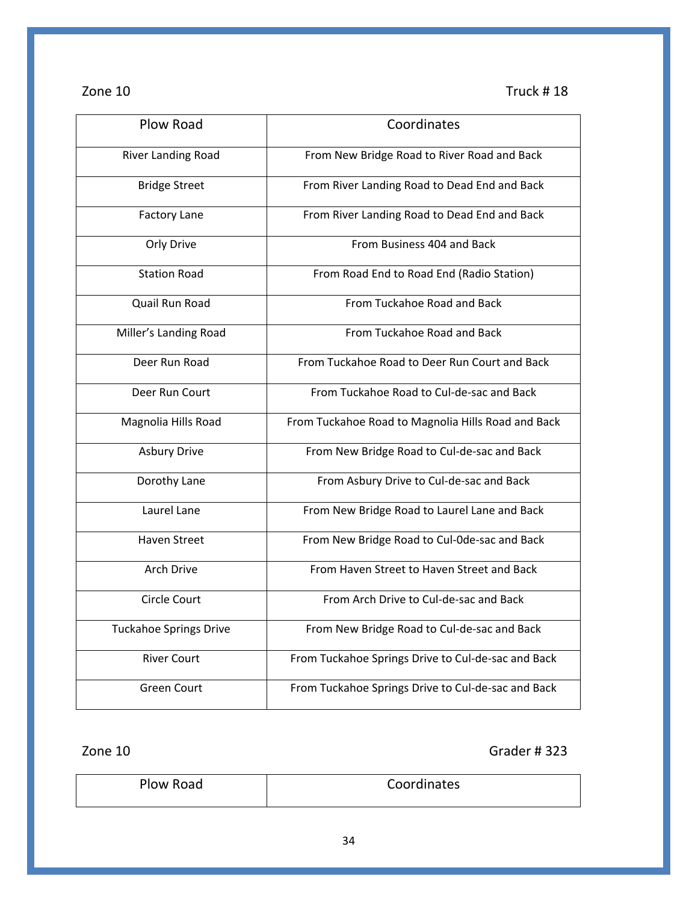Zone 10 Truck # 18

| Plow Road | Coordinates |
|---|---|
| River Landing Road | From New Bridge Road to River Road and Back |
| Bridge Street | From River Landing Road to Dead End and Back |
| Factory Lane | From River Landing Road to Dead End and Back |
| Orly Drive | From Business 404 and Back |
| Station Road | From Road End to Road End (Radio Station) |
| Quail Run Road | From Tuckahoe Road and Back |
| Miller's Landing Road | From Tuckahoe Road and Back |
| Deer Run Road | From Tuckahoe Road to Deer Run Court and Back |
| Deer Run Court | From Tuckahoe Road to Cul-de-sac and Back |
| Magnolia Hills Road | From Tuckahoe Road to Magnolia Hills Road and Back |
| Asbury Drive | From New Bridge Road to Cul-de-sac and Back |
| Dorothy Lane | From Asbury Drive to Cul-de-sac and Back |
| Laurel Lane | From New Bridge Road to Laurel Lane and Back |
| Haven Street | From New Bridge Road to Cul-0de-sac and Back |
| Arch Drive | From Haven Street to Haven Street and Back |
| Circle Court | From Arch Drive to Cul-de-sac and Back |
| Tuckahoe Springs Drive | From New Bridge Road to Cul-de-sac and Back |
| River Court | From Tuckahoe Springs Drive to Cul-de-sac and Back |
| Green Court | From Tuckahoe Springs Drive to Cul-de-sac and Back |

Zone 10 Grader # 323

| Plow Road | Coordinates |
|---|---|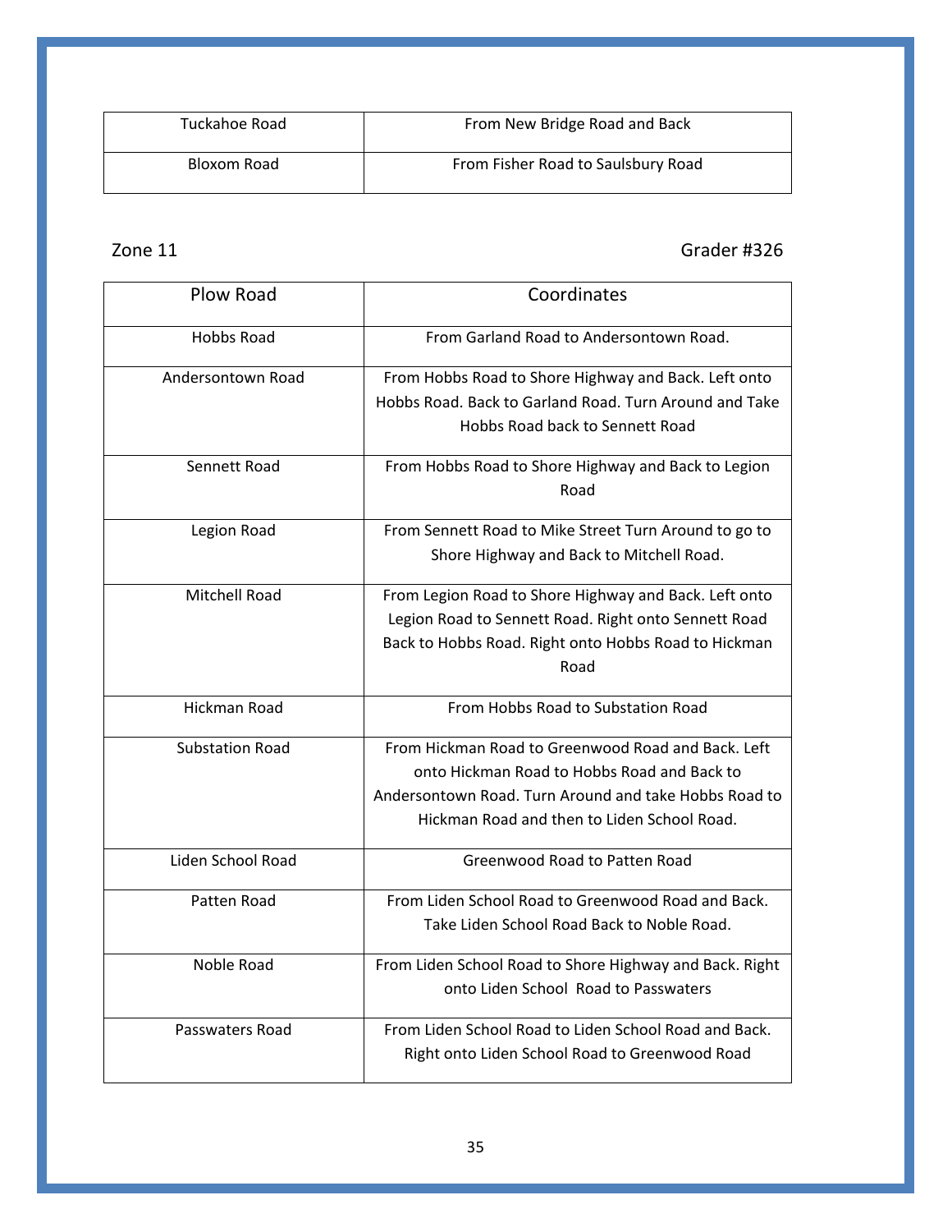| Tuckahoe Road | From New Bridge Road and Back |
|---|---|
| Bloxom Road | From Fisher Road to Saulsbury Road |

Zone 11 Grader #326

| Plow Road | Coordinates |
|---|---|
| Hobbs Road | From Garland Road to Andersontown Road. |
| Andersontown Road | From Hobbs Road to Shore Highway and Back. Left onto Hobbs Road. Back to Garland Road. Turn Around and Take Hobbs Road back to Sennett Road |
| Sennett Road | From Hobbs Road to Shore Highway and Back to Legion Road |
| Legion Road | From Sennett Road to Mike Street Turn Around to go to Shore Highway and Back to Mitchell Road. |
| Mitchell Road | From Legion Road to Shore Highway and Back. Left onto Legion Road to Sennett Road. Right onto Sennett Road Back to Hobbs Road. Right onto Hobbs Road to Hickman Road |
| Hickman Road | From Hobbs Road to Substation Road |
| Substation Road | From Hickman Road to Greenwood Road and Back. Left onto Hickman Road to Hobbs Road and Back to Andersontown Road. Turn Around and take Hobbs Road to Hickman Road and then to Liden School Road. |
| Liden School Road | Greenwood Road to Patten Road |
| Patten Road | From Liden School Road to Greenwood Road and Back. Take Liden School Road Back to Noble Road. |
| Noble Road | From Liden School Road to Shore Highway and Back. Right onto Liden School Road to Passwaters |
| Passwaters Road | From Liden School Road to Liden School Road and Back. Right onto Liden School Road to Greenwood Road |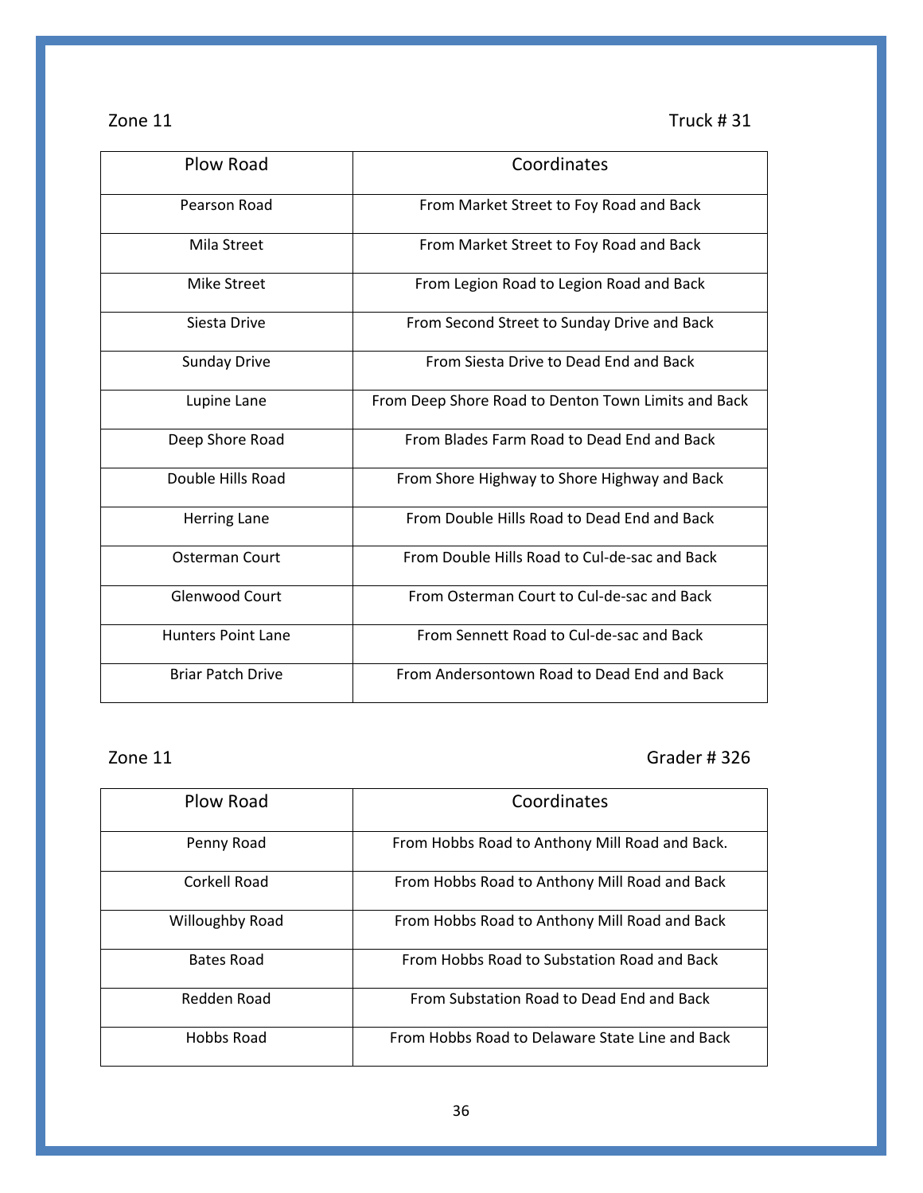Zone 11 Truck # 31

| Plow Road | Coordinates |
|---|---|
| Pearson Road | From Market Street to Foy Road and Back |
| Mila Street | From Market Street to Foy Road and Back |
| Mike Street | From Legion Road to Legion Road and Back |
| Siesta Drive | From Second Street to Sunday Drive and Back |
| Sunday Drive | From Siesta Drive to Dead End and Back |
| Lupine Lane | From Deep Shore Road to Denton Town Limits and Back |
| Deep Shore Road | From Blades Farm Road to Dead End and Back |
| Double Hills Road | From Shore Highway to Shore Highway and Back |
| Herring Lane | From Double Hills Road to Dead End and Back |
| Osterman Court | From Double Hills Road to Cul-de-sac and Back |
| Glenwood Court | From Osterman Court to Cul-de-sac and Back |
| Hunters Point Lane | From Sennett Road to Cul-de-sac and Back |
| Briar Patch Drive | From Andersontown Road to Dead End and Back |

Zone 11 Grader # 326

| Plow Road | Coordinates |
|---|---|
| Penny Road | From Hobbs Road to Anthony Mill Road and Back. |
| Corkell Road | From Hobbs Road to Anthony Mill Road and Back |
| Willoughby Road | From Hobbs Road to Anthony Mill Road and Back |
| Bates Road | From Hobbs Road to Substation Road and Back |
| Redden Road | From Substation Road to Dead End and Back |
| Hobbs Road | From Hobbs Road to Delaware State Line and Back |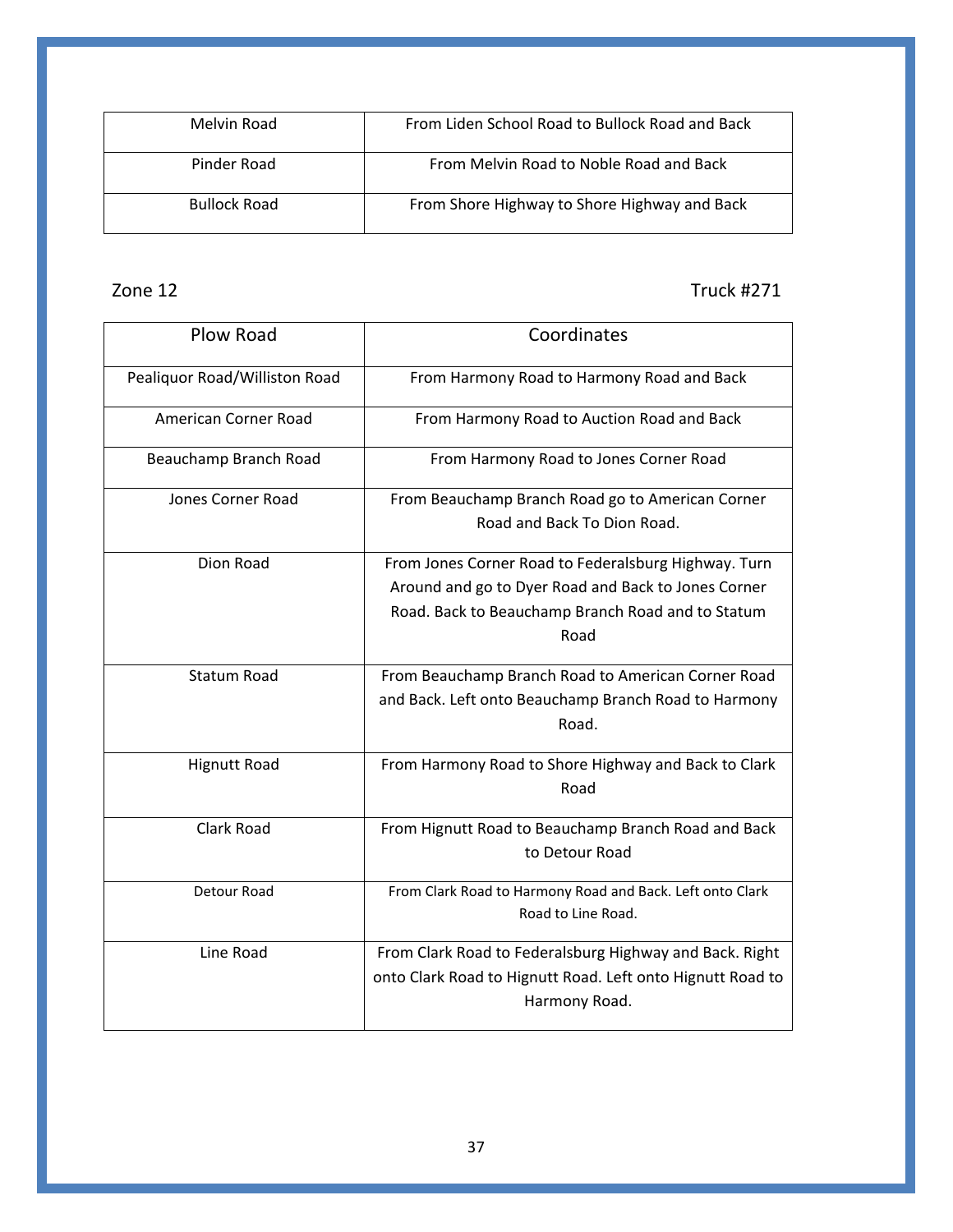| Melvin Road | From Liden School Road to Bullock Road and Back |
|---|---|
| Pinder Road | From Melvin Road to Noble Road and Back |
| Bullock Road | From Shore Highway to Shore Highway and Back |

Zone 12 Truck #271

| Plow Road | Coordinates |
|---|---|
| Pealiquor Road/Williston Road | From Harmony Road to Harmony Road and Back |
| American Corner Road | From Harmony Road to Auction Road and Back |
| Beauchamp Branch Road | From Harmony Road to Jones Corner Road |
| Jones Corner Road | From Beauchamp Branch Road go to American Corner Road and Back To Dion Road. |
| Dion Road | From Jones Corner Road to Federalsburg Highway. Turn Around and go to Dyer Road and Back to Jones Corner Road. Back to Beauchamp Branch Road and to Statum Road |
| Statum Road | From Beauchamp Branch Road to American Corner Road and Back. Left onto Beauchamp Branch Road to Harmony Road. |
| Hignutt Road | From Harmony Road to Shore Highway and Back to Clark Road |
| Clark Road | From Hignutt Road to Beauchamp Branch Road and Back to Detour Road |
| Detour Road | From Clark Road to Harmony Road and Back. Left onto Clark Road to Line Road. |
| Line Road | From Clark Road to Federalsburg Highway and Back. Right onto Clark Road to Hignutt Road. Left onto Hignutt Road to Harmony Road. |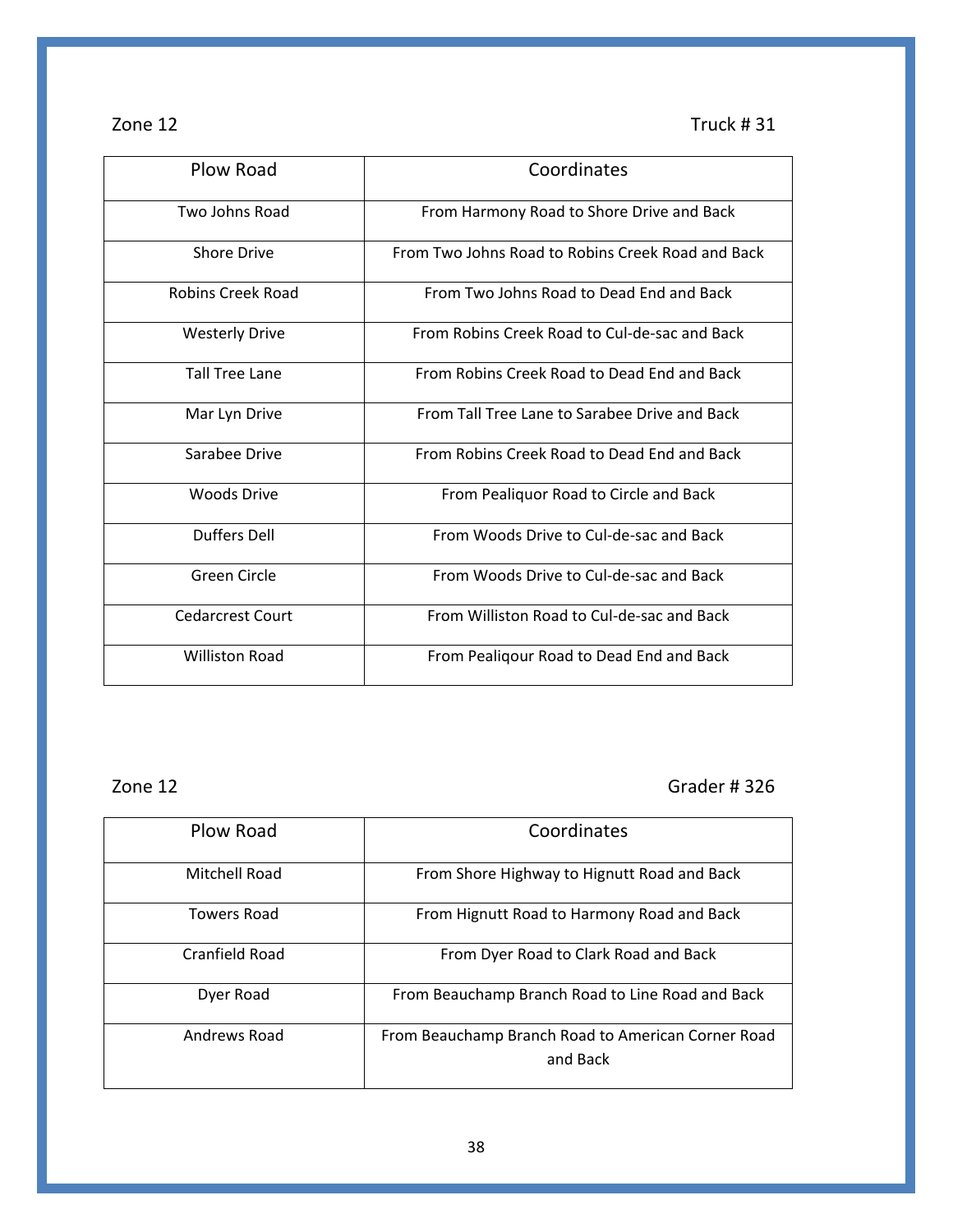Zone 12 Truck # 31

| Plow Road | Coordinates |
|---|---|
| Two Johns Road | From Harmony Road to Shore Drive and Back |
| Shore Drive | From Two Johns Road to Robins Creek Road and Back |
| Robins Creek Road | From Two Johns Road to Dead End and Back |
| Westerly Drive | From Robins Creek Road to Cul-de-sac and Back |
| Tall Tree Lane | From Robins Creek Road to Dead End and Back |
| Mar Lyn Drive | From Tall Tree Lane to Sarabee Drive and Back |
| Sarabee Drive | From Robins Creek Road to Dead End and Back |
| Woods Drive | From Pealiquor Road to Circle and Back |
| Duffers Dell | From Woods Drive to Cul-de-sac and Back |
| Green Circle | From Woods Drive to Cul-de-sac and Back |
| Cedarcrest Court | From Williston Road to Cul-de-sac and Back |
| Williston Road | From Pealiqour Road to Dead End and Back |

Zone 12 Grader # 326

| Plow Road | Coordinates |
|---|---|
| Mitchell Road | From Shore Highway to Hignutt Road and Back |
| Towers Road | From Hignutt Road to Harmony Road and Back |
| Cranfield Road | From Dyer Road to Clark Road and Back |
| Dyer Road | From Beauchamp Branch Road to Line Road and Back |
| Andrews Road | From Beauchamp Branch Road to American Corner Road and Back |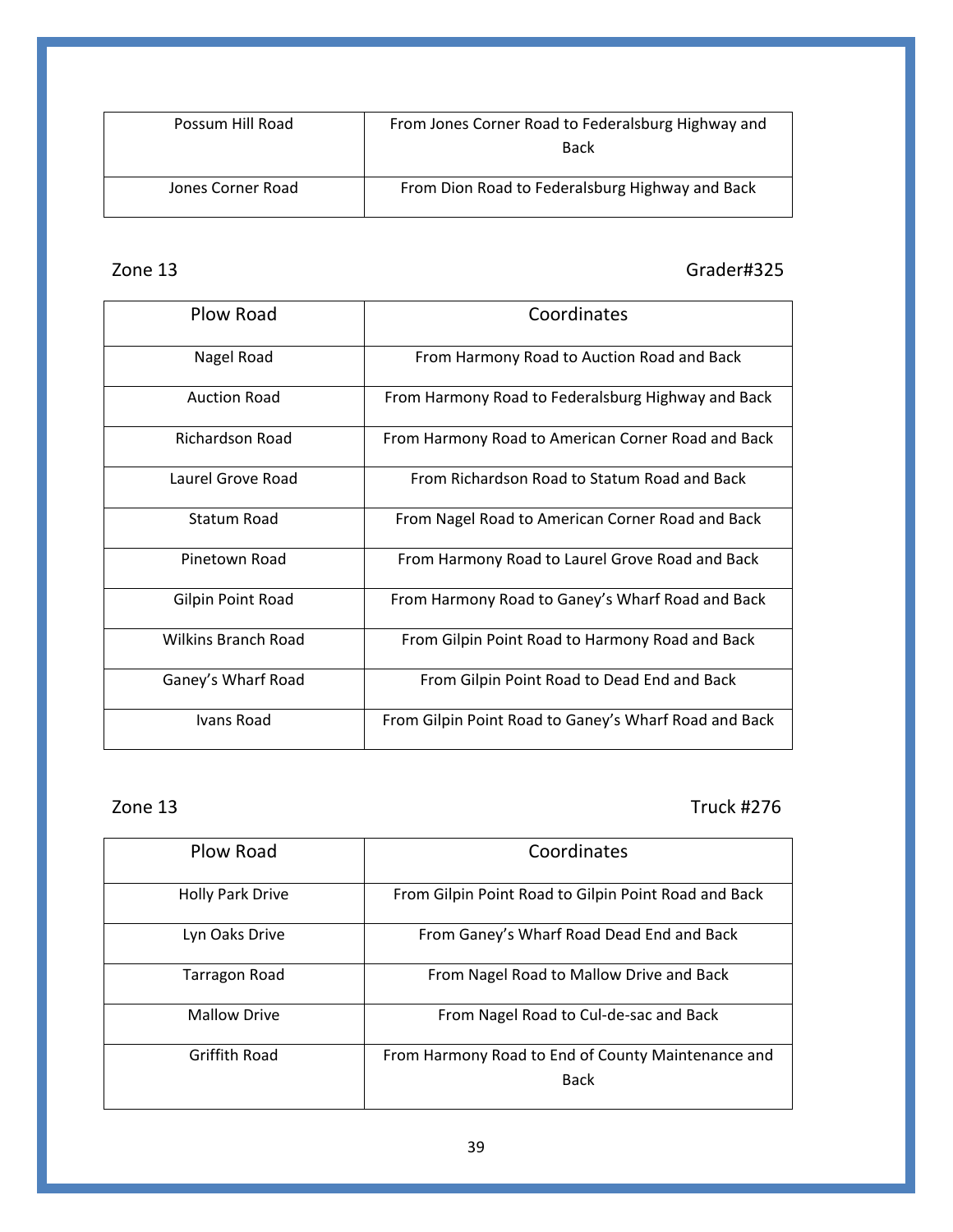| | |
|---|---|
| Possum Hill Road | From Jones Corner Road to Federalsburg Highway and Back |
| Jones Corner Road | From Dion Road to Federalsburg Highway and Back |

Zone 13 Grader#325

| Plow Road | Coordinates |
|---|---|
| Nagel Road | From Harmony Road to Auction Road and Back |
| Auction Road | From Harmony Road to Federalsburg Highway and Back |
| Richardson Road | From Harmony Road to American Corner Road and Back |
| Laurel Grove Road | From Richardson Road to Statum Road and Back |
| Statum Road | From Nagel Road to American Corner Road and Back |
| Pinetown Road | From Harmony Road to Laurel Grove Road and Back |
| Gilpin Point Road | From Harmony Road to Ganey's Wharf Road and Back |
| Wilkins Branch Road | From Gilpin Point Road to Harmony Road and Back |
| Ganey's Wharf Road | From Gilpin Point Road to Dead End and Back |
| Ivans Road | From Gilpin Point Road to Ganey's Wharf Road and Back |

Zone 13 Truck #276

| Plow Road | Coordinates |
|---|---|
| Holly Park Drive | From Gilpin Point Road to Gilpin Point Road and Back |
| Lyn Oaks Drive | From Ganey's Wharf Road Dead End and Back |
| Tarragon Road | From Nagel Road to Mallow Drive and Back |
| Mallow Drive | From Nagel Road to Cul-de-sac and Back |
| Griffith Road | From Harmony Road to End of County Maintenance and Back |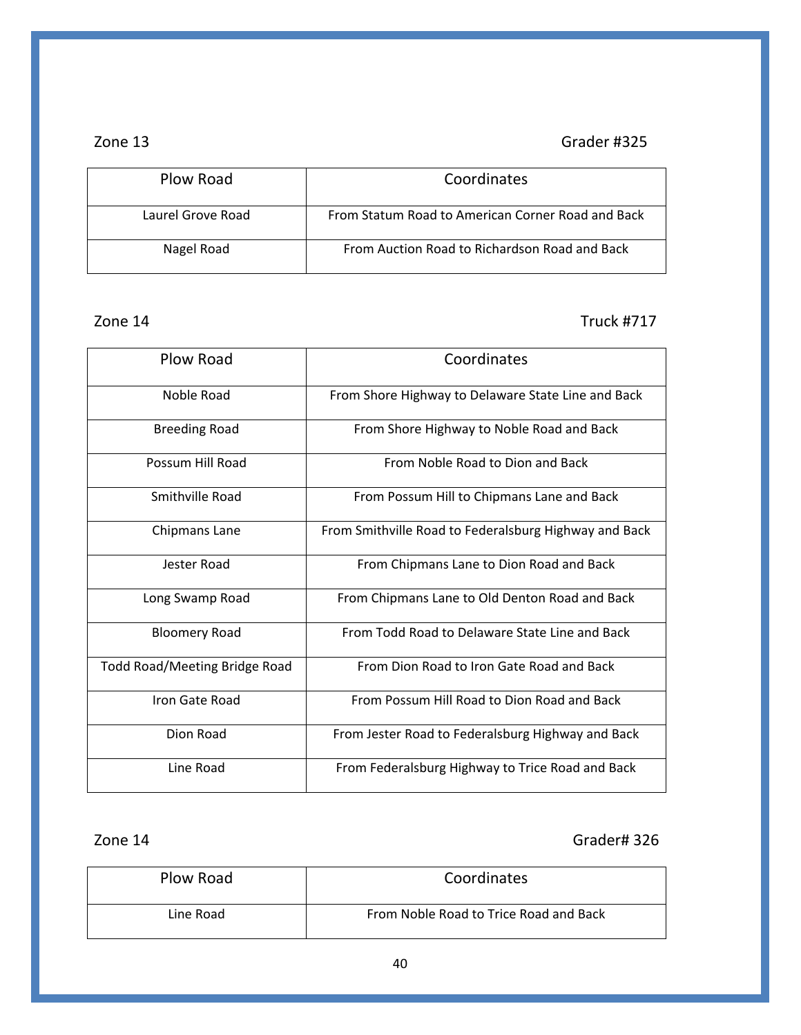Zone 13 Grader #325

| Plow Road | Coordinates |
|---|---|
| Laurel Grove Road | From Statum Road to American Corner Road and Back |
| Nagel Road | From Auction Road to Richardson Road and Back |

Zone 14 Truck #717

| Plow Road | Coordinates |
|---|---|
| Noble Road | From Shore Highway to Delaware State Line and Back |
| Breeding Road | From Shore Highway to Noble Road and Back |
| Possum Hill Road | From Noble Road to Dion and Back |
| Smithville Road | From Possum Hill to Chipmans Lane and Back |
| Chipmans Lane | From Smithville Road to Federalsburg Highway and Back |
| Jester Road | From Chipmans Lane to Dion Road and Back |
| Long Swamp Road | From Chipmans Lane to Old Denton Road and Back |
| Bloomery Road | From Todd Road to Delaware State Line and Back |
| Todd Road/Meeting Bridge Road | From Dion Road to Iron Gate Road and Back |
| Iron Gate Road | From Possum Hill Road to Dion Road and Back |
| Dion Road | From Jester Road to Federalsburg Highway and Back |
| Line Road | From Federalsburg Highway to Trice Road and Back |

Zone 14 Grader# 326

| Plow Road | Coordinates |
|---|---|
| Line Road | From Noble Road to Trice Road and Back |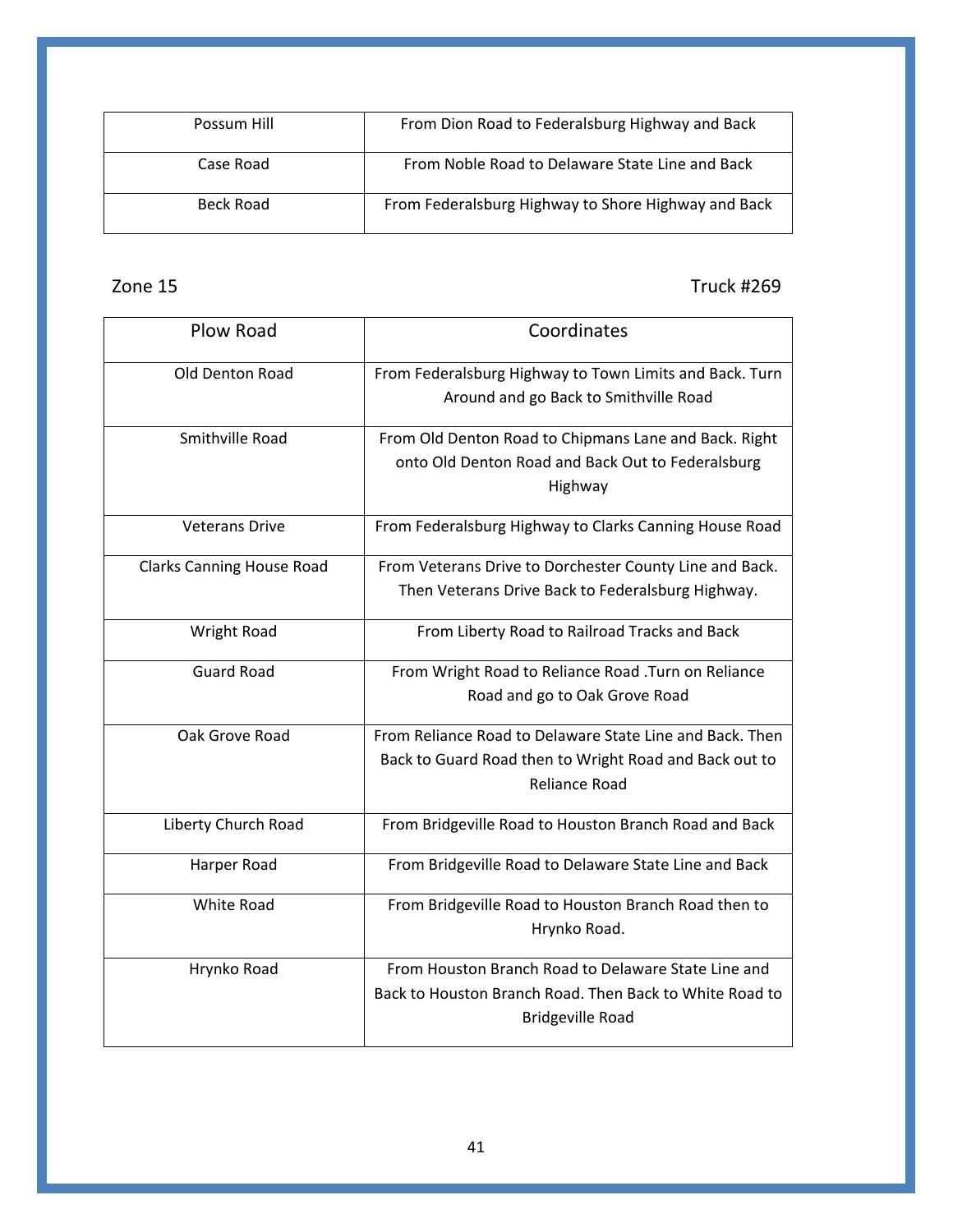| Possum Hill | From Dion Road to Federalsburg Highway and Back |
|---|---|
| Case Road | From Noble Road to Delaware State Line and Back |
| Beck Road | From Federalsburg Highway to Shore Highway and Back |

Zone 15 Truck #269

| Plow Road | Coordinates |
|---|---|
| Old Denton Road | From Federalsburg Highway to Town Limits and Back. Turn Around and go Back to Smithville Road |
| Smithville Road | From Old Denton Road to Chipmans Lane and Back. Right onto Old Denton Road and Back Out to Federalsburg Highway |
| Veterans Drive | From Federalsburg Highway to Clarks Canning House Road |
| Clarks Canning House Road | From Veterans Drive to Dorchester County Line and Back. Then Veterans Drive Back to Federalsburg Highway. |
| Wright Road | From Liberty Road to Railroad Tracks and Back |
| Guard Road | From Wright Road to Reliance Road .Turn on Reliance Road and go to Oak Grove Road |
| Oak Grove Road | From Reliance Road to Delaware State Line and Back. Then Back to Guard Road then to Wright Road and Back out to Reliance Road |
| Liberty Church Road | From Bridgeville Road to Houston Branch Road and Back |
| Harper Road | From Bridgeville Road to Delaware State Line and Back |
| White Road | From Bridgeville Road to Houston Branch Road then to Hrynko Road. |
| Hrynko Road | From Houston Branch Road to Delaware State Line and Back to Houston Branch Road. Then Back to White Road to Bridgeville Road |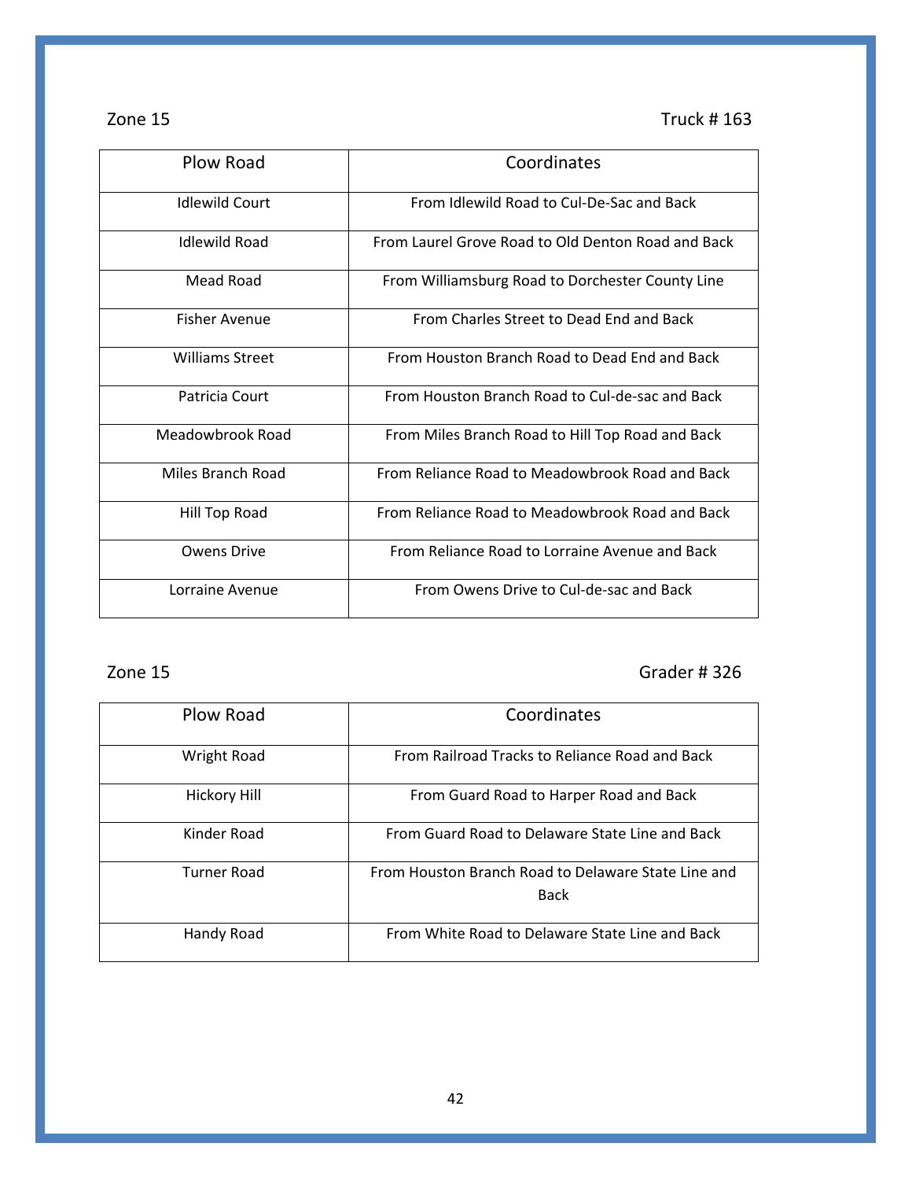Zone 15 Truck # 163

| Plow Road | Coordinates |
|---|---|
| Idlewild Court | From Idlewild Road to Cul-De-Sac and Back |
| Idlewild Road | From Laurel Grove Road to Old Denton Road and Back |
| Mead Road | From Williamsburg Road to Dorchester County Line |
| Fisher Avenue | From Charles Street to Dead End and Back |
| Williams Street | From Houston Branch Road to Dead End and Back |
| Patricia Court | From Houston Branch Road to Cul-de-sac and Back |
| Meadowbrook Road | From Miles Branch Road to Hill Top Road and Back |
| Miles Branch Road | From Reliance Road to Meadowbrook Road and Back |
| Hill Top Road | From Reliance Road to Meadowbrook Road and Back |
| Owens Drive | From Reliance Road to Lorraine Avenue and Back |
| Lorraine Avenue | From Owens Drive to Cul-de-sac and Back |

Zone 15 Grader # 326

| Plow Road | Coordinates |
|---|---|
| Wright Road | From Railroad Tracks to Reliance Road and Back |
| Hickory Hill | From Guard Road to Harper Road and Back |
| Kinder Road | From Guard Road to Delaware State Line and Back |
| Turner Road | From Houston Branch Road to Delaware State Line and Back |
| Handy Road | From White Road to Delaware State Line and Back |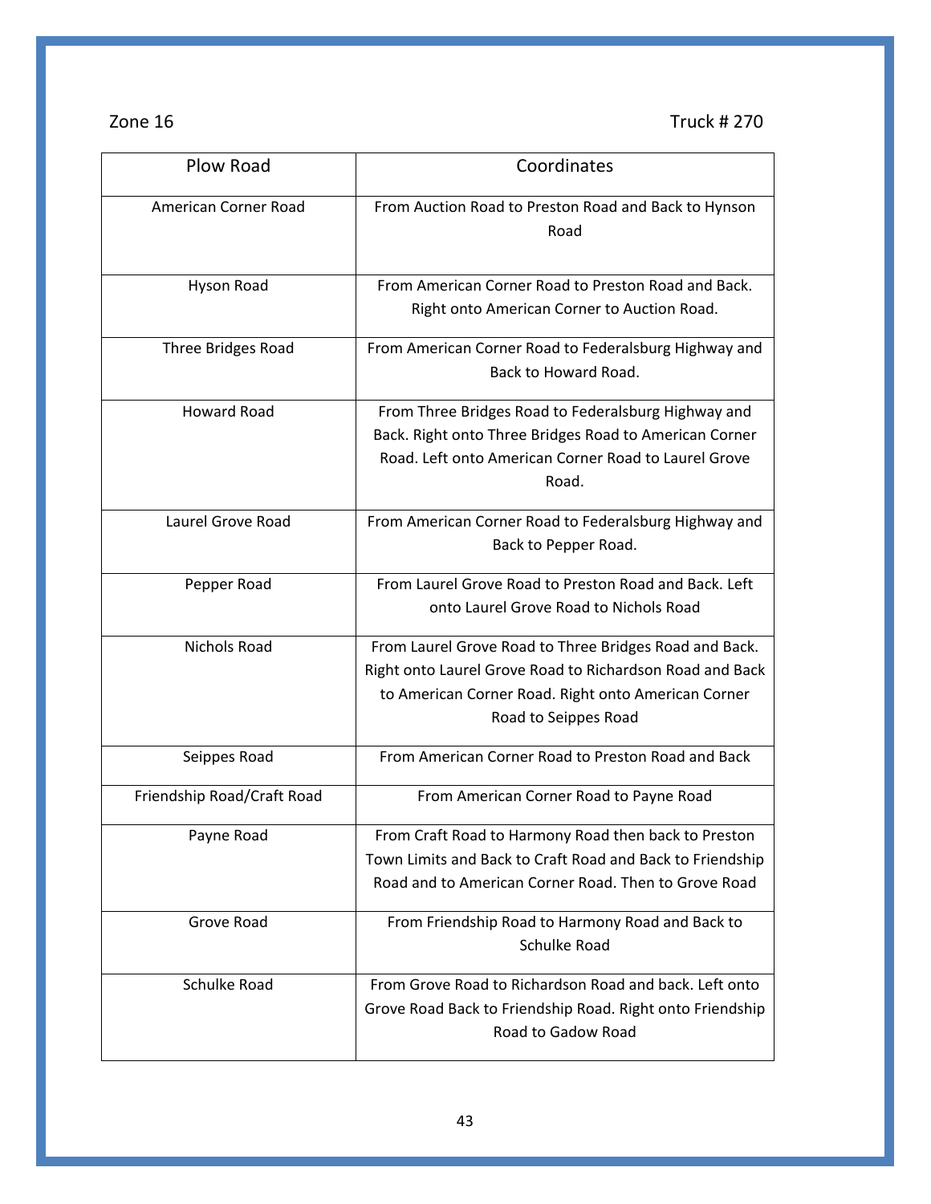Zone 16 Truck # 270

| Plow Road | Coordinates |
|---|---|
| American Corner Road | From Auction Road to Preston Road and Back to Hynson Road |
| Hyson Road | From American Corner Road to Preston Road and Back. Right onto American Corner to Auction Road. |
| Three Bridges Road | From American Corner Road to Federalsburg Highway and Back to Howard Road. |
| Howard Road | From Three Bridges Road to Federalsburg Highway and Back. Right onto Three Bridges Road to American Corner Road. Left onto American Corner Road to Laurel Grove Road. |
| Laurel Grove Road | From American Corner Road to Federalsburg Highway and Back to Pepper Road. |
| Pepper Road | From Laurel Grove Road to Preston Road and Back. Left onto Laurel Grove Road to Nichols Road |
| Nichols Road | From Laurel Grove Road to Three Bridges Road and Back. Right onto Laurel Grove Road to Richardson Road and Back to American Corner Road. Right onto American Corner Road to Seippes Road |
| Seippes Road | From American Corner Road to Preston Road and Back |
| Friendship Road/Craft Road | From American Corner Road to Payne Road |
| Payne Road | From Craft Road to Harmony Road then back to Preston Town Limits and Back to Craft Road and Back to Friendship Road and to American Corner Road. Then to Grove Road |
| Grove Road | From Friendship Road to Harmony Road and Back to Schulke Road |
| Schulke Road | From Grove Road to Richardson Road and back. Left onto Grove Road Back to Friendship Road. Right onto Friendship Road to Gadow Road |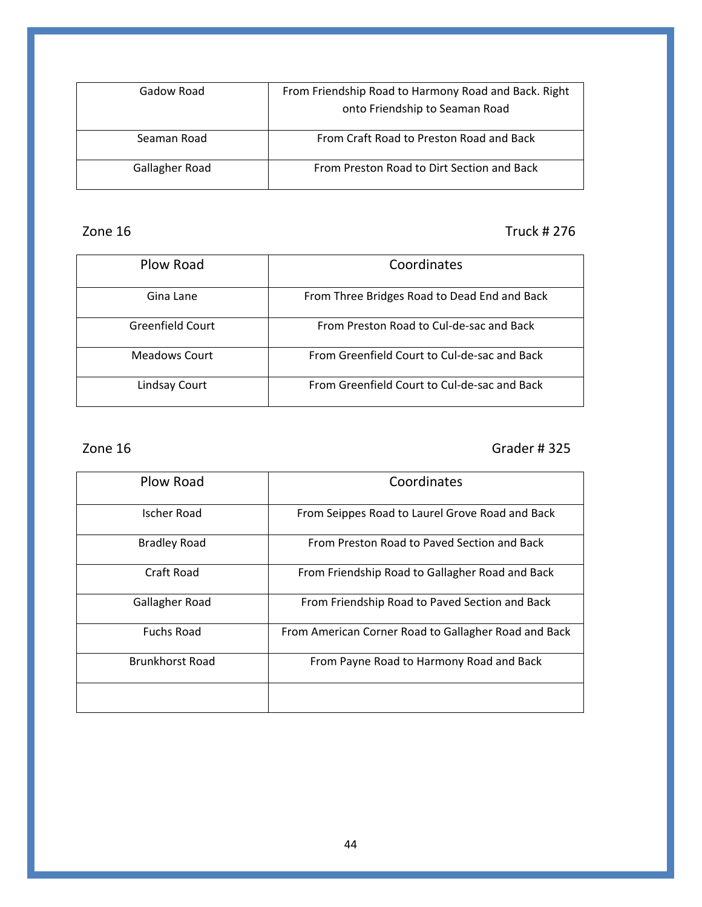| | |
|---|---|
| Gadow Road | From Friendship Road to Harmony Road and Back. Right onto Friendship to Seaman Road |
| Seaman Road | From Craft Road to Preston Road and Back |
| Gallagher Road | From Preston Road to Dirt Section and Back |

Zone 16 Truck # 276

| Plow Road | Coordinates |
|---|---|
| Gina Lane | From Three Bridges Road to Dead End and Back |
| Greenfield Court | From Preston Road to Cul-de-sac and Back |
| Meadows Court | From Greenfield Court to Cul-de-sac and Back |
| Lindsay Court | From Greenfield Court to Cul-de-sac and Back |

Zone 16 Grader # 325

| Plow Road | Coordinates |
|---|---|
| Ischer Road | From Seippes Road to Laurel Grove Road and Back |
| Bradley Road | From Preston Road to Paved Section and Back |
| Craft Road | From Friendship Road to Gallagher Road and Back |
| Gallagher Road | From Friendship Road to Paved Section and Back |
| Fuchs Road | From American Corner Road to Gallagher Road and Back |
| Brunkhorst Road | From Payne Road to Harmony Road and Back |
| | |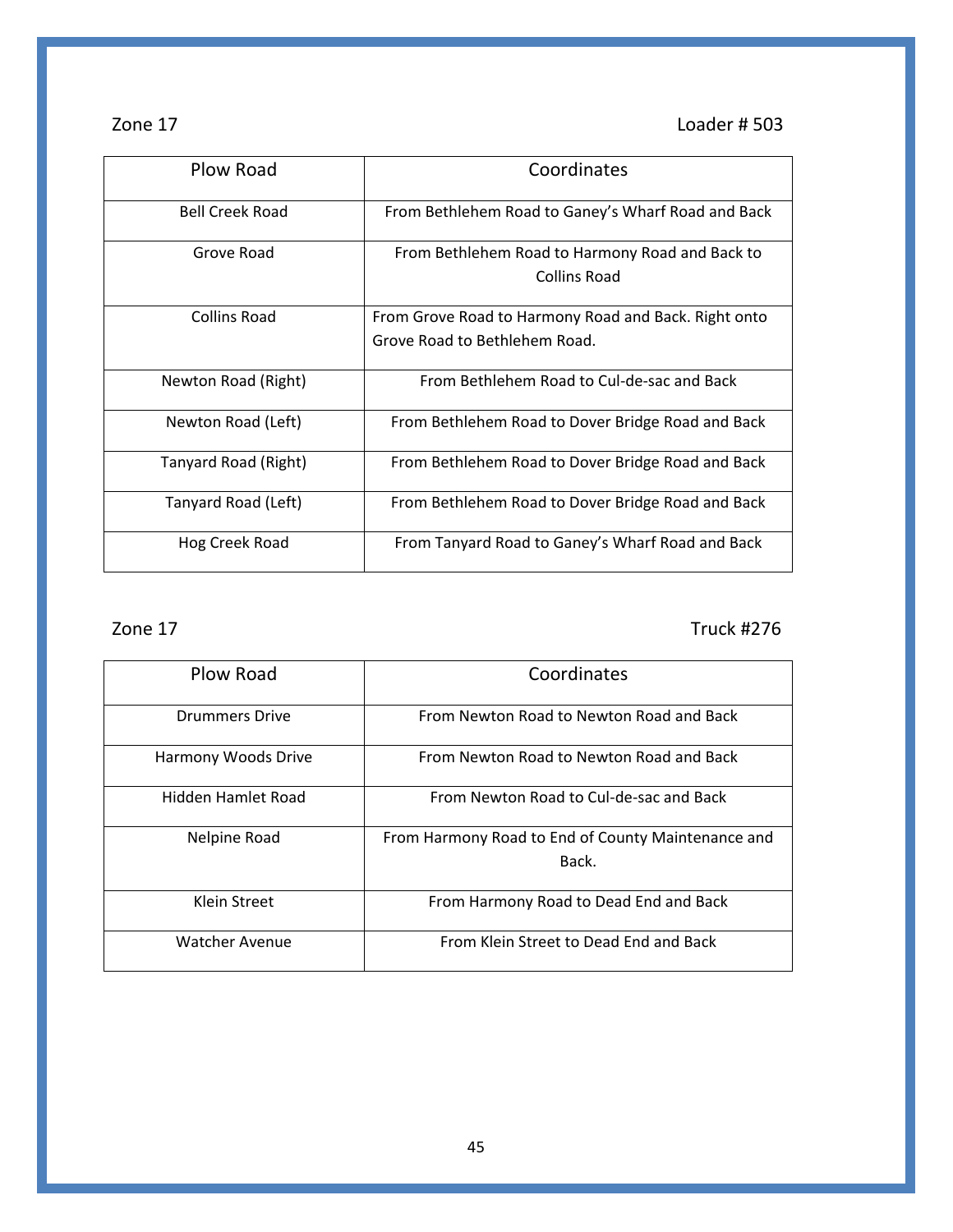Zone 17 Loader # 503

| Plow Road | Coordinates |
|---|---|
| Bell Creek Road | From Bethlehem Road to Ganey's Wharf Road and Back |
| Grove Road | From Bethlehem Road to Harmony Road and Back to Collins Road |
| Collins Road | From Grove Road to Harmony Road and Back. Right onto Grove Road to Bethlehem Road. |
| Newton Road (Right) | From Bethlehem Road to Cul-de-sac and Back |
| Newton Road (Left) | From Bethlehem Road to Dover Bridge Road and Back |
| Tanyard Road (Right) | From Bethlehem Road to Dover Bridge Road and Back |
| Tanyard Road (Left) | From Bethlehem Road to Dover Bridge Road and Back |
| Hog Creek Road | From Tanyard Road to Ganey's Wharf Road and Back |

Zone 17 Truck #276

| Plow Road | Coordinates |
|---|---|
| Drummers Drive | From Newton Road to Newton Road and Back |
| Harmony Woods Drive | From Newton Road to Newton Road and Back |
| Hidden Hamlet Road | From Newton Road to Cul-de-sac and Back |
| Nelpine Road | From Harmony Road to End of County Maintenance and Back. |
| Klein Street | From Harmony Road to Dead End and Back |
| Watcher Avenue | From Klein Street to Dead End and Back |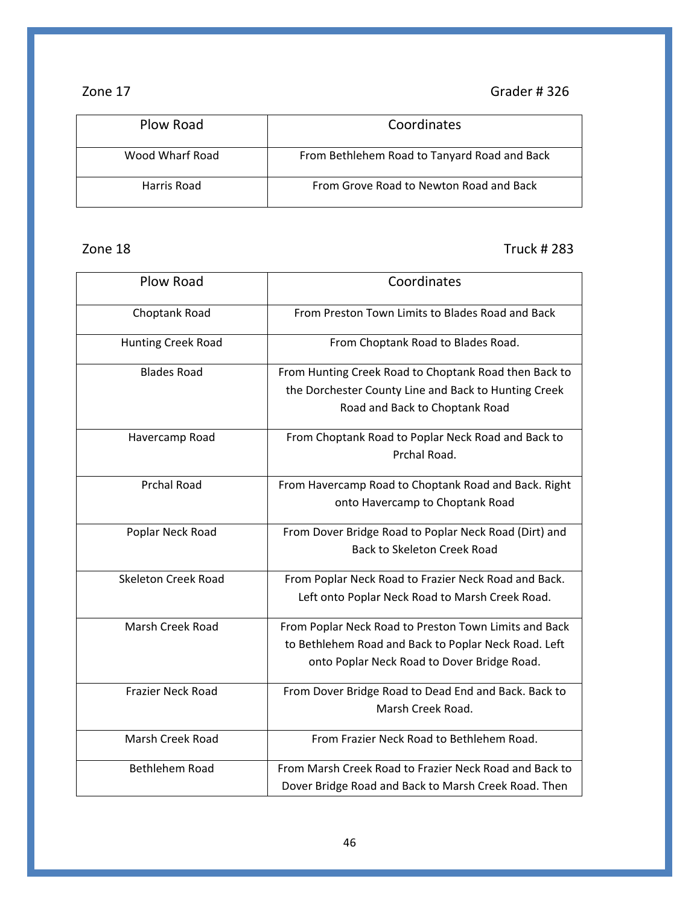Zone 17 Grader # 326

| Plow Road | Coordinates |
|---|---|
| Wood Wharf Road | From Bethlehem Road to Tanyard Road and Back |
| Harris Road | From Grove Road to Newton Road and Back |

Zone 18 Truck # 283

| Plow Road | Coordinates |
|---|---|
| Choptank Road | From Preston Town Limits to Blades Road and Back |
| Hunting Creek Road | From Choptank Road to Blades Road. |
| Blades Road | From Hunting Creek Road to Choptank Road then Back to the Dorchester County Line and Back to Hunting Creek Road and Back to Choptank Road |
| Havercamp Road | From Choptank Road to Poplar Neck Road and Back to Prchal Road. |
| Prchal Road | From Havercamp Road to Choptank Road and Back. Right onto Havercamp to Choptank Road |
| Poplar Neck Road | From Dover Bridge Road to Poplar Neck Road (Dirt) and Back to Skeleton Creek Road |
| Skeleton Creek Road | From Poplar Neck Road to Frazier Neck Road and Back. Left onto Poplar Neck Road to Marsh Creek Road. |
| Marsh Creek Road | From Poplar Neck Road to Preston Town Limits and Back to Bethlehem Road and Back to Poplar Neck Road. Left onto Poplar Neck Road to Dover Bridge Road. |
| Frazier Neck Road | From Dover Bridge Road to Dead End and Back. Back to Marsh Creek Road. |
| Marsh Creek Road | From Frazier Neck Road to Bethlehem Road. |
| Bethlehem Road | From Marsh Creek Road to Frazier Neck Road and Back to Dover Bridge Road and Back to Marsh Creek Road. Then |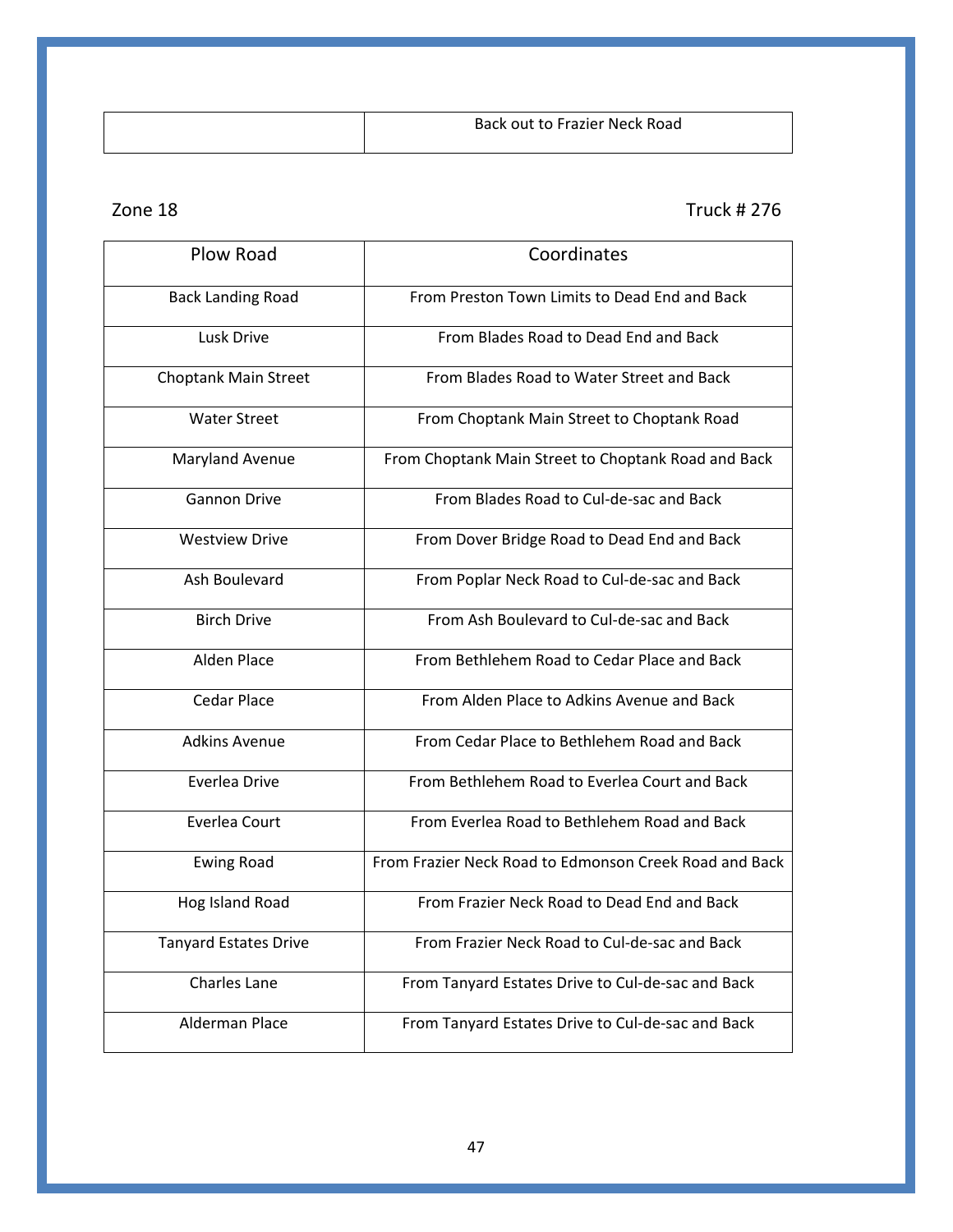| | Back out to Frazier Neck Road |
|---|---|

Zone 18

Truck # 276

| Plow Road | Coordinates |
|---|---|
| Back Landing Road | From Preston Town Limits to Dead End and Back |
| Lusk Drive | From Blades Road to Dead End and Back |
| Choptank Main Street | From Blades Road to Water Street and Back |
| Water Street | From Choptank Main Street to Choptank Road |
| Maryland Avenue | From Choptank Main Street to Choptank Road and Back |
| Gannon Drive | From Blades Road to Cul-de-sac and Back |
| Westview Drive | From Dover Bridge Road to Dead End and Back |
| Ash Boulevard | From Poplar Neck Road to Cul-de-sac and Back |
| Birch Drive | From Ash Boulevard to Cul-de-sac and Back |
| Alden Place | From Bethlehem Road to Cedar Place and Back |
| Cedar Place | From Alden Place to Adkins Avenue and Back |
| Adkins Avenue | From Cedar Place to Bethlehem Road and Back |
| Everlea Drive | From Bethlehem Road to Everlea Court and Back |
| Everlea Court | From Everlea Road to Bethlehem Road and Back |
| Ewing Road | From Frazier Neck Road to Edmonson Creek Road and Back |
| Hog Island Road | From Frazier Neck Road to Dead End and Back |
| Tanyard Estates Drive | From Frazier Neck Road to Cul-de-sac and Back |
| Charles Lane | From Tanyard Estates Drive to Cul-de-sac and Back |
| Alderman Place | From Tanyard Estates Drive to Cul-de-sac and Back |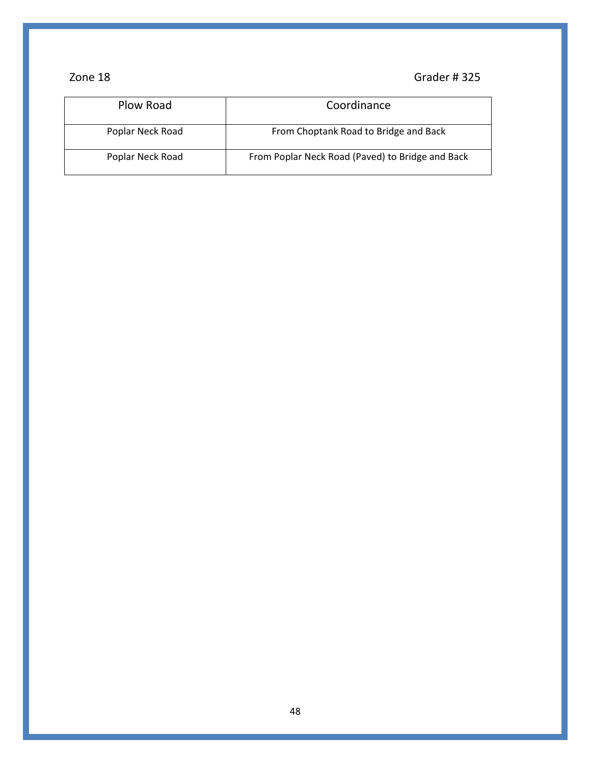Zone 18 Grader # 325

| Plow Road | Coordinance |
|---|---|
| Poplar Neck Road | From Choptank Road to Bridge and Back |
| Poplar Neck Road | From Poplar Neck Road (Paved) to Bridge and Back |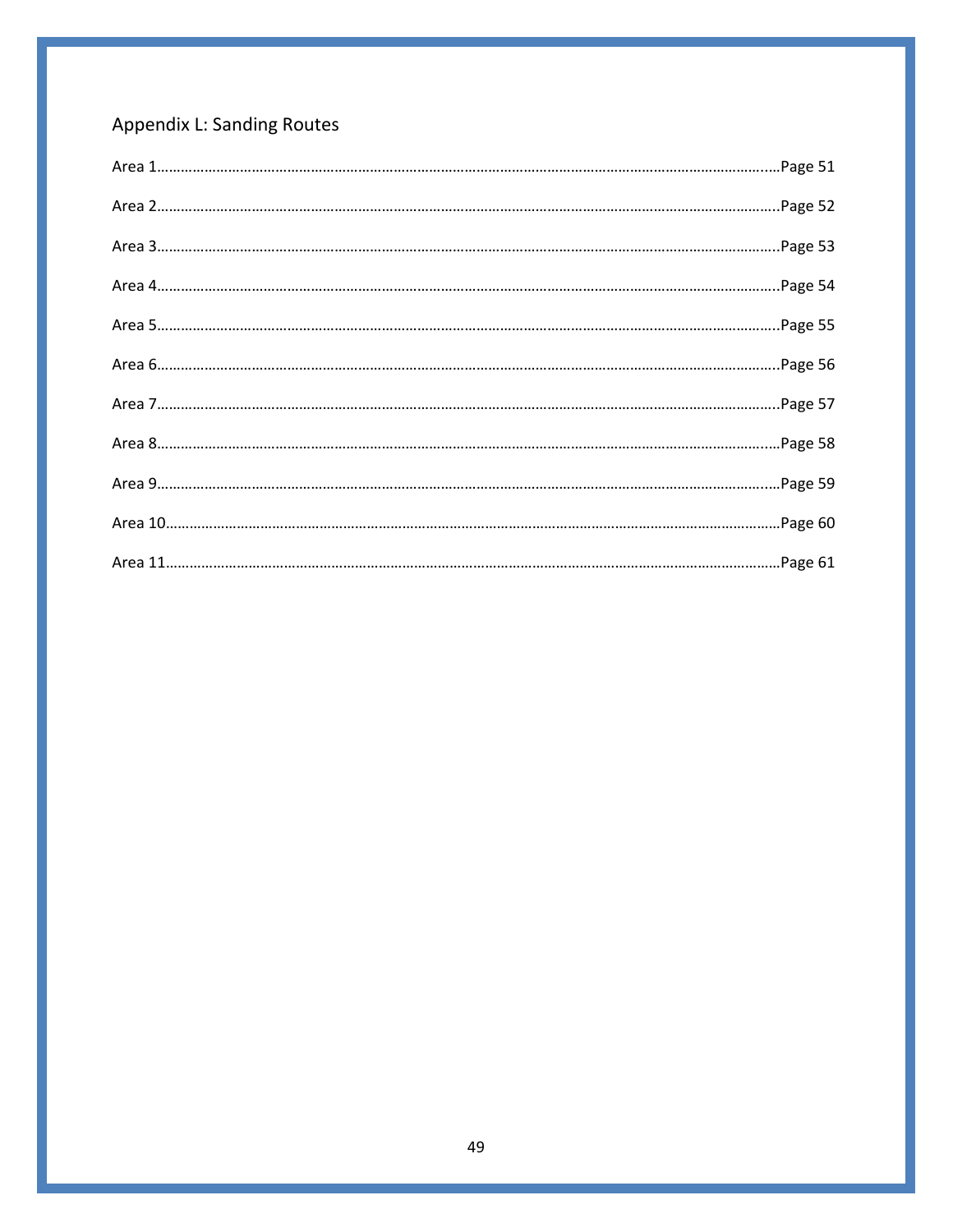## Appendix L: Sanding Routes

Area 1……………………………………………………………………………………………………………………………Page 51

Area 2……………………………………………………………………………………………………………………………Page 52

Area 3……………………………………………………………………………………………………………………………Page 53

Area 4……………………………………………………………………………………………………………………………Page 54

Area 5……………………………………………………………………………………………………………………………Page 55

Area 6……………………………………………………………………………………………………………………………Page 56

Area 7……………………………………………………………………………………………………………………………Page 57

Area 8……………………………………………………………………………………………………………………………Page 58

Area 9……………………………………………………………………………………………………………………………Page 59

Area 10…………………………………………………………………………………………………………………………Page 60

Area 11…………………………………………………………………………………………………………………………Page 61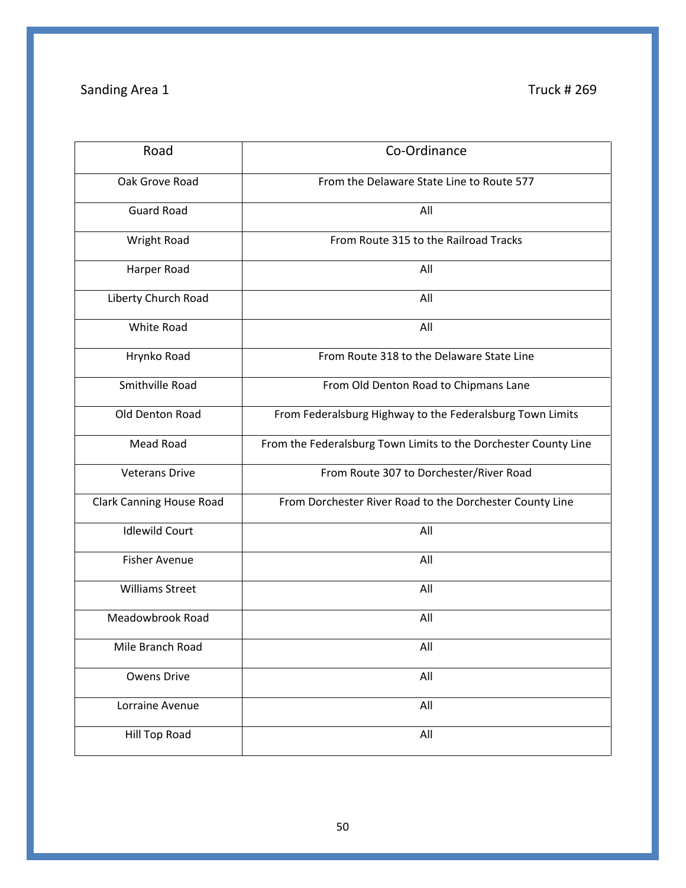Sanding Area 1 Truck # 269

| Road | Co-Ordinance |
|---|---|
| Oak Grove Road | From the Delaware State Line to Route 577 |
| Guard Road | All |
| Wright Road | From Route 315 to the Railroad Tracks |
| Harper Road | All |
| Liberty Church Road | All |
| White Road | All |
| Hrynko Road | From Route 318 to the Delaware State Line |
| Smithville Road | From Old Denton Road to Chipmans Lane |
| Old Denton Road | From Federalsburg Highway to the Federalsburg Town Limits |
| Mead Road | From the Federalsburg Town Limits to the Dorchester County Line |
| Veterans Drive | From Route 307 to Dorchester/River Road |
| Clark Canning House Road | From Dorchester River Road to the Dorchester County Line |
| Idlewild Court | All |
| Fisher Avenue | All |
| Williams Street | All |
| Meadowbrook Road | All |
| Mile Branch Road | All |
| Owens Drive | All |
| Lorraine Avenue | All |
| Hill Top Road | All |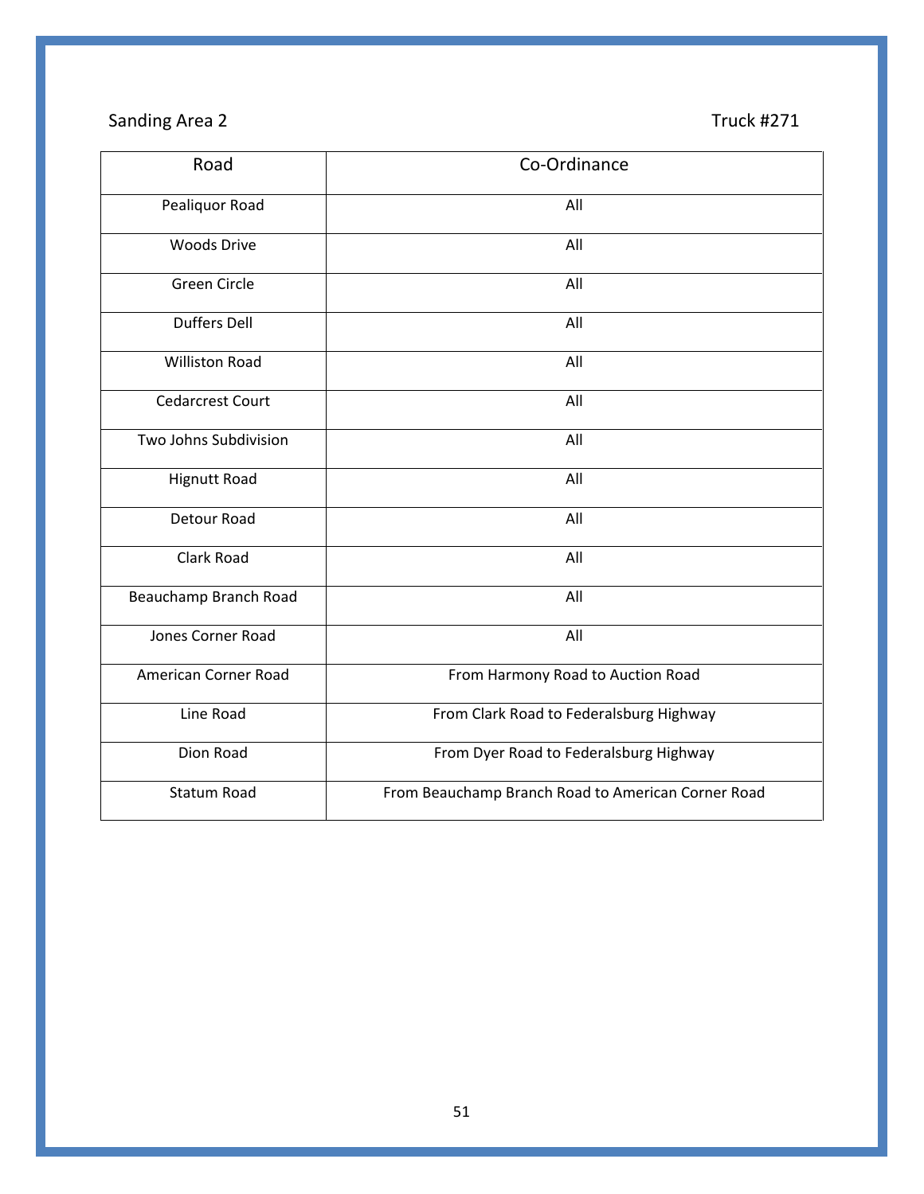Sanding Area 2 — Truck #271

| Road | Co-Ordinance |
|---|---|
| Pealiquor Road | All |
| Woods Drive | All |
| Green Circle | All |
| Duffers Dell | All |
| Williston Road | All |
| Cedarcrest Court | All |
| Two Johns Subdivision | All |
| Hignutt Road | All |
| Detour Road | All |
| Clark Road | All |
| Beauchamp Branch Road | All |
| Jones Corner Road | All |
| American Corner Road | From Harmony Road to Auction Road |
| Line Road | From Clark Road to Federalsburg Highway |
| Dion Road | From Dyer Road to Federalsburg Highway |
| Statum Road | From Beauchamp Branch Road to American Corner Road |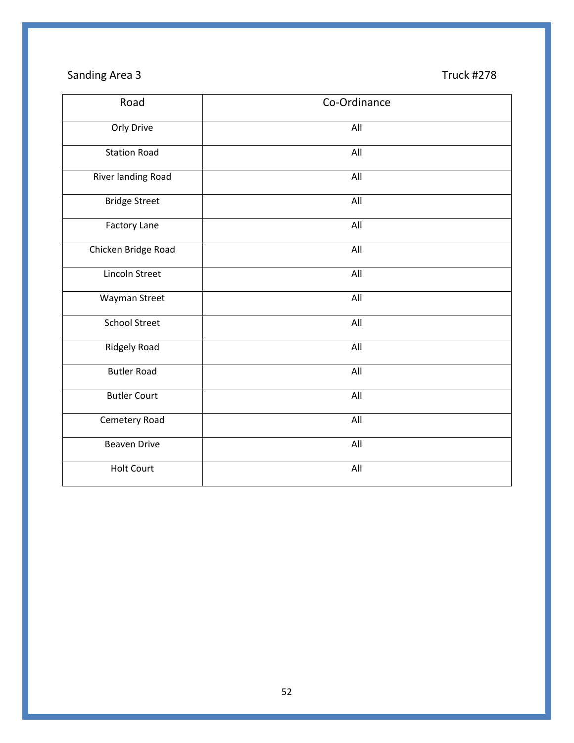Sanding Area 3 | Truck #278

| Road | Co-Ordinance |
|---|---|
| Orly Drive | All |
| Station Road | All |
| River landing Road | All |
| Bridge Street | All |
| Factory Lane | All |
| Chicken Bridge Road | All |
| Lincoln Street | All |
| Wayman Street | All |
| School Street | All |
| Ridgely Road | All |
| Butler Road | All |
| Butler Court | All |
| Cemetery Road | All |
| Beaven Drive | All |
| Holt Court | All |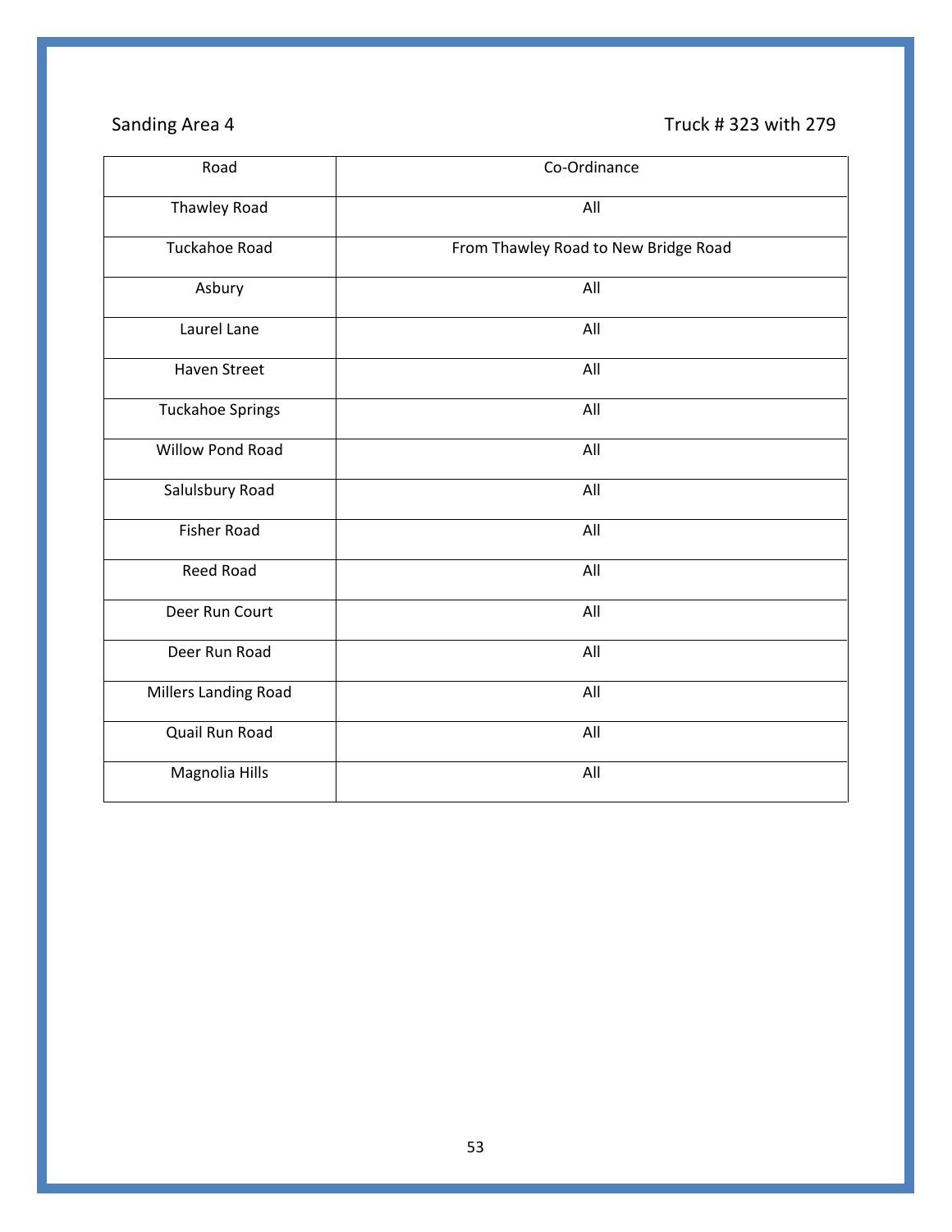Sanding Area 4 Truck # 323 with 279

| Road | Co-Ordinance |
|---|---|
| Thawley Road | All |
| Tuckahoe Road | From Thawley Road to New Bridge Road |
| Asbury | All |
| Laurel Lane | All |
| Haven Street | All |
| Tuckahoe Springs | All |
| Willow Pond Road | All |
| Salulsbury Road | All |
| Fisher Road | All |
| Reed Road | All |
| Deer Run Court | All |
| Deer Run Road | All |
| Millers Landing Road | All |
| Quail Run Road | All |
| Magnolia Hills | All |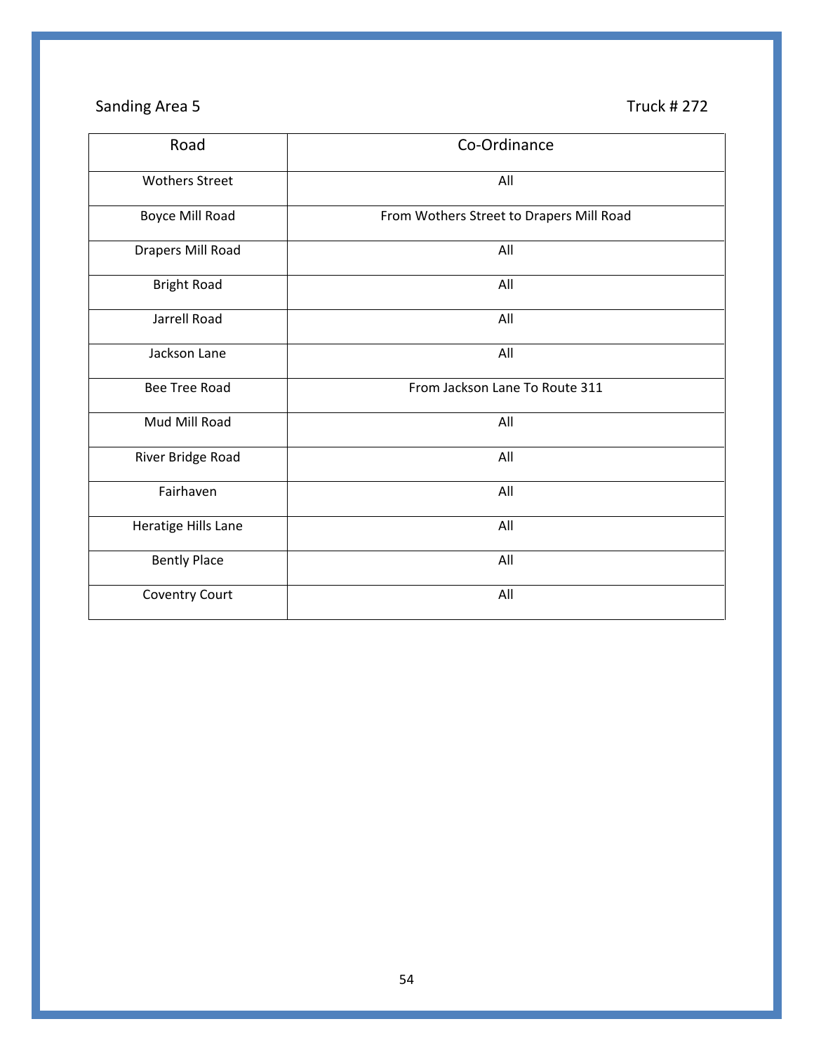Sanding Area 5 Truck # 272

| Road | Co-Ordinance |
|---|---|
| Wothers Street | All |
| Boyce Mill Road | From Wothers Street to Drapers Mill Road |
| Drapers Mill Road | All |
| Bright Road | All |
| Jarrell Road | All |
| Jackson Lane | All |
| Bee Tree Road | From Jackson Lane To Route 311 |
| Mud Mill Road | All |
| River Bridge Road | All |
| Fairhaven | All |
| Heratige Hills Lane | All |
| Bently Place | All |
| Coventry Court | All |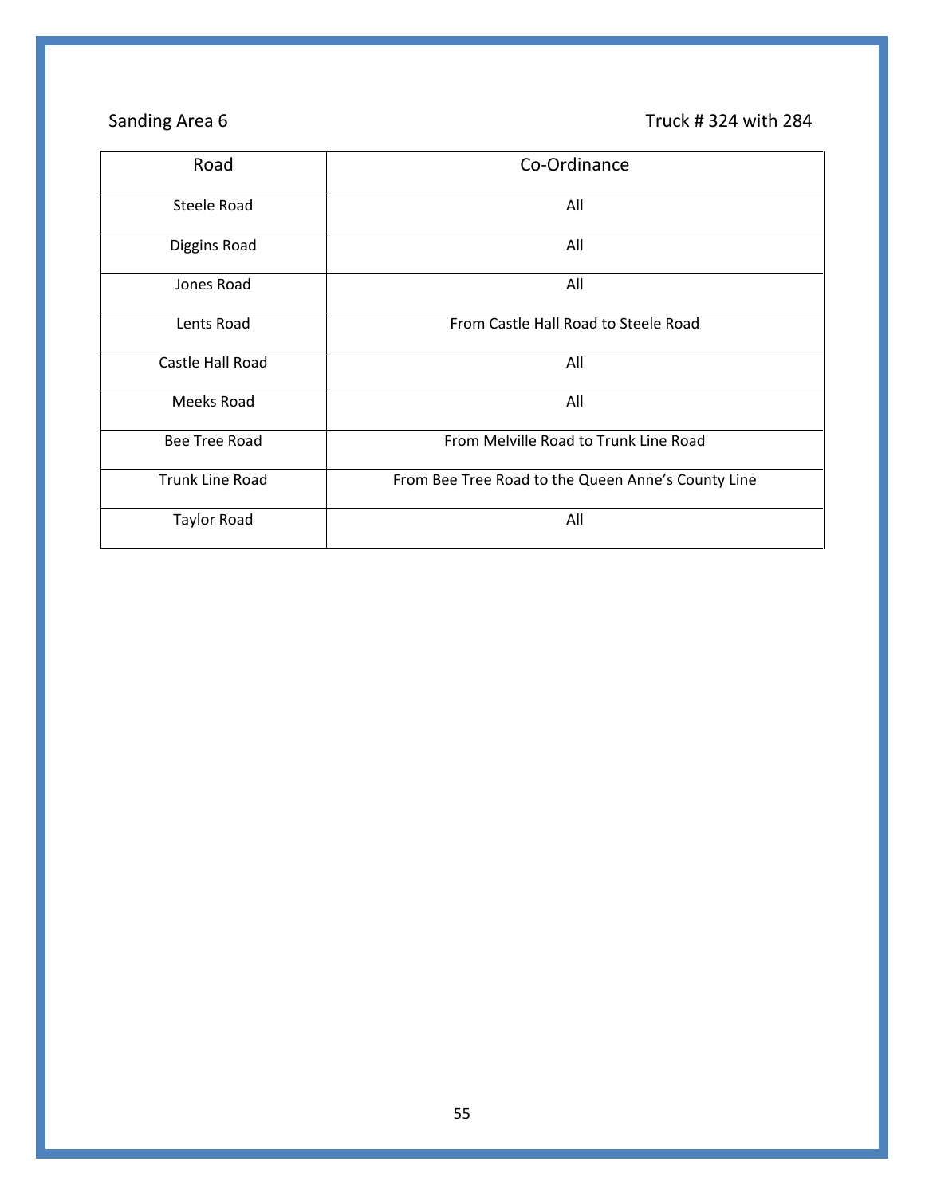Sanding Area 6 Truck # 324 with 284

| Road | Co-Ordinance |
|---|---|
| Steele Road | All |
| Diggins Road | All |
| Jones Road | All |
| Lents Road | From Castle Hall Road to Steele Road |
| Castle Hall Road | All |
| Meeks Road | All |
| Bee Tree Road | From Melville Road to Trunk Line Road |
| Trunk Line Road | From Bee Tree Road to the Queen Anne's County Line |
| Taylor Road | All |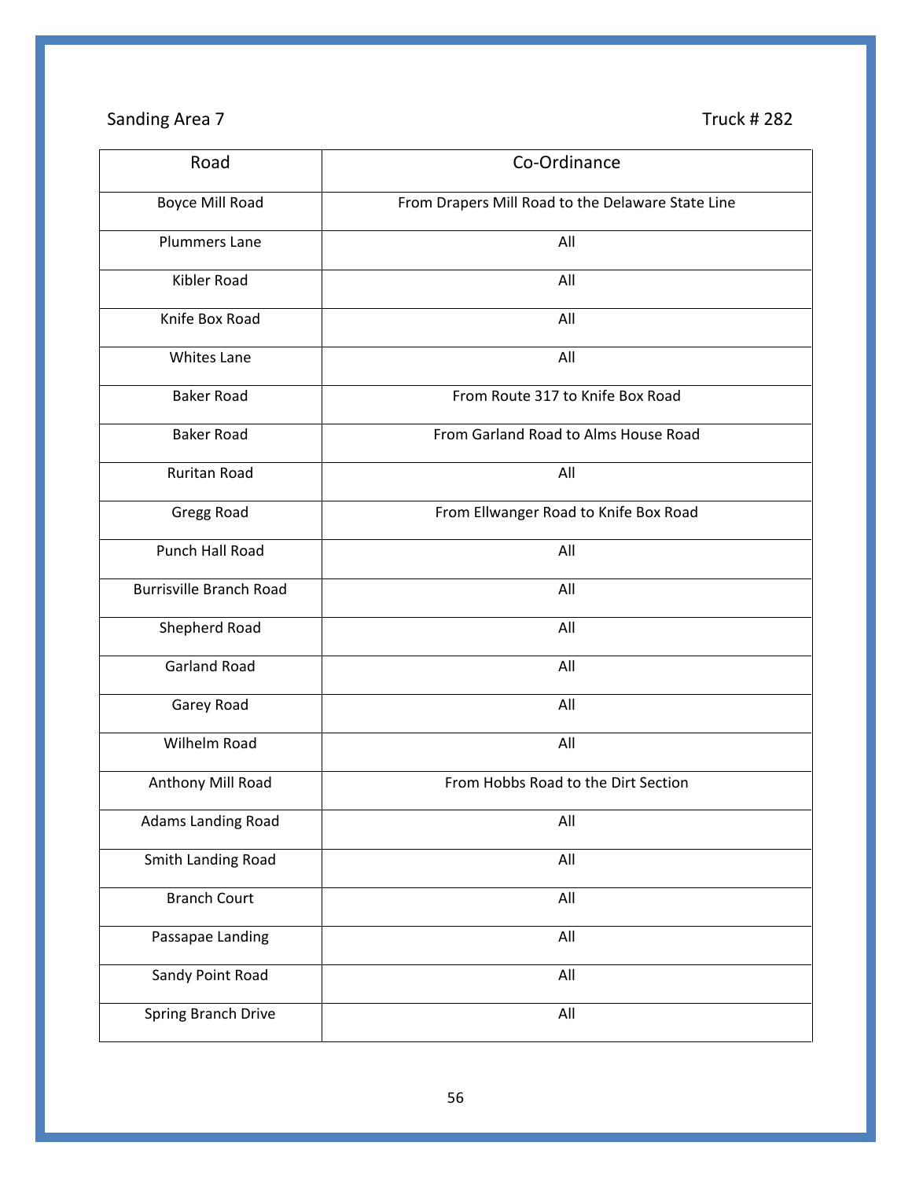Sanding Area 7 — Truck # 282

| Road | Co-Ordinance |
|---|---|
| Boyce Mill Road | From Drapers Mill Road to the Delaware State Line |
| Plummers Lane | All |
| Kibler Road | All |
| Knife Box Road | All |
| Whites Lane | All |
| Baker Road | From Route 317 to Knife Box Road |
| Baker Road | From Garland Road to Alms House Road |
| Ruritan Road | All |
| Gregg Road | From Ellwanger Road to Knife Box Road |
| Punch Hall Road | All |
| Burrisville Branch Road | All |
| Shepherd Road | All |
| Garland Road | All |
| Garey Road | All |
| Wilhelm Road | All |
| Anthony Mill Road | From Hobbs Road to the Dirt Section |
| Adams Landing Road | All |
| Smith Landing Road | All |
| Branch Court | All |
| Passapae Landing | All |
| Sandy Point Road | All |
| Spring Branch Drive | All |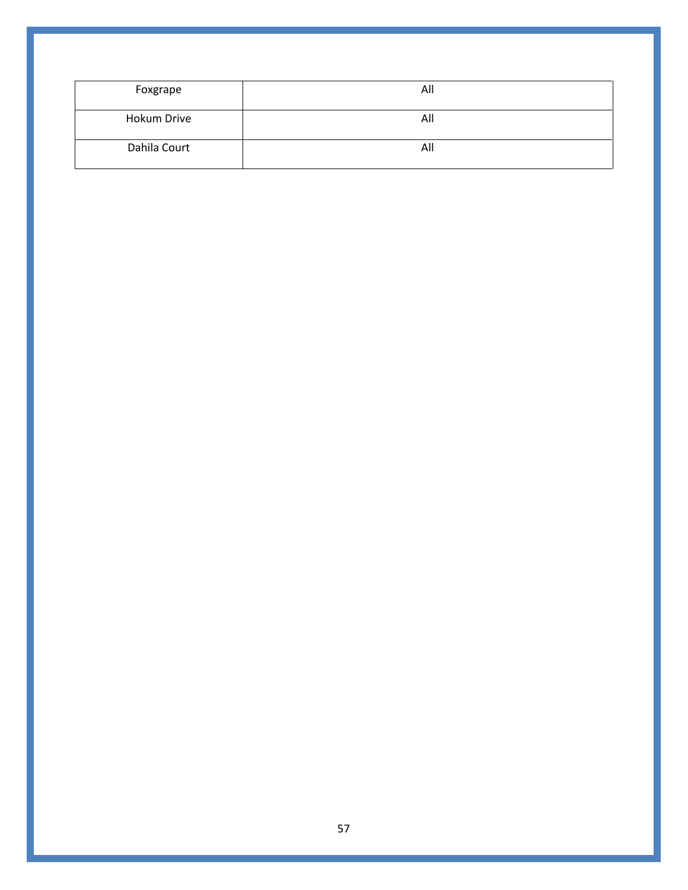| Foxgrape | All |
| --- | --- |
| Hokum Drive | All |
| Dahila Court | All |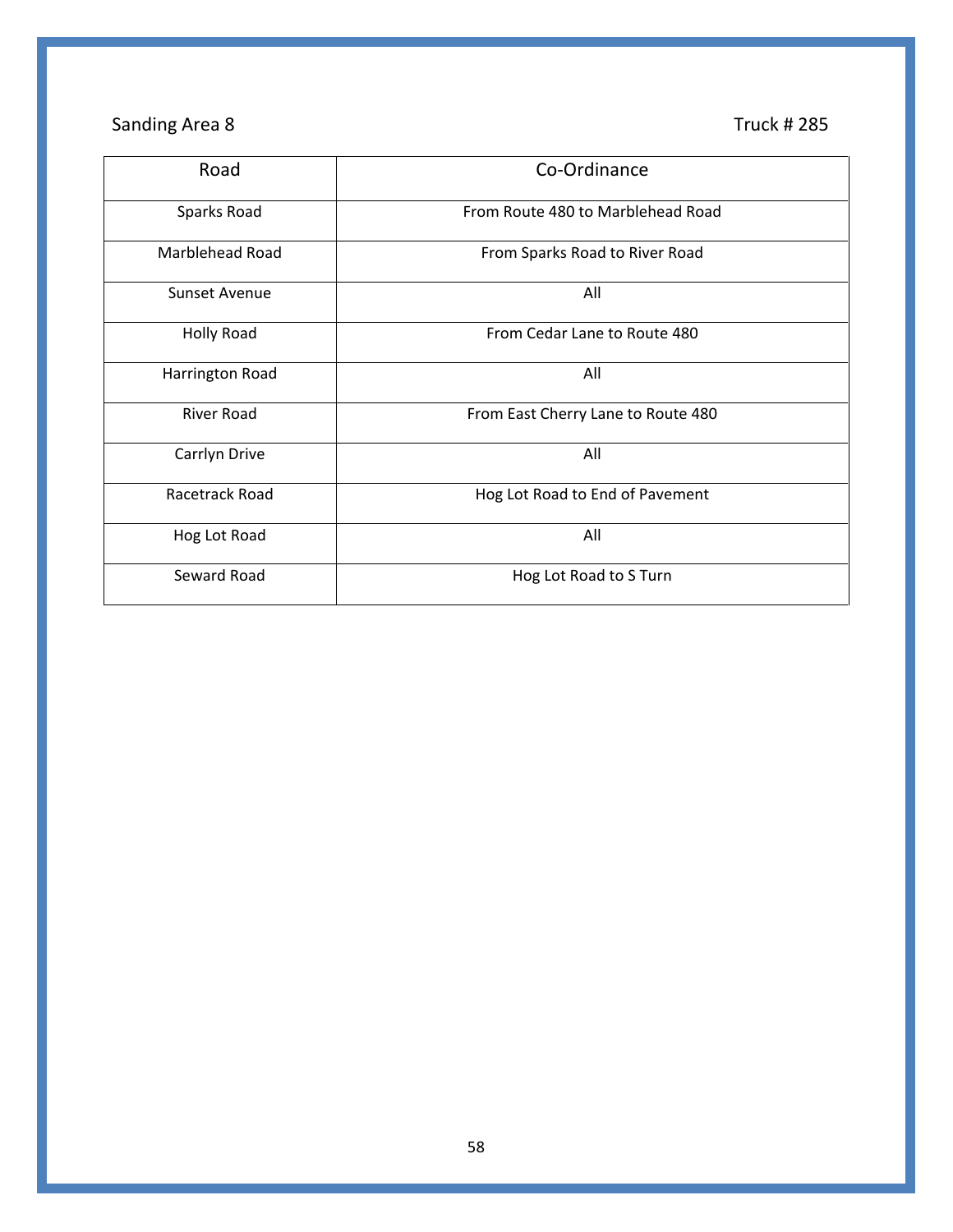Sanding Area 8 Truck # 285

| Road | Co-Ordinance |
|---|---|
| Sparks Road | From Route 480 to Marblehead Road |
| Marblehead Road | From Sparks Road to River Road |
| Sunset Avenue | All |
| Holly Road | From Cedar Lane to Route 480 |
| Harrington Road | All |
| River Road | From East Cherry Lane to Route 480 |
| Carrlyn Drive | All |
| Racetrack Road | Hog Lot Road to End of Pavement |
| Hog Lot Road | All |
| Seward Road | Hog Lot Road to S Turn |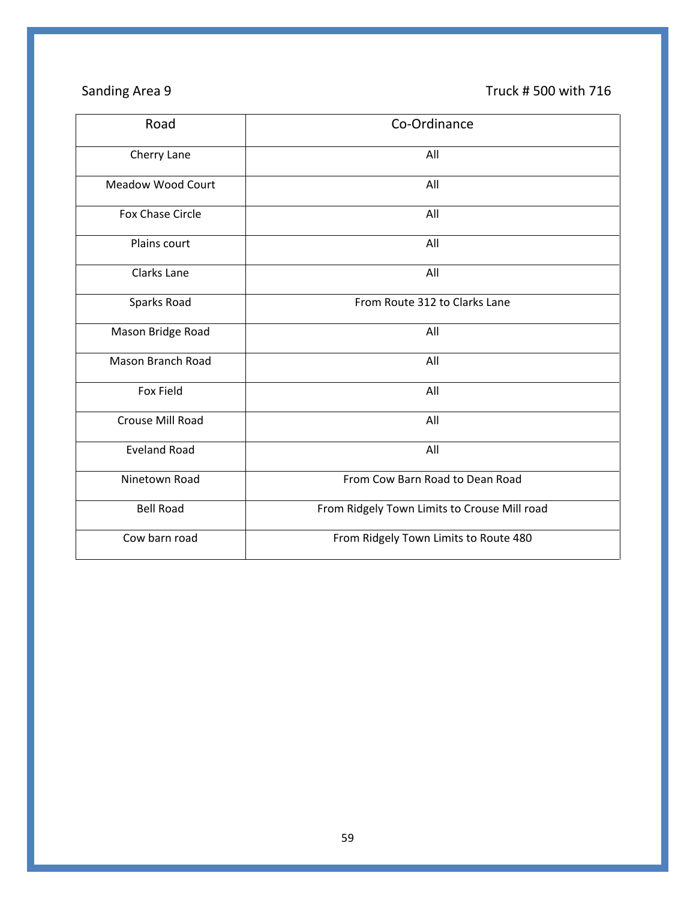Sanding Area 9 &nbsp;&nbsp;&nbsp;&nbsp;&nbsp;&nbsp;&nbsp;&nbsp;&nbsp;&nbsp;&nbsp;&nbsp;&nbsp;&nbsp;&nbsp;&nbsp;&nbsp;&nbsp;&nbsp;&nbsp;&nbsp;&nbsp;&nbsp;&nbsp;&nbsp;&nbsp;&nbsp;&nbsp;&nbsp;&nbsp;&nbsp;&nbsp;&nbsp;&nbsp;&nbsp;&nbsp;&nbsp;&nbsp;&nbsp;&nbsp; Truck # 500 with 716

| Road | Co-Ordinance |
|---|---|
| Cherry Lane | All |
| Meadow Wood Court | All |
| Fox Chase Circle | All |
| Plains court | All |
| Clarks Lane | All |
| Sparks Road | From Route 312 to Clarks Lane |
| Mason Bridge Road | All |
| Mason Branch Road | All |
| Fox Field | All |
| Crouse Mill Road | All |
| Eveland Road | All |
| Ninetown Road | From Cow Barn Road to Dean Road |
| Bell Road | From Ridgely Town Limits to Crouse Mill road |
| Cow barn road | From Ridgely Town Limits to Route 480 |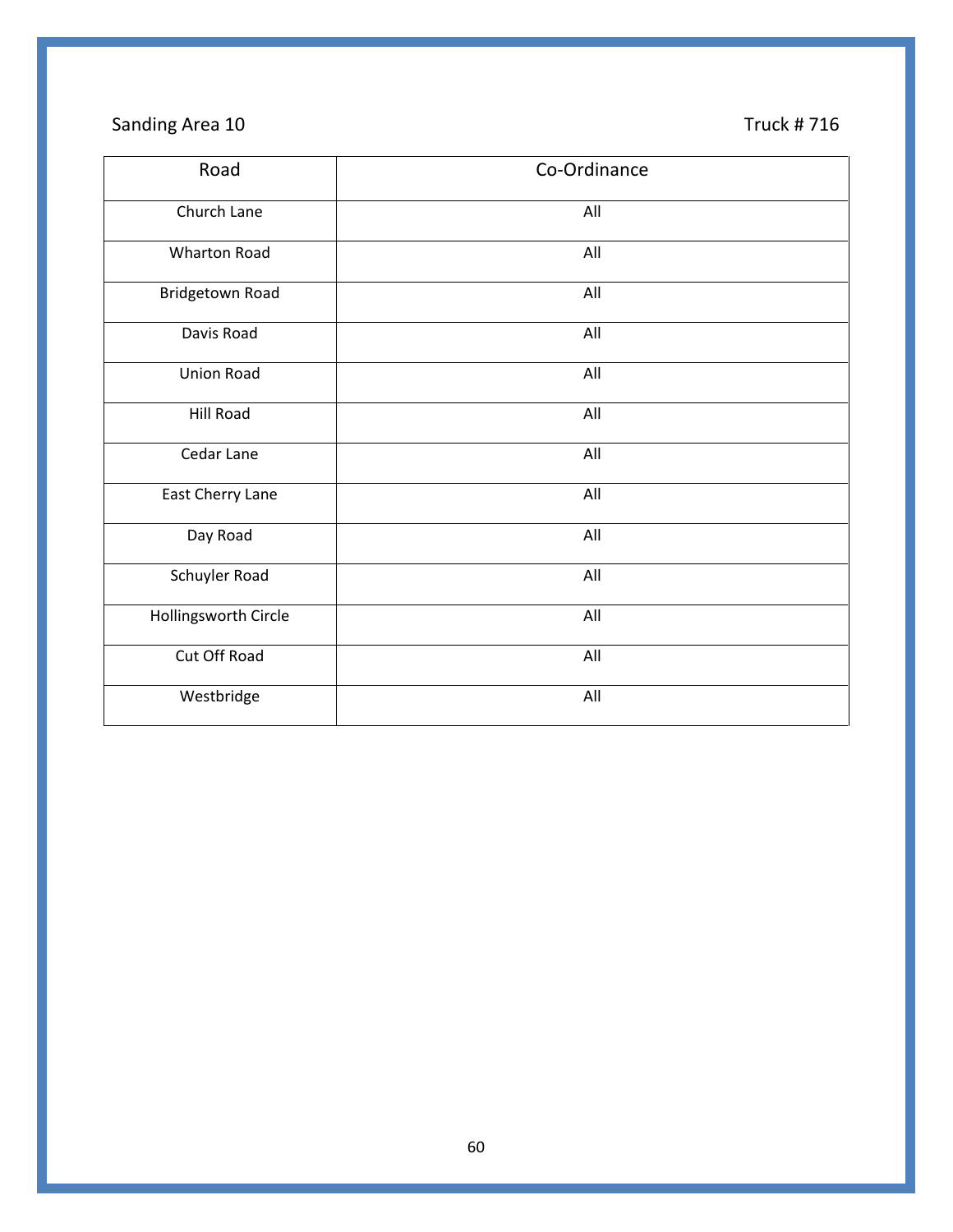Sanding Area 10 Truck # 716

| Road | Co-Ordinance |
|---|---|
| Church Lane | All |
| Wharton Road | All |
| Bridgetown Road | All |
| Davis Road | All |
| Union Road | All |
| Hill Road | All |
| Cedar Lane | All |
| East Cherry Lane | All |
| Day Road | All |
| Schuyler Road | All |
| Hollingsworth Circle | All |
| Cut Off Road | All |
| Westbridge | All |